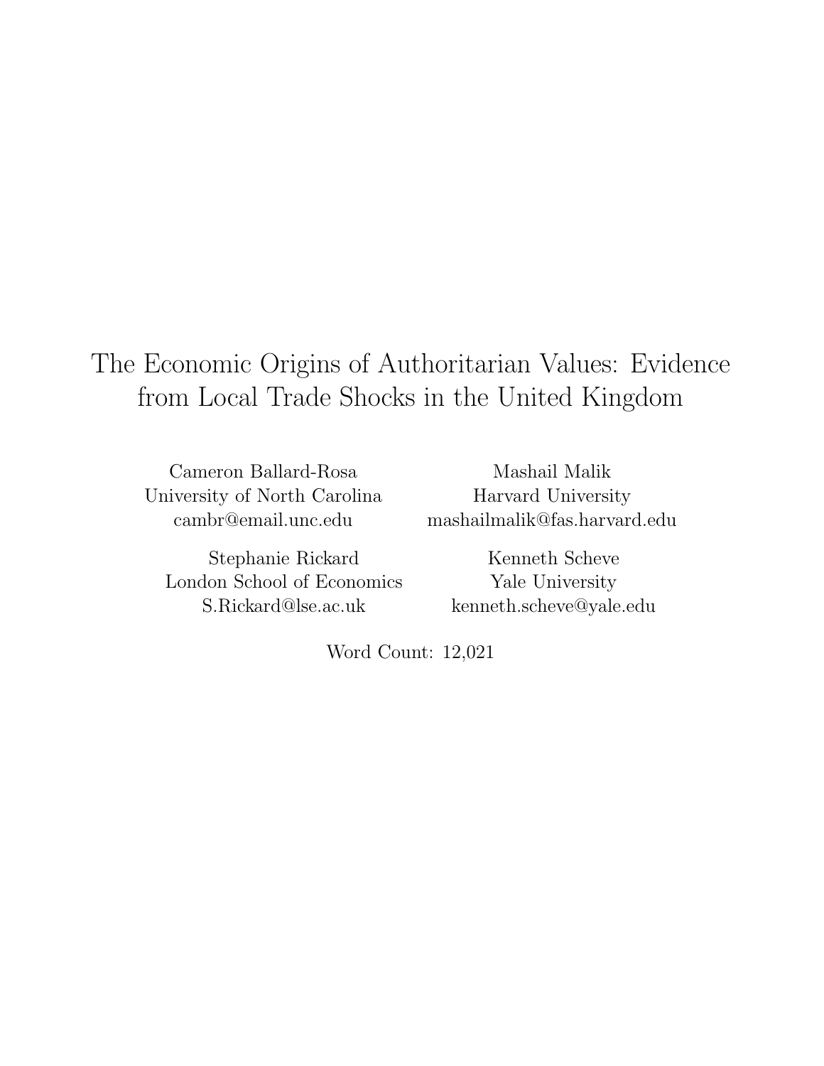# The Economic Origins of Authoritarian Values: Evidence from Local Trade Shocks in the United Kingdom

Cameron Ballard-Rosa
University of North Carolina
cambr@email.unc.edu

Mashail Malik
Harvard University
mashailmalik@fas.harvard.edu

Stephanie Rickard
London School of Economics
S.Rickard@lse.ac.uk

Kenneth Scheve
Yale University
kenneth.scheve@yale.edu

Word Count: 12,021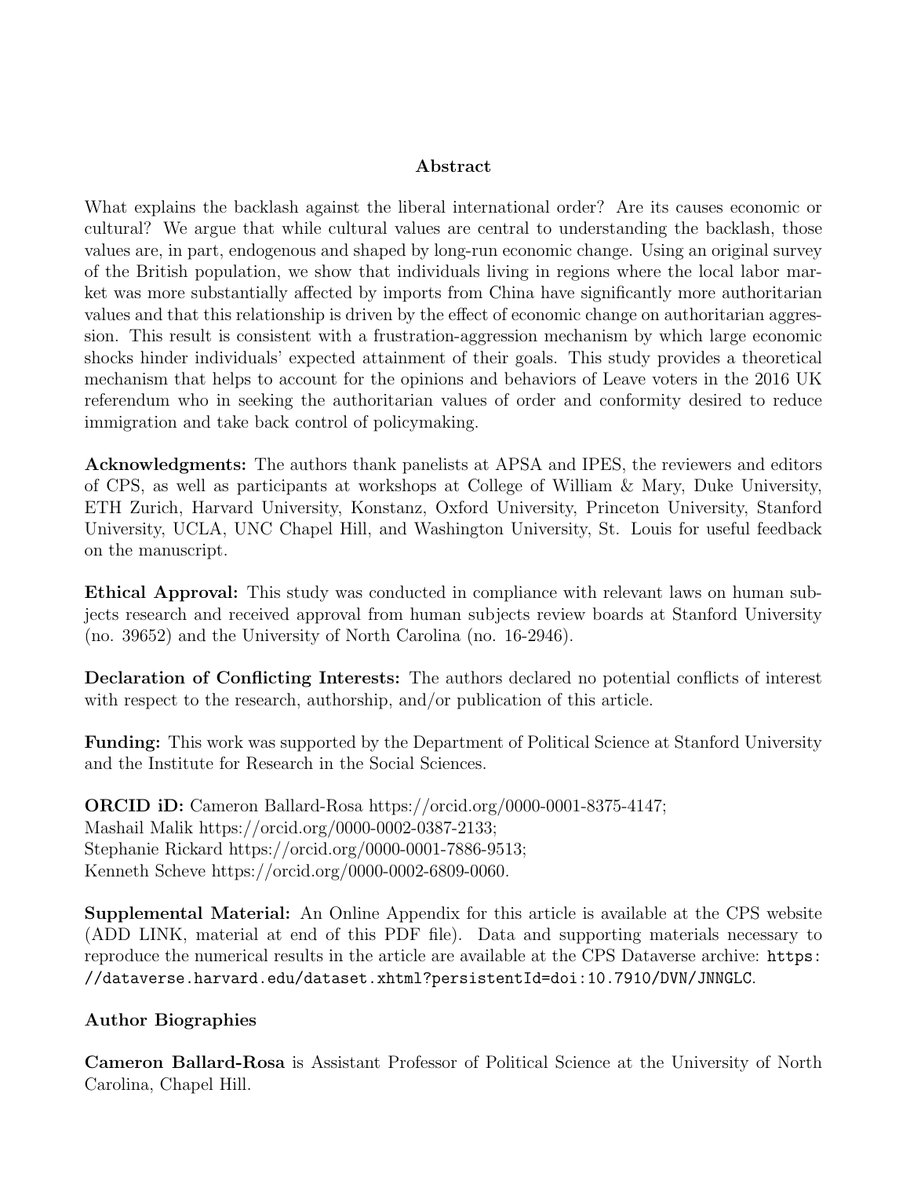## Abstract

What explains the backlash against the liberal international order? Are its causes economic or cultural? We argue that while cultural values are central to understanding the backlash, those values are, in part, endogenous and shaped by long-run economic change. Using an original survey of the British population, we show that individuals living in regions where the local labor market was more substantially affected by imports from China have significantly more authoritarian values and that this relationship is driven by the effect of economic change on authoritarian aggression. This result is consistent with a frustration-aggression mechanism by which large economic shocks hinder individuals' expected attainment of their goals. This study provides a theoretical mechanism that helps to account for the opinions and behaviors of Leave voters in the 2016 UK referendum who in seeking the authoritarian values of order and conformity desired to reduce immigration and take back control of policymaking.

**Acknowledgments:** The authors thank panelists at APSA and IPES, the reviewers and editors of CPS, as well as participants at workshops at College of William & Mary, Duke University, ETH Zurich, Harvard University, Konstanz, Oxford University, Princeton University, Stanford University, UCLA, UNC Chapel Hill, and Washington University, St. Louis for useful feedback on the manuscript.

**Ethical Approval:** This study was conducted in compliance with relevant laws on human subjects research and received approval from human subjects review boards at Stanford University (no. 39652) and the University of North Carolina (no. 16-2946).

**Declaration of Conflicting Interests:** The authors declared no potential conflicts of interest with respect to the research, authorship, and/or publication of this article.

**Funding:** This work was supported by the Department of Political Science at Stanford University and the Institute for Research in the Social Sciences.

**ORCID iD:** Cameron Ballard-Rosa https://orcid.org/0000-0001-8375-4147;
Mashail Malik https://orcid.org/0000-0002-0387-2133;
Stephanie Rickard https://orcid.org/0000-0001-7886-9513;
Kenneth Scheve https://orcid.org/0000-0002-6809-0060.

**Supplemental Material:** An Online Appendix for this article is available at the CPS website (ADD LINK, material at end of this PDF file). Data and supporting materials necessary to reproduce the numerical results in the article are available at the CPS Dataverse archive: `https://dataverse.harvard.edu/dataset.xhtml?persistentId=doi:10.7910/DVN/JNNGLC`.

### Author Biographies

**Cameron Ballard-Rosa** is Assistant Professor of Political Science at the University of North Carolina, Chapel Hill.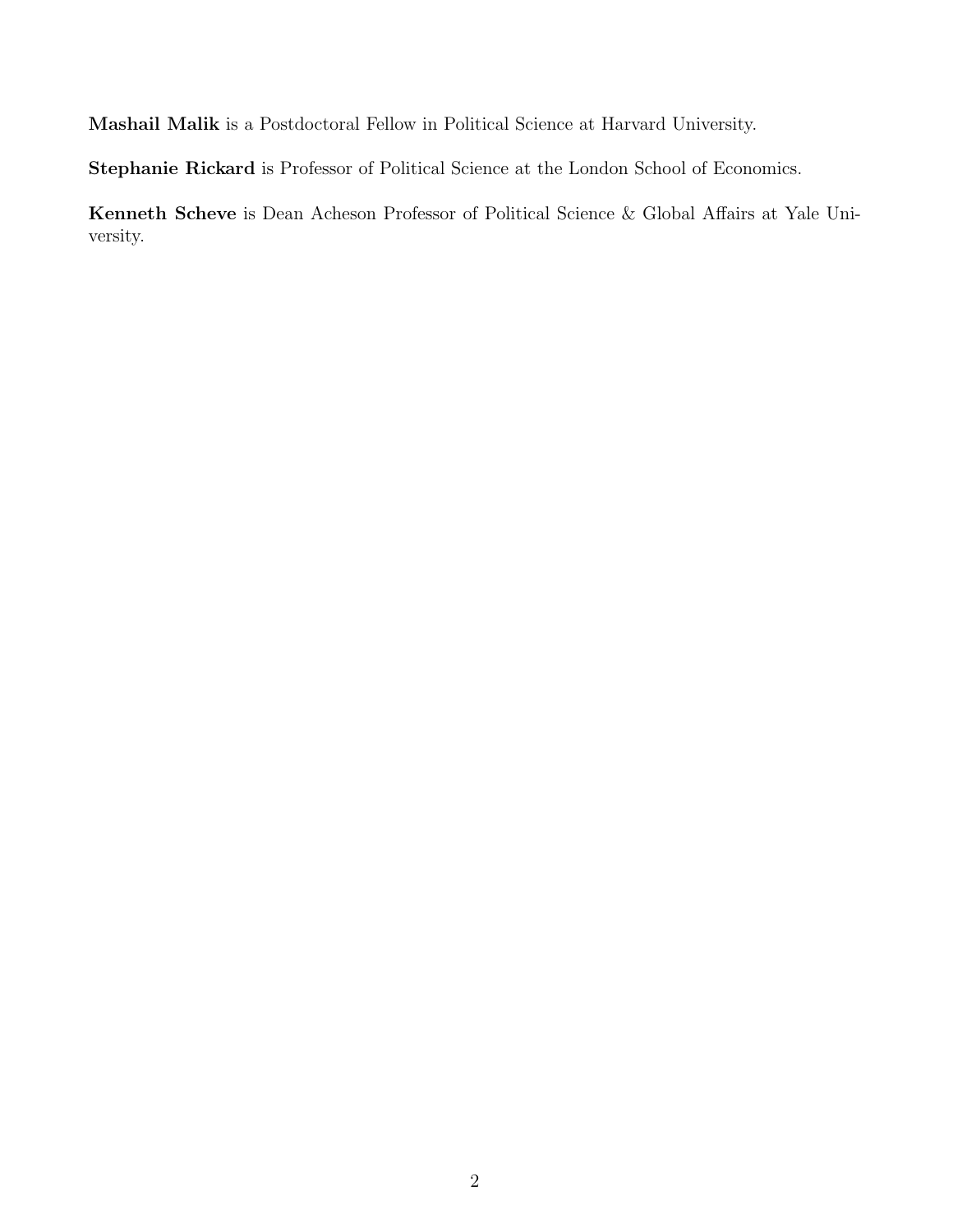**Mashail Malik** is a Postdoctoral Fellow in Political Science at Harvard University.

**Stephanie Rickard** is Professor of Political Science at the London School of Economics.

**Kenneth Scheve** is Dean Acheson Professor of Political Science & Global Affairs at Yale University.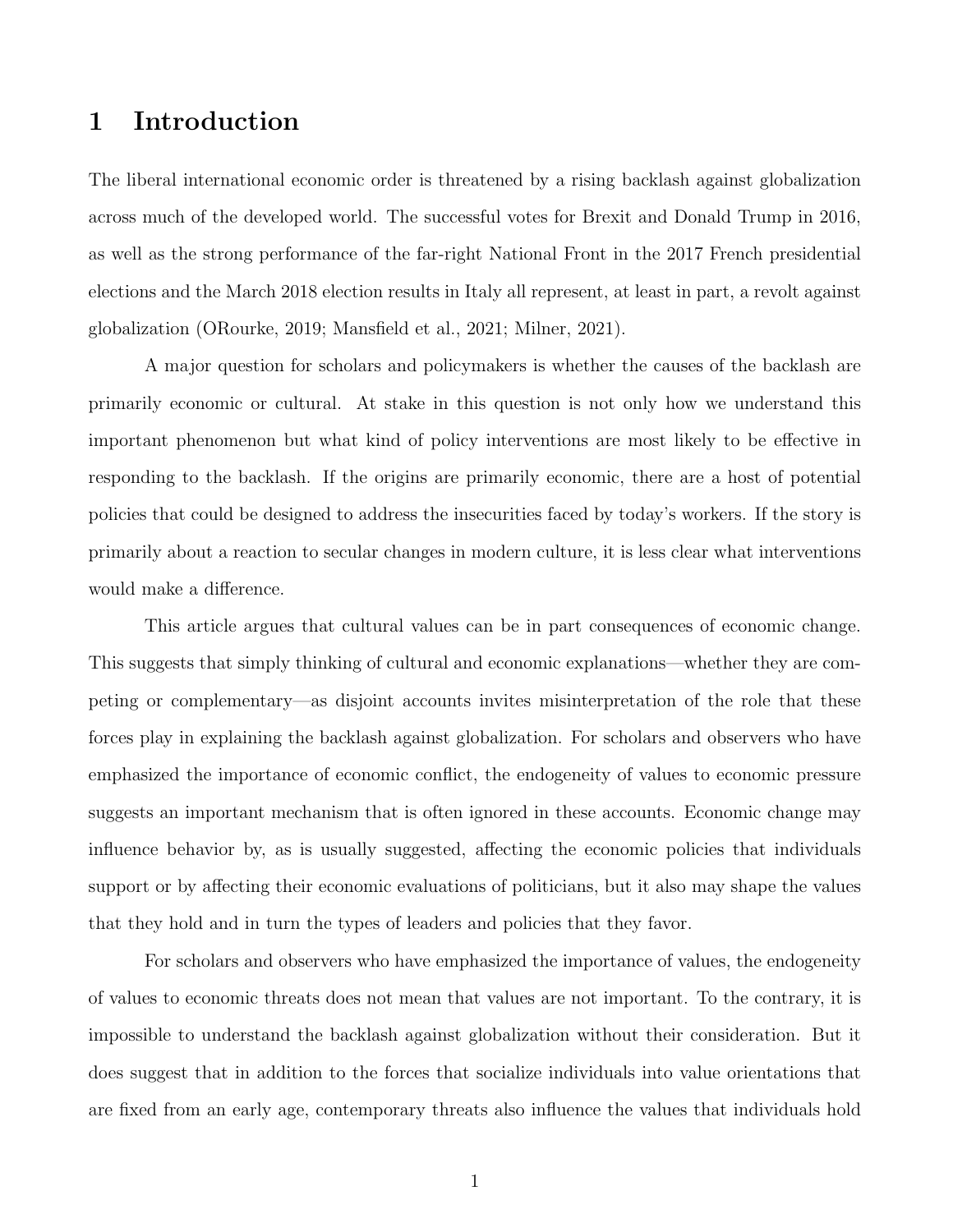# 1 Introduction

The liberal international economic order is threatened by a rising backlash against globalization across much of the developed world. The successful votes for Brexit and Donald Trump in 2016, as well as the strong performance of the far-right National Front in the 2017 French presidential elections and the March 2018 election results in Italy all represent, at least in part, a revolt against globalization (ORourke, 2019; Mansfield et al., 2021; Milner, 2021).

A major question for scholars and policymakers is whether the causes of the backlash are primarily economic or cultural. At stake in this question is not only how we understand this important phenomenon but what kind of policy interventions are most likely to be effective in responding to the backlash. If the origins are primarily economic, there are a host of potential policies that could be designed to address the insecurities faced by today's workers. If the story is primarily about a reaction to secular changes in modern culture, it is less clear what interventions would make a difference.

This article argues that cultural values can be in part consequences of economic change. This suggests that simply thinking of cultural and economic explanations—whether they are competing or complementary—as disjoint accounts invites misinterpretation of the role that these forces play in explaining the backlash against globalization. For scholars and observers who have emphasized the importance of economic conflict, the endogeneity of values to economic pressure suggests an important mechanism that is often ignored in these accounts. Economic change may influence behavior by, as is usually suggested, affecting the economic policies that individuals support or by affecting their economic evaluations of politicians, but it also may shape the values that they hold and in turn the types of leaders and policies that they favor.

For scholars and observers who have emphasized the importance of values, the endogeneity of values to economic threats does not mean that values are not important. To the contrary, it is impossible to understand the backlash against globalization without their consideration. But it does suggest that in addition to the forces that socialize individuals into value orientations that are fixed from an early age, contemporary threats also influence the values that individuals hold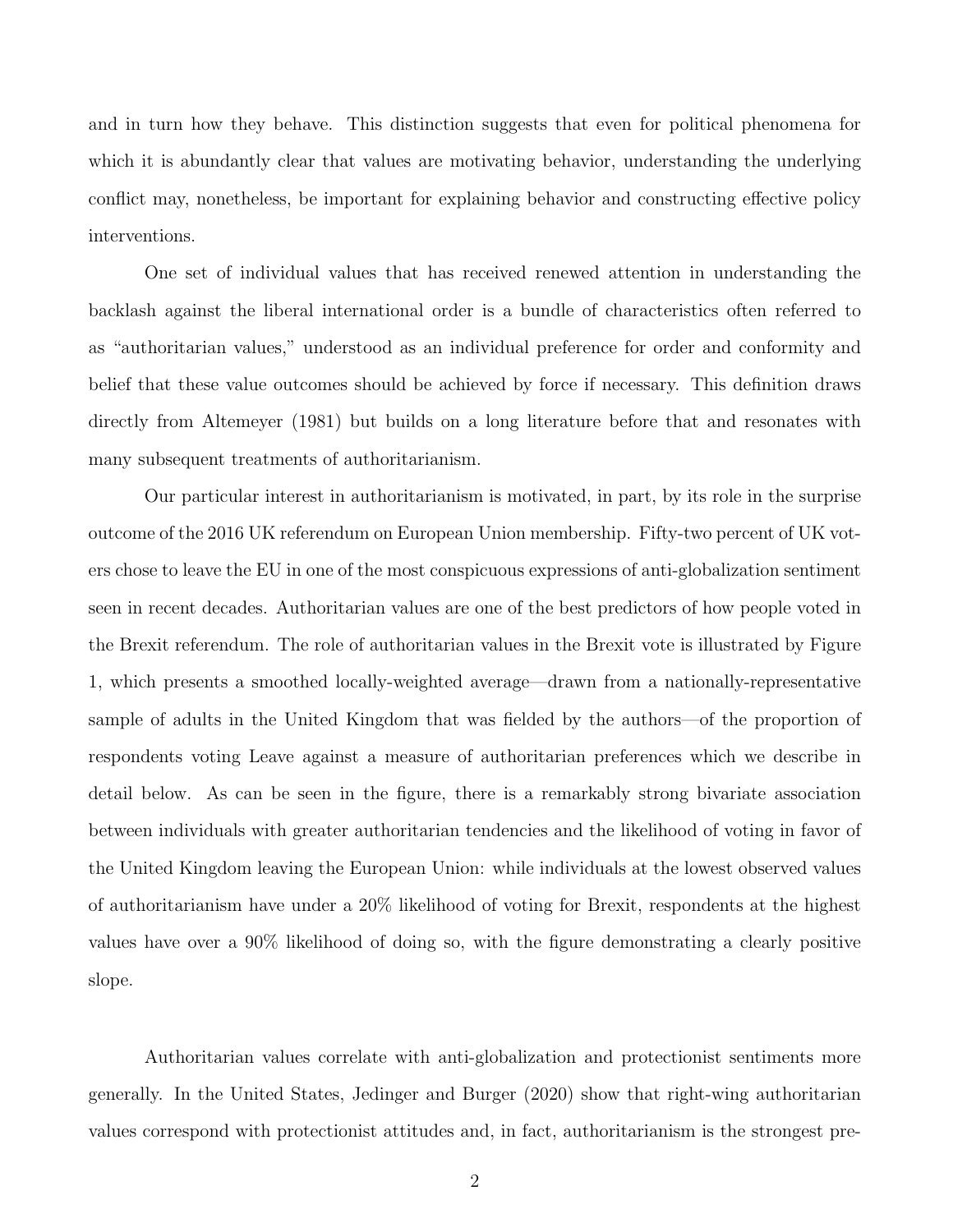and in turn how they behave. This distinction suggests that even for political phenomena for which it is abundantly clear that values are motivating behavior, understanding the underlying conflict may, nonetheless, be important for explaining behavior and constructing effective policy interventions.

One set of individual values that has received renewed attention in understanding the backlash against the liberal international order is a bundle of characteristics often referred to as "authoritarian values," understood as an individual preference for order and conformity and belief that these value outcomes should be achieved by force if necessary. This definition draws directly from Altemeyer (1981) but builds on a long literature before that and resonates with many subsequent treatments of authoritarianism.

Our particular interest in authoritarianism is motivated, in part, by its role in the surprise outcome of the 2016 UK referendum on European Union membership. Fifty-two percent of UK voters chose to leave the EU in one of the most conspicuous expressions of anti-globalization sentiment seen in recent decades. Authoritarian values are one of the best predictors of how people voted in the Brexit referendum. The role of authoritarian values in the Brexit vote is illustrated by Figure 1, which presents a smoothed locally-weighted average—drawn from a nationally-representative sample of adults in the United Kingdom that was fielded by the authors—of the proportion of respondents voting Leave against a measure of authoritarian preferences which we describe in detail below. As can be seen in the figure, there is a remarkably strong bivariate association between individuals with greater authoritarian tendencies and the likelihood of voting in favor of the United Kingdom leaving the European Union: while individuals at the lowest observed values of authoritarianism have under a 20% likelihood of voting for Brexit, respondents at the highest values have over a 90% likelihood of doing so, with the figure demonstrating a clearly positive slope.

Authoritarian values correlate with anti-globalization and protectionist sentiments more generally. In the United States, Jedinger and Burger (2020) show that right-wing authoritarian values correspond with protectionist attitudes and, in fact, authoritarianism is the strongest pre-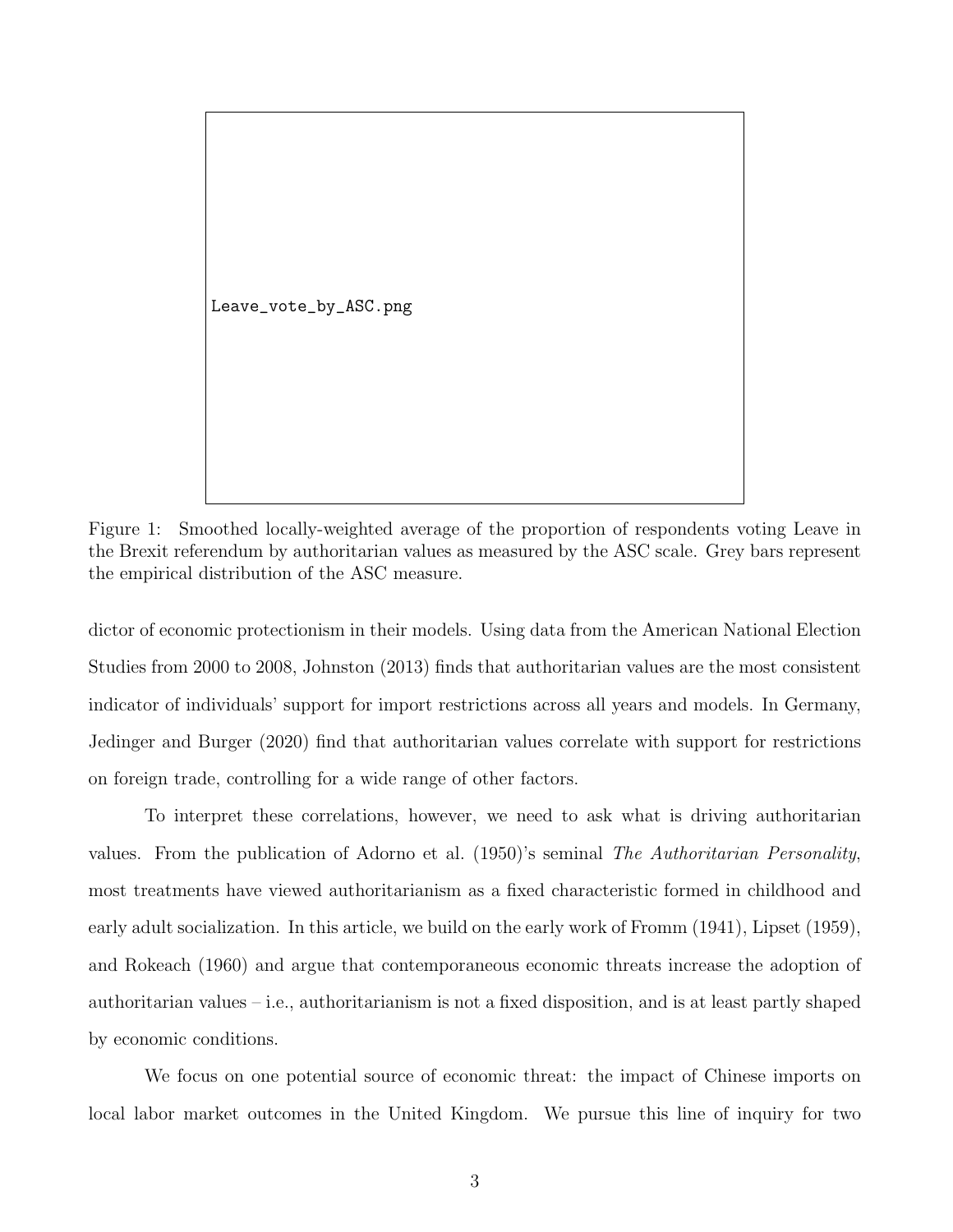Leave_vote_by_ASC.png

Figure 1: Smoothed locally-weighted average of the proportion of respondents voting Leave in the Brexit referendum by authoritarian values as measured by the ASC scale. Grey bars represent the empirical distribution of the ASC measure.

dictor of economic protectionism in their models. Using data from the American National Election Studies from 2000 to 2008, Johnston (2013) finds that authoritarian values are the most consistent indicator of individuals' support for import restrictions across all years and models. In Germany, Jedinger and Burger (2020) find that authoritarian values correlate with support for restrictions on foreign trade, controlling for a wide range of other factors.

To interpret these correlations, however, we need to ask what is driving authoritarian values. From the publication of Adorno et al. (1950)'s seminal *The Authoritarian Personality*, most treatments have viewed authoritarianism as a fixed characteristic formed in childhood and early adult socialization. In this article, we build on the early work of Fromm (1941), Lipset (1959), and Rokeach (1960) and argue that contemporaneous economic threats increase the adoption of authoritarian values – i.e., authoritarianism is not a fixed disposition, and is at least partly shaped by economic conditions.

We focus on one potential source of economic threat: the impact of Chinese imports on local labor market outcomes in the United Kingdom. We pursue this line of inquiry for two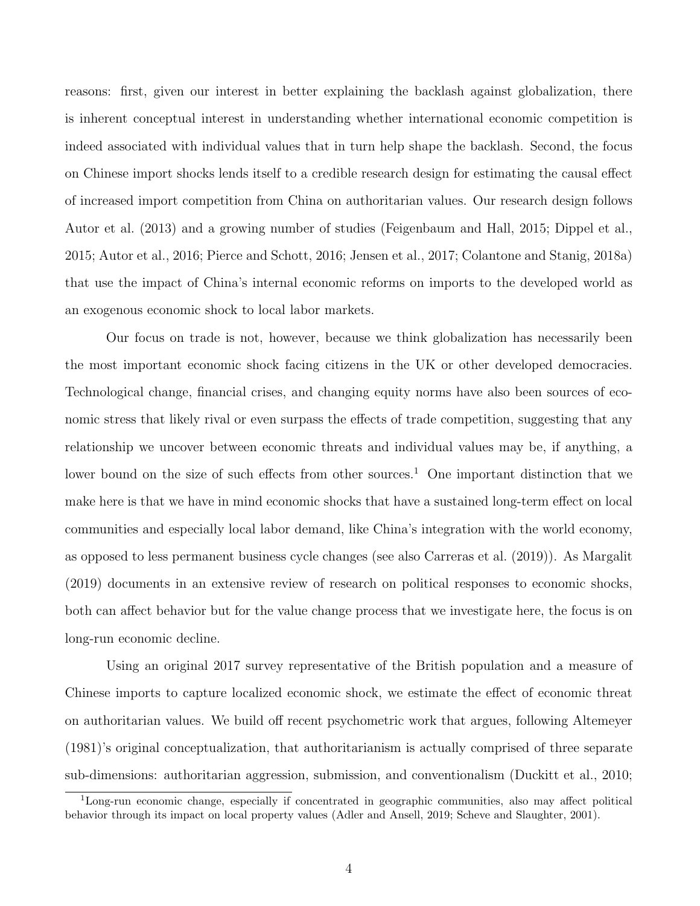reasons: first, given our interest in better explaining the backlash against globalization, there is inherent conceptual interest in understanding whether international economic competition is indeed associated with individual values that in turn help shape the backlash. Second, the focus on Chinese import shocks lends itself to a credible research design for estimating the causal effect of increased import competition from China on authoritarian values. Our research design follows Autor et al. (2013) and a growing number of studies (Feigenbaum and Hall, 2015; Dippel et al., 2015; Autor et al., 2016; Pierce and Schott, 2016; Jensen et al., 2017; Colantone and Stanig, 2018a) that use the impact of China's internal economic reforms on imports to the developed world as an exogenous economic shock to local labor markets.

Our focus on trade is not, however, because we think globalization has necessarily been the most important economic shock facing citizens in the UK or other developed democracies. Technological change, financial crises, and changing equity norms have also been sources of economic stress that likely rival or even surpass the effects of trade competition, suggesting that any relationship we uncover between economic threats and individual values may be, if anything, a lower bound on the size of such effects from other sources.[1] One important distinction that we make here is that we have in mind economic shocks that have a sustained long-term effect on local communities and especially local labor demand, like China's integration with the world economy, as opposed to less permanent business cycle changes (see also Carreras et al. (2019)). As Margalit (2019) documents in an extensive review of research on political responses to economic shocks, both can affect behavior but for the value change process that we investigate here, the focus is on long-run economic decline.

Using an original 2017 survey representative of the British population and a measure of Chinese imports to capture localized economic shock, we estimate the effect of economic threat on authoritarian values. We build off recent psychometric work that argues, following Altemeyer (1981)'s original conceptualization, that authoritarianism is actually comprised of three separate sub-dimensions: authoritarian aggression, submission, and conventionalism (Duckitt et al., 2010;

[1] Long-run economic change, especially if concentrated in geographic communities, also may affect political behavior through its impact on local property values (Adler and Ansell, 2019; Scheve and Slaughter, 2001).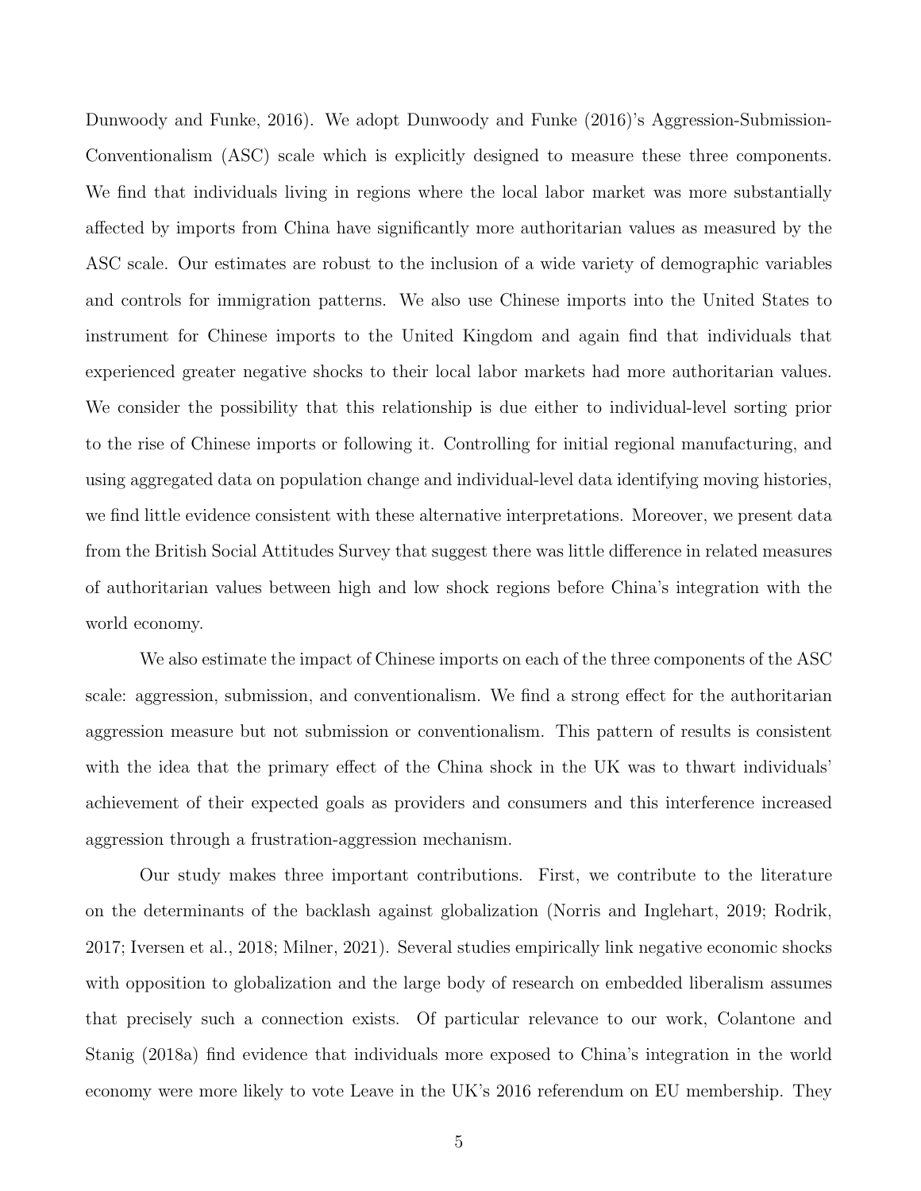Dunwoody and Funke, 2016). We adopt Dunwoody and Funke (2016)'s Aggression-Submission-Conventionalism (ASC) scale which is explicitly designed to measure these three components. We find that individuals living in regions where the local labor market was more substantially affected by imports from China have significantly more authoritarian values as measured by the ASC scale. Our estimates are robust to the inclusion of a wide variety of demographic variables and controls for immigration patterns. We also use Chinese imports into the United States to instrument for Chinese imports to the United Kingdom and again find that individuals that experienced greater negative shocks to their local labor markets had more authoritarian values. We consider the possibility that this relationship is due either to individual-level sorting prior to the rise of Chinese imports or following it. Controlling for initial regional manufacturing, and using aggregated data on population change and individual-level data identifying moving histories, we find little evidence consistent with these alternative interpretations. Moreover, we present data from the British Social Attitudes Survey that suggest there was little difference in related measures of authoritarian values between high and low shock regions before China's integration with the world economy.

We also estimate the impact of Chinese imports on each of the three components of the ASC scale: aggression, submission, and conventionalism. We find a strong effect for the authoritarian aggression measure but not submission or conventionalism. This pattern of results is consistent with the idea that the primary effect of the China shock in the UK was to thwart individuals' achievement of their expected goals as providers and consumers and this interference increased aggression through a frustration-aggression mechanism.

Our study makes three important contributions. First, we contribute to the literature on the determinants of the backlash against globalization (Norris and Inglehart, 2019; Rodrik, 2017; Iversen et al., 2018; Milner, 2021). Several studies empirically link negative economic shocks with opposition to globalization and the large body of research on embedded liberalism assumes that precisely such a connection exists. Of particular relevance to our work, Colantone and Stanig (2018a) find evidence that individuals more exposed to China's integration in the world economy were more likely to vote Leave in the UK's 2016 referendum on EU membership. They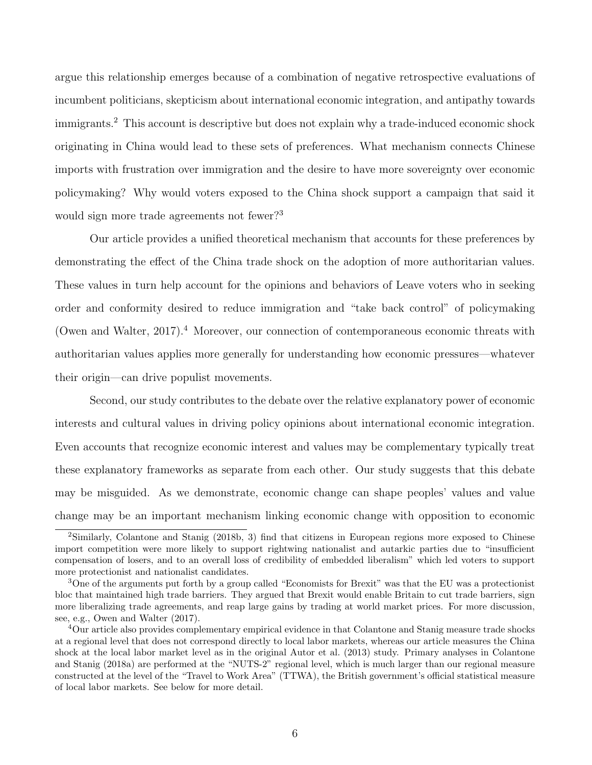argue this relationship emerges because of a combination of negative retrospective evaluations of incumbent politicians, skepticism about international economic integration, and antipathy towards immigrants.[2] This account is descriptive but does not explain why a trade-induced economic shock originating in China would lead to these sets of preferences. What mechanism connects Chinese imports with frustration over immigration and the desire to have more sovereignty over economic policymaking? Why would voters exposed to the China shock support a campaign that said it would sign more trade agreements not fewer?[3]

Our article provides a unified theoretical mechanism that accounts for these preferences by demonstrating the effect of the China trade shock on the adoption of more authoritarian values. These values in turn help account for the opinions and behaviors of Leave voters who in seeking order and conformity desired to reduce immigration and "take back control" of policymaking (Owen and Walter, 2017).[4] Moreover, our connection of contemporaneous economic threats with authoritarian values applies more generally for understanding how economic pressures—whatever their origin—can drive populist movements.

Second, our study contributes to the debate over the relative explanatory power of economic interests and cultural values in driving policy opinions about international economic integration. Even accounts that recognize economic interest and values may be complementary typically treat these explanatory frameworks as separate from each other. Our study suggests that this debate may be misguided. As we demonstrate, economic change can shape peoples' values and value change may be an important mechanism linking economic change with opposition to economic

[2] Similarly, Colantone and Stanig (2018b, 3) find that citizens in European regions more exposed to Chinese import competition were more likely to support rightwing nationalist and autarkic parties due to "insufficient compensation of losers, and to an overall loss of credibility of embedded liberalism" which led voters to support more protectionist and nationalist candidates.

[3] One of the arguments put forth by a group called "Economists for Brexit" was that the EU was a protectionist bloc that maintained high trade barriers. They argued that Brexit would enable Britain to cut trade barriers, sign more liberalizing trade agreements, and reap large gains by trading at world market prices. For more discussion, see, e.g., Owen and Walter (2017).

[4] Our article also provides complementary empirical evidence in that Colantone and Stanig measure trade shocks at a regional level that does not correspond directly to local labor markets, whereas our article measures the China shock at the local labor market level as in the original Autor et al. (2013) study. Primary analyses in Colantone and Stanig (2018a) are performed at the "NUTS-2" regional level, which is much larger than our regional measure constructed at the level of the "Travel to Work Area" (TTWA), the British government's official statistical measure of local labor markets. See below for more detail.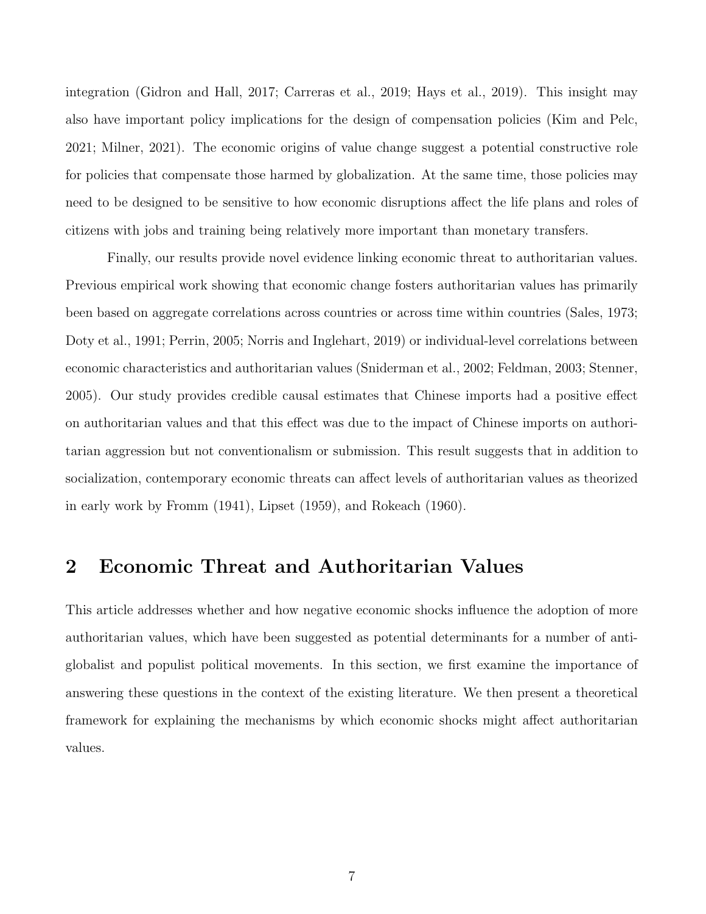integration (Gidron and Hall, 2017; Carreras et al., 2019; Hays et al., 2019). This insight may also have important policy implications for the design of compensation policies (Kim and Pelc, 2021; Milner, 2021). The economic origins of value change suggest a potential constructive role for policies that compensate those harmed by globalization. At the same time, those policies may need to be designed to be sensitive to how economic disruptions affect the life plans and roles of citizens with jobs and training being relatively more important than monetary transfers.

Finally, our results provide novel evidence linking economic threat to authoritarian values. Previous empirical work showing that economic change fosters authoritarian values has primarily been based on aggregate correlations across countries or across time within countries (Sales, 1973; Doty et al., 1991; Perrin, 2005; Norris and Inglehart, 2019) or individual-level correlations between economic characteristics and authoritarian values (Sniderman et al., 2002; Feldman, 2003; Stenner, 2005). Our study provides credible causal estimates that Chinese imports had a positive effect on authoritarian values and that this effect was due to the impact of Chinese imports on authoritarian aggression but not conventionalism or submission. This result suggests that in addition to socialization, contemporary economic threats can affect levels of authoritarian values as theorized in early work by Fromm (1941), Lipset (1959), and Rokeach (1960).

## 2 Economic Threat and Authoritarian Values

This article addresses whether and how negative economic shocks influence the adoption of more authoritarian values, which have been suggested as potential determinants for a number of anti-globalist and populist political movements. In this section, we first examine the importance of answering these questions in the context of the existing literature. We then present a theoretical framework for explaining the mechanisms by which economic shocks might affect authoritarian values.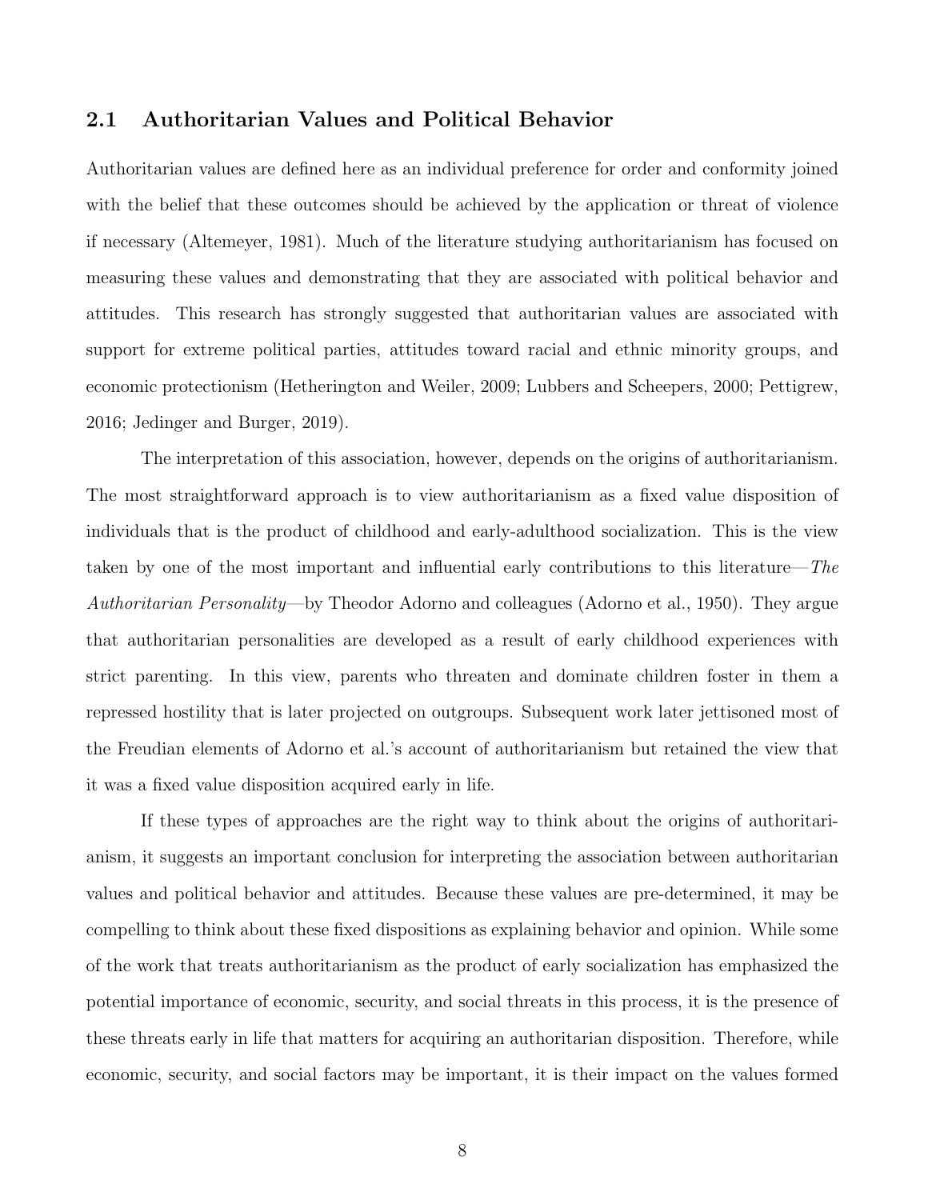## 2.1 Authoritarian Values and Political Behavior

Authoritarian values are defined here as an individual preference for order and conformity joined with the belief that these outcomes should be achieved by the application or threat of violence if necessary (Altemeyer, 1981). Much of the literature studying authoritarianism has focused on measuring these values and demonstrating that they are associated with political behavior and attitudes. This research has strongly suggested that authoritarian values are associated with support for extreme political parties, attitudes toward racial and ethnic minority groups, and economic protectionism (Hetherington and Weiler, 2009; Lubbers and Scheepers, 2000; Pettigrew, 2016; Jedinger and Burger, 2019).

The interpretation of this association, however, depends on the origins of authoritarianism. The most straightforward approach is to view authoritarianism as a fixed value disposition of individuals that is the product of childhood and early-adulthood socialization. This is the view taken by one of the most important and influential early contributions to this literature—*The Authoritarian Personality*—by Theodor Adorno and colleagues (Adorno et al., 1950). They argue that authoritarian personalities are developed as a result of early childhood experiences with strict parenting. In this view, parents who threaten and dominate children foster in them a repressed hostility that is later projected on outgroups. Subsequent work later jettisoned most of the Freudian elements of Adorno et al.'s account of authoritarianism but retained the view that it was a fixed value disposition acquired early in life.

If these types of approaches are the right way to think about the origins of authoritarianism, it suggests an important conclusion for interpreting the association between authoritarian values and political behavior and attitudes. Because these values are pre-determined, it may be compelling to think about these fixed dispositions as explaining behavior and opinion. While some of the work that treats authoritarianism as the product of early socialization has emphasized the potential importance of economic, security, and social threats in this process, it is the presence of these threats early in life that matters for acquiring an authoritarian disposition. Therefore, while economic, security, and social factors may be important, it is their impact on the values formed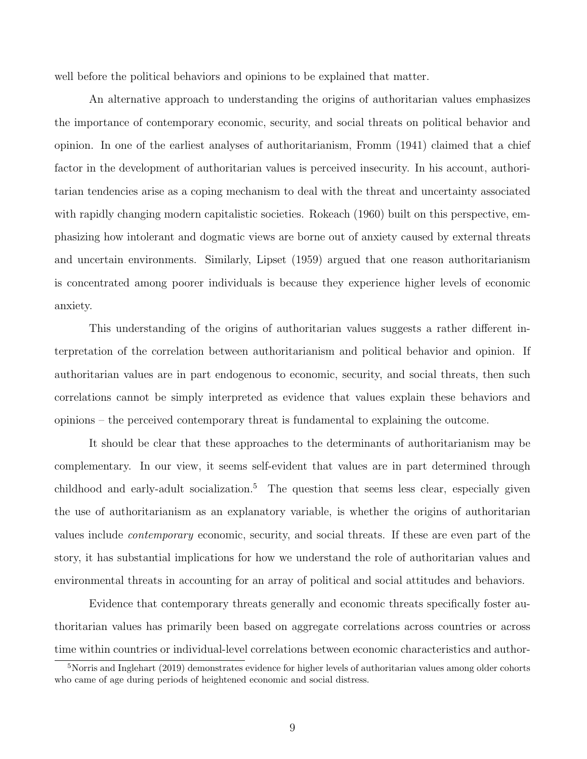well before the political behaviors and opinions to be explained that matter.

An alternative approach to understanding the origins of authoritarian values emphasizes the importance of contemporary economic, security, and social threats on political behavior and opinion. In one of the earliest analyses of authoritarianism, Fromm (1941) claimed that a chief factor in the development of authoritarian values is perceived insecurity. In his account, authoritarian tendencies arise as a coping mechanism to deal with the threat and uncertainty associated with rapidly changing modern capitalistic societies. Rokeach (1960) built on this perspective, emphasizing how intolerant and dogmatic views are borne out of anxiety caused by external threats and uncertain environments. Similarly, Lipset (1959) argued that one reason authoritarianism is concentrated among poorer individuals is because they experience higher levels of economic anxiety.

This understanding of the origins of authoritarian values suggests a rather different interpretation of the correlation between authoritarianism and political behavior and opinion. If authoritarian values are in part endogenous to economic, security, and social threats, then such correlations cannot be simply interpreted as evidence that values explain these behaviors and opinions – the perceived contemporary threat is fundamental to explaining the outcome.

It should be clear that these approaches to the determinants of authoritarianism may be complementary. In our view, it seems self-evident that values are in part determined through childhood and early-adult socialization.[5] The question that seems less clear, especially given the use of authoritarianism as an explanatory variable, is whether the origins of authoritarian values include *contemporary* economic, security, and social threats. If these are even part of the story, it has substantial implications for how we understand the role of authoritarian values and environmental threats in accounting for an array of political and social attitudes and behaviors.

Evidence that contemporary threats generally and economic threats specifically foster authoritarian values has primarily been based on aggregate correlations across countries or across time within countries or individual-level correlations between economic characteristics and author-

[5]Norris and Inglehart (2019) demonstrates evidence for higher levels of authoritarian values among older cohorts who came of age during periods of heightened economic and social distress.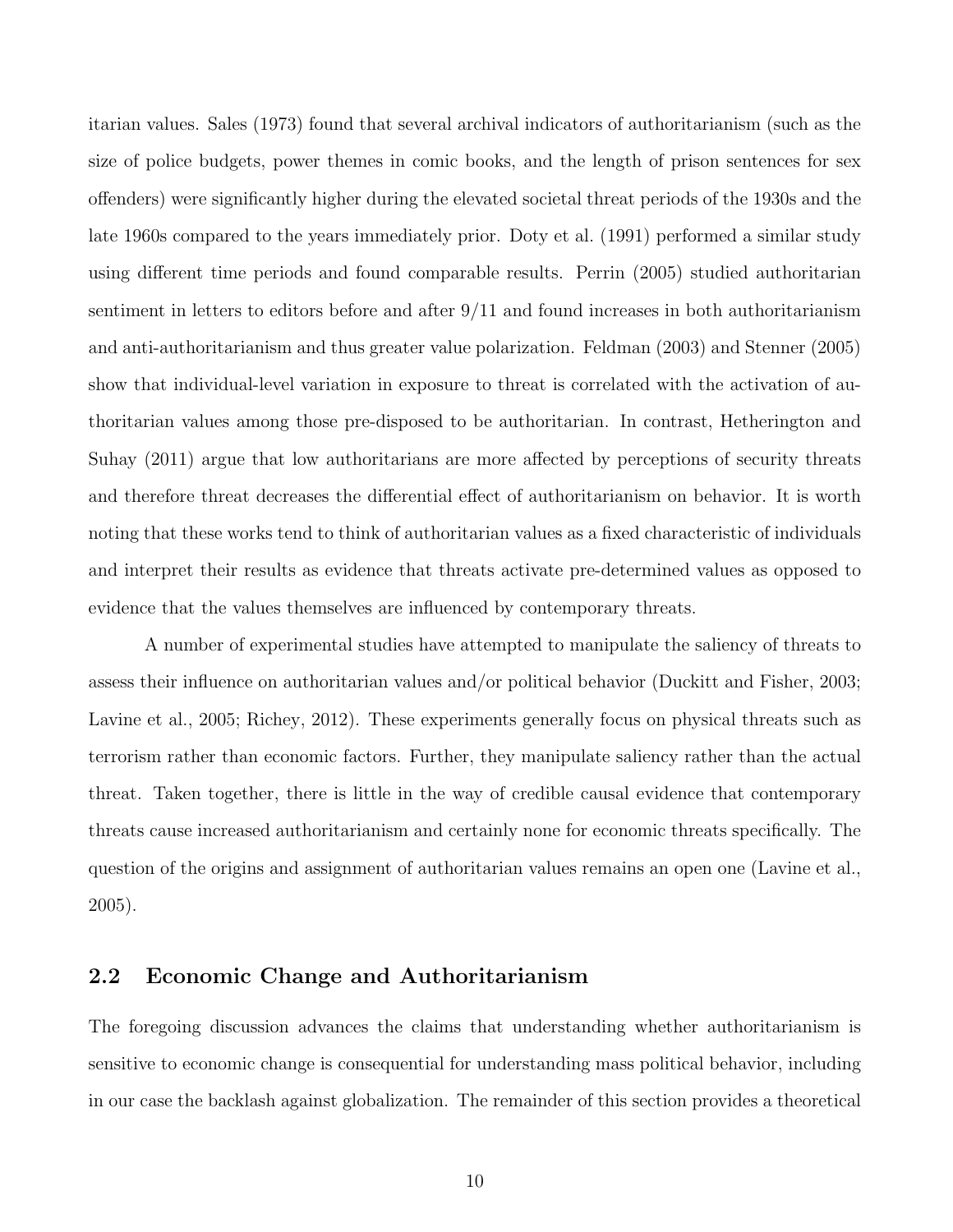itarian values. Sales (1973) found that several archival indicators of authoritarianism (such as the size of police budgets, power themes in comic books, and the length of prison sentences for sex offenders) were significantly higher during the elevated societal threat periods of the 1930s and the late 1960s compared to the years immediately prior. Doty et al. (1991) performed a similar study using different time periods and found comparable results. Perrin (2005) studied authoritarian sentiment in letters to editors before and after 9/11 and found increases in both authoritarianism and anti-authoritarianism and thus greater value polarization. Feldman (2003) and Stenner (2005) show that individual-level variation in exposure to threat is correlated with the activation of authoritarian values among those pre-disposed to be authoritarian. In contrast, Hetherington and Suhay (2011) argue that low authoritarians are more affected by perceptions of security threats and therefore threat decreases the differential effect of authoritarianism on behavior. It is worth noting that these works tend to think of authoritarian values as a fixed characteristic of individuals and interpret their results as evidence that threats activate pre-determined values as opposed to evidence that the values themselves are influenced by contemporary threats.

A number of experimental studies have attempted to manipulate the saliency of threats to assess their influence on authoritarian values and/or political behavior (Duckitt and Fisher, 2003; Lavine et al., 2005; Richey, 2012). These experiments generally focus on physical threats such as terrorism rather than economic factors. Further, they manipulate saliency rather than the actual threat. Taken together, there is little in the way of credible causal evidence that contemporary threats cause increased authoritarianism and certainly none for economic threats specifically. The question of the origins and assignment of authoritarian values remains an open one (Lavine et al., 2005).

## 2.2 Economic Change and Authoritarianism

The foregoing discussion advances the claims that understanding whether authoritarianism is sensitive to economic change is consequential for understanding mass political behavior, including in our case the backlash against globalization. The remainder of this section provides a theoretical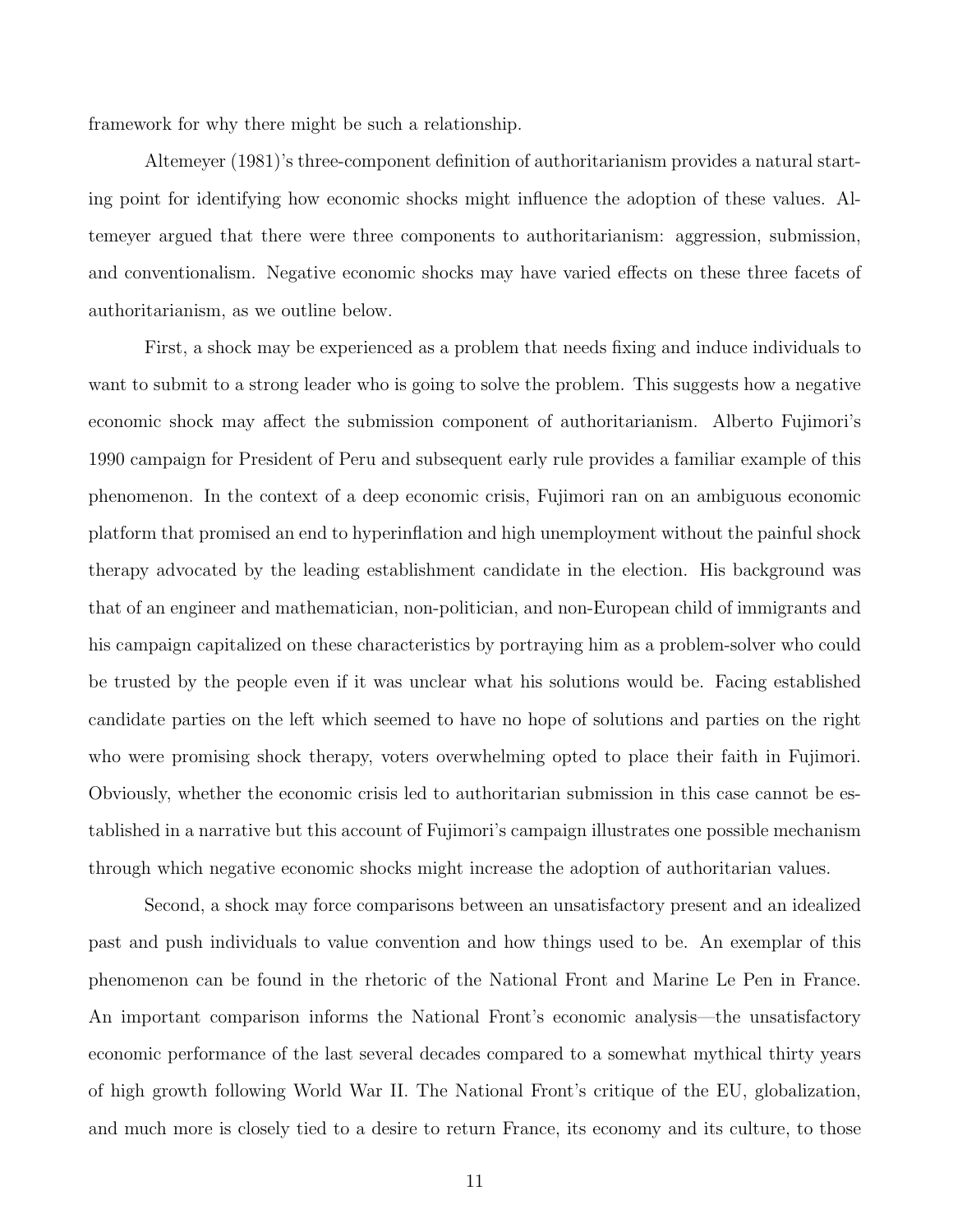framework for why there might be such a relationship.

Altemeyer (1981)'s three-component definition of authoritarianism provides a natural starting point for identifying how economic shocks might influence the adoption of these values. Altemeyer argued that there were three components to authoritarianism: aggression, submission, and conventionalism. Negative economic shocks may have varied effects on these three facets of authoritarianism, as we outline below.

First, a shock may be experienced as a problem that needs fixing and induce individuals to want to submit to a strong leader who is going to solve the problem. This suggests how a negative economic shock may affect the submission component of authoritarianism. Alberto Fujimori's 1990 campaign for President of Peru and subsequent early rule provides a familiar example of this phenomenon. In the context of a deep economic crisis, Fujimori ran on an ambiguous economic platform that promised an end to hyperinflation and high unemployment without the painful shock therapy advocated by the leading establishment candidate in the election. His background was that of an engineer and mathematician, non-politician, and non-European child of immigrants and his campaign capitalized on these characteristics by portraying him as a problem-solver who could be trusted by the people even if it was unclear what his solutions would be. Facing established candidate parties on the left which seemed to have no hope of solutions and parties on the right who were promising shock therapy, voters overwhelming opted to place their faith in Fujimori. Obviously, whether the economic crisis led to authoritarian submission in this case cannot be established in a narrative but this account of Fujimori's campaign illustrates one possible mechanism through which negative economic shocks might increase the adoption of authoritarian values.

Second, a shock may force comparisons between an unsatisfactory present and an idealized past and push individuals to value convention and how things used to be. An exemplar of this phenomenon can be found in the rhetoric of the National Front and Marine Le Pen in France. An important comparison informs the National Front's economic analysis—the unsatisfactory economic performance of the last several decades compared to a somewhat mythical thirty years of high growth following World War II. The National Front's critique of the EU, globalization, and much more is closely tied to a desire to return France, its economy and its culture, to those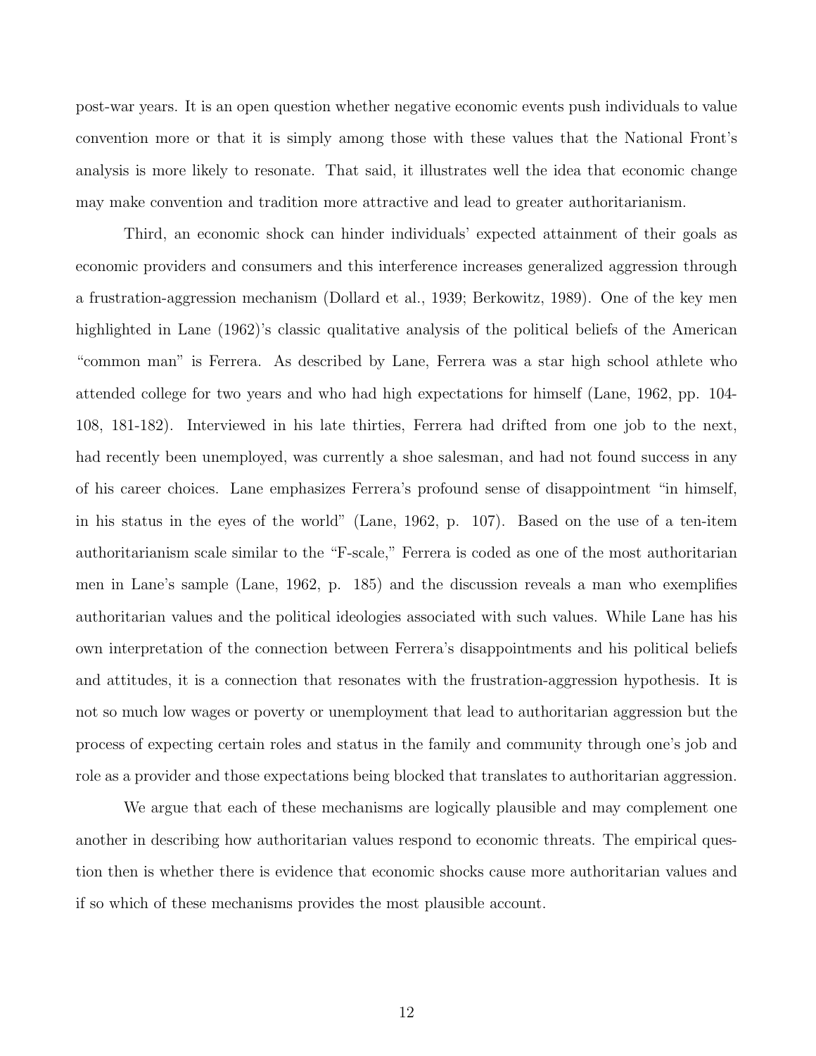post-war years. It is an open question whether negative economic events push individuals to value convention more or that it is simply among those with these values that the National Front's analysis is more likely to resonate. That said, it illustrates well the idea that economic change may make convention and tradition more attractive and lead to greater authoritarianism.

Third, an economic shock can hinder individuals' expected attainment of their goals as economic providers and consumers and this interference increases generalized aggression through a frustration-aggression mechanism (Dollard et al., 1939; Berkowitz, 1989). One of the key men highlighted in Lane (1962)'s classic qualitative analysis of the political beliefs of the American "common man" is Ferrera. As described by Lane, Ferrera was a star high school athlete who attended college for two years and who had high expectations for himself (Lane, 1962, pp. 104-108, 181-182). Interviewed in his late thirties, Ferrera had drifted from one job to the next, had recently been unemployed, was currently a shoe salesman, and had not found success in any of his career choices. Lane emphasizes Ferrera's profound sense of disappointment "in himself, in his status in the eyes of the world" (Lane, 1962, p. 107). Based on the use of a ten-item authoritarianism scale similar to the "F-scale," Ferrera is coded as one of the most authoritarian men in Lane's sample (Lane, 1962, p. 185) and the discussion reveals a man who exemplifies authoritarian values and the political ideologies associated with such values. While Lane has his own interpretation of the connection between Ferrera's disappointments and his political beliefs and attitudes, it is a connection that resonates with the frustration-aggression hypothesis. It is not so much low wages or poverty or unemployment that lead to authoritarian aggression but the process of expecting certain roles and status in the family and community through one's job and role as a provider and those expectations being blocked that translates to authoritarian aggression.

We argue that each of these mechanisms are logically plausible and may complement one another in describing how authoritarian values respond to economic threats. The empirical question then is whether there is evidence that economic shocks cause more authoritarian values and if so which of these mechanisms provides the most plausible account.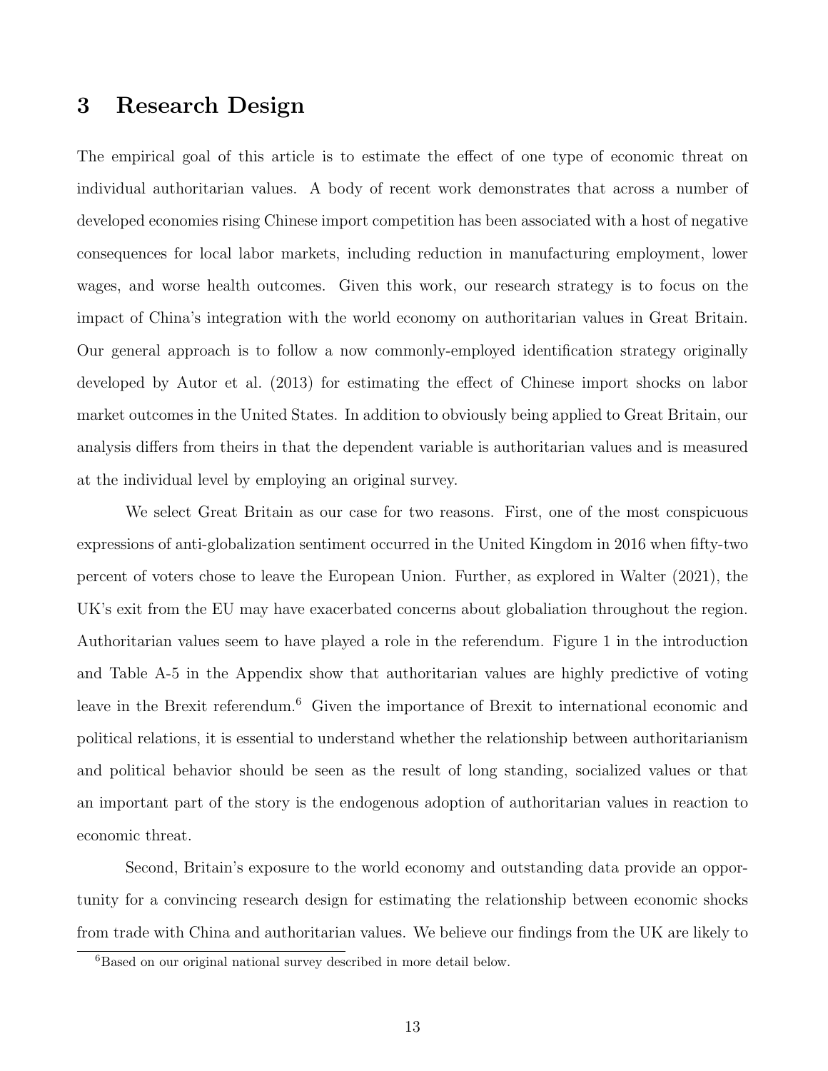# 3 Research Design

The empirical goal of this article is to estimate the effect of one type of economic threat on individual authoritarian values. A body of recent work demonstrates that across a number of developed economies rising Chinese import competition has been associated with a host of negative consequences for local labor markets, including reduction in manufacturing employment, lower wages, and worse health outcomes. Given this work, our research strategy is to focus on the impact of China's integration with the world economy on authoritarian values in Great Britain. Our general approach is to follow a now commonly-employed identification strategy originally developed by Autor et al. (2013) for estimating the effect of Chinese import shocks on labor market outcomes in the United States. In addition to obviously being applied to Great Britain, our analysis differs from theirs in that the dependent variable is authoritarian values and is measured at the individual level by employing an original survey.

We select Great Britain as our case for two reasons. First, one of the most conspicuous expressions of anti-globalization sentiment occurred in the United Kingdom in 2016 when fifty-two percent of voters chose to leave the European Union. Further, as explored in Walter (2021), the UK's exit from the EU may have exacerbated concerns about globaliation throughout the region. Authoritarian values seem to have played a role in the referendum. Figure 1 in the introduction and Table A-5 in the Appendix show that authoritarian values are highly predictive of voting leave in the Brexit referendum.[6] Given the importance of Brexit to international economic and political relations, it is essential to understand whether the relationship between authoritarianism and political behavior should be seen as the result of long standing, socialized values or that an important part of the story is the endogenous adoption of authoritarian values in reaction to economic threat.

Second, Britain's exposure to the world economy and outstanding data provide an opportunity for a convincing research design for estimating the relationship between economic shocks from trade with China and authoritarian values. We believe our findings from the UK are likely to

[6] Based on our original national survey described in more detail below.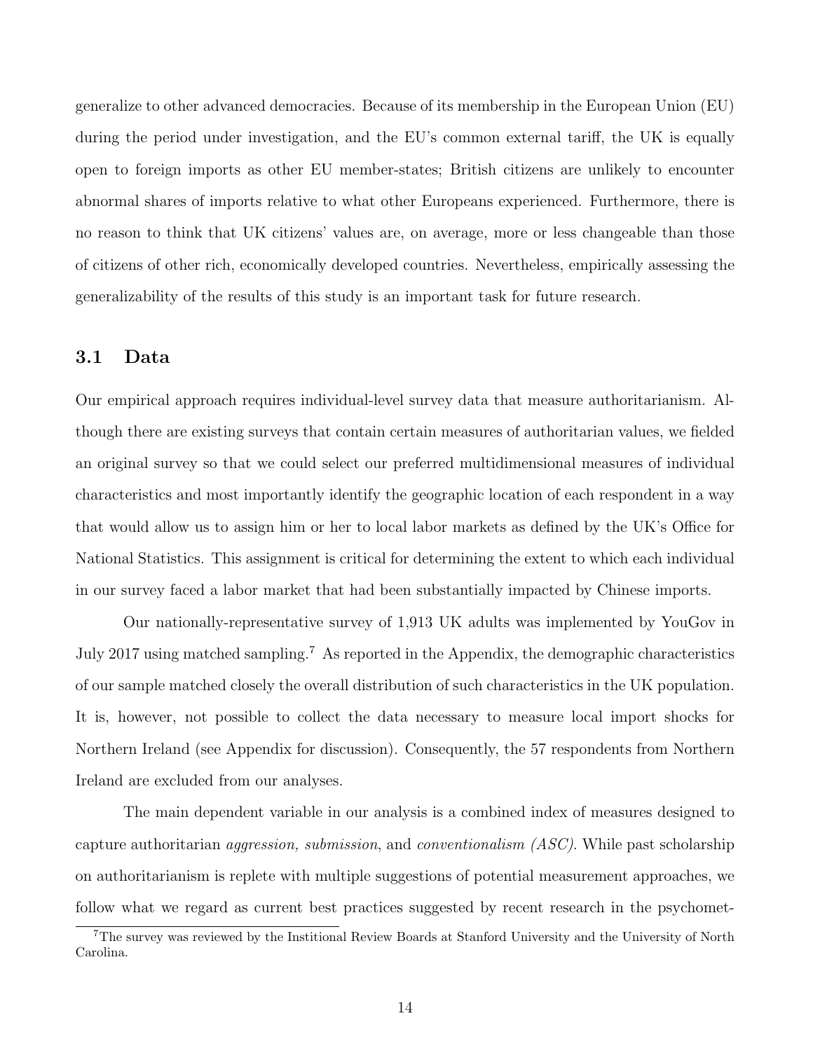generalize to other advanced democracies. Because of its membership in the European Union (EU) during the period under investigation, and the EU's common external tariff, the UK is equally open to foreign imports as other EU member-states; British citizens are unlikely to encounter abnormal shares of imports relative to what other Europeans experienced. Furthermore, there is no reason to think that UK citizens' values are, on average, more or less changeable than those of citizens of other rich, economically developed countries. Nevertheless, empirically assessing the generalizability of the results of this study is an important task for future research.

### 3.1 Data

Our empirical approach requires individual-level survey data that measure authoritarianism. Although there are existing surveys that contain certain measures of authoritarian values, we fielded an original survey so that we could select our preferred multidimensional measures of individual characteristics and most importantly identify the geographic location of each respondent in a way that would allow us to assign him or her to local labor markets as defined by the UK's Office for National Statistics. This assignment is critical for determining the extent to which each individual in our survey faced a labor market that had been substantially impacted by Chinese imports.

Our nationally-representative survey of 1,913 UK adults was implemented by YouGov in July 2017 using matched sampling.[7] As reported in the Appendix, the demographic characteristics of our sample matched closely the overall distribution of such characteristics in the UK population. It is, however, not possible to collect the data necessary to measure local import shocks for Northern Ireland (see Appendix for discussion). Consequently, the 57 respondents from Northern Ireland are excluded from our analyses.

The main dependent variable in our analysis is a combined index of measures designed to capture authoritarian *aggression, submission*, and *conventionalism (ASC)*. While past scholarship on authoritarianism is replete with multiple suggestions of potential measurement approaches, we follow what we regard as current best practices suggested by recent research in the psychomet-

[7] The survey was reviewed by the Institional Review Boards at Stanford University and the University of North Carolina.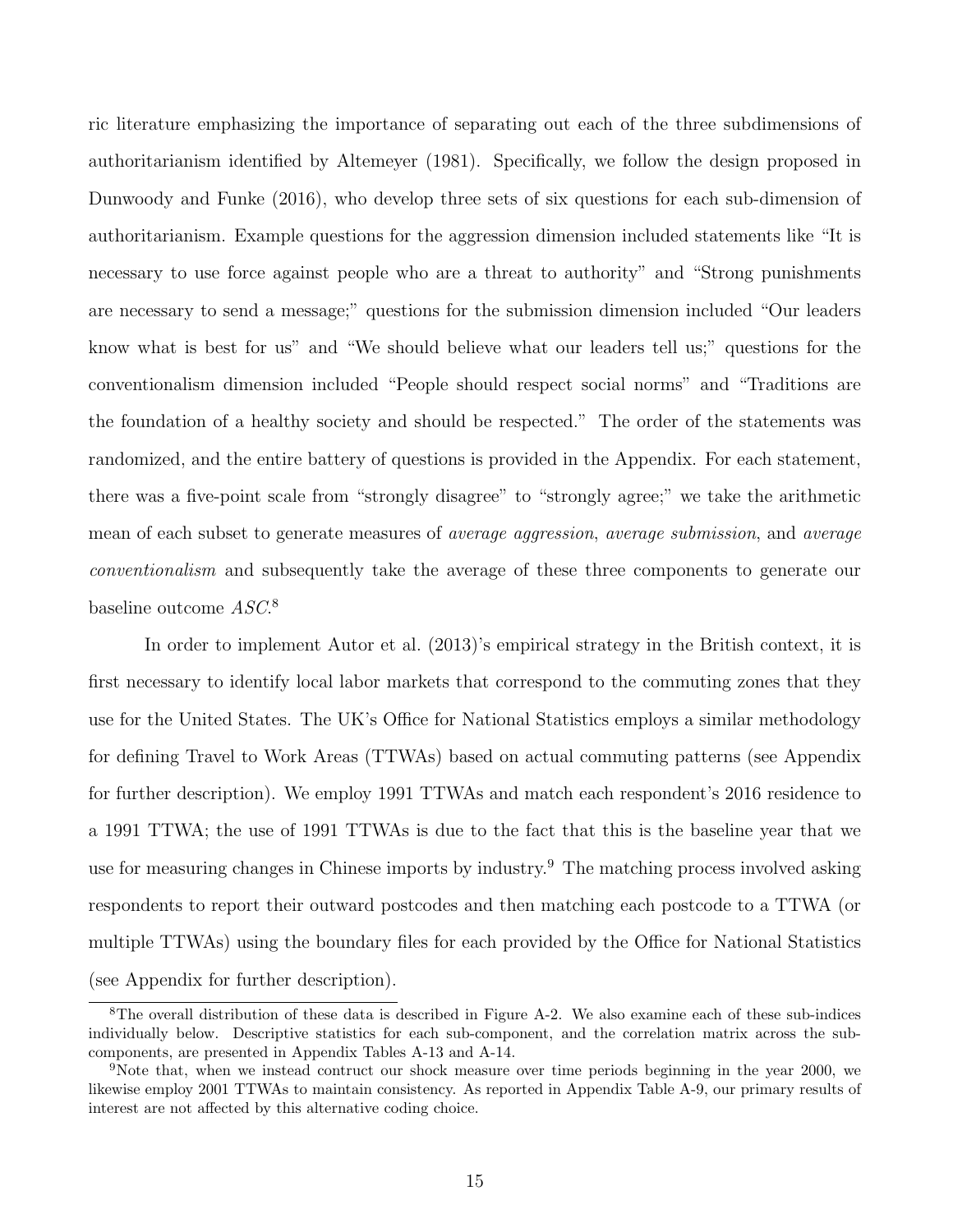ric literature emphasizing the importance of separating out each of the three subdimensions of authoritarianism identified by Altemeyer (1981). Specifically, we follow the design proposed in Dunwoody and Funke (2016), who develop three sets of six questions for each sub-dimension of authoritarianism. Example questions for the aggression dimension included statements like "It is necessary to use force against people who are a threat to authority" and "Strong punishments are necessary to send a message;" questions for the submission dimension included "Our leaders know what is best for us" and "We should believe what our leaders tell us;" questions for the conventionalism dimension included "People should respect social norms" and "Traditions are the foundation of a healthy society and should be respected." The order of the statements was randomized, and the entire battery of questions is provided in the Appendix. For each statement, there was a five-point scale from "strongly disagree" to "strongly agree;" we take the arithmetic mean of each subset to generate measures of *average aggression*, *average submission*, and *average conventionalism* and subsequently take the average of these three components to generate our baseline outcome *ASC*.[8]

In order to implement Autor et al. (2013)'s empirical strategy in the British context, it is first necessary to identify local labor markets that correspond to the commuting zones that they use for the United States. The UK's Office for National Statistics employs a similar methodology for defining Travel to Work Areas (TTWAs) based on actual commuting patterns (see Appendix for further description). We employ 1991 TTWAs and match each respondent's 2016 residence to a 1991 TTWA; the use of 1991 TTWAs is due to the fact that this is the baseline year that we use for measuring changes in Chinese imports by industry.[9] The matching process involved asking respondents to report their outward postcodes and then matching each postcode to a TTWA (or multiple TTWAs) using the boundary files for each provided by the Office for National Statistics (see Appendix for further description).

[8] The overall distribution of these data is described in Figure A-2. We also examine each of these sub-indices individually below. Descriptive statistics for each sub-component, and the correlation matrix across the sub-components, are presented in Appendix Tables A-13 and A-14.

[9] Note that, when we instead contruct our shock measure over time periods beginning in the year 2000, we likewise employ 2001 TTWAs to maintain consistency. As reported in Appendix Table A-9, our primary results of interest are not affected by this alternative coding choice.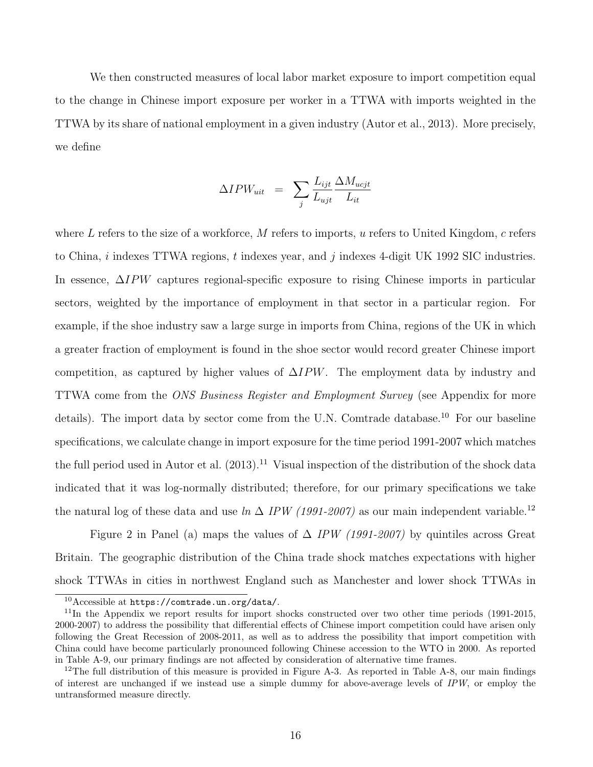We then constructed measures of local labor market exposure to import competition equal to the change in Chinese import exposure per worker in a TTWA with imports weighted in the TTWA by its share of national employment in a given industry (Autor et al., 2013). More precisely, we define

$$\Delta IPW_{uit} \;\; = \;\; \sum_j \frac{L_{ijt}}{L_{ujt}} \frac{\Delta M_{ucjt}}{L_{it}}$$

where $L$ refers to the size of a workforce, $M$ refers to imports, $u$ refers to United Kingdom, $c$ refers to China, $i$ indexes TTWA regions, $t$ indexes year, and $j$ indexes 4-digit UK 1992 SIC industries. In essence, $\Delta IPW$ captures regional-specific exposure to rising Chinese imports in particular sectors, weighted by the importance of employment in that sector in a particular region. For example, if the shoe industry saw a large surge in imports from China, regions of the UK in which a greater fraction of employment is found in the shoe sector would record greater Chinese import competition, as captured by higher values of $\Delta IPW$. The employment data by industry and TTWA come from the *ONS Business Register and Employment Survey* (see Appendix for more details). The import data by sector come from the U.N. Comtrade database.[10] For our baseline specifications, we calculate change in import exposure for the time period 1991-2007 which matches the full period used in Autor et al. (2013).[11] Visual inspection of the distribution of the shock data indicated that it was log-normally distributed; therefore, for our primary specifications we take the natural log of these data and use *ln* $\Delta$ *IPW (1991-2007)* as our main independent variable.[12]

Figure 2 in Panel (a) maps the values of $\Delta$ *IPW (1991-2007)* by quintiles across Great Britain. The geographic distribution of the China trade shock matches expectations with higher shock TTWAs in cities in northwest England such as Manchester and lower shock TTWAs in

[10] Accessible at `https://comtrade.un.org/data/`.

[11] In the Appendix we report results for import shocks constructed over two other time periods (1991-2015, 2000-2007) to address the possibility that differential effects of Chinese import competition could have arisen only following the Great Recession of 2008-2011, as well as to address the possibility that import competition with China could have become particularly pronounced following Chinese accession to the WTO in 2000. As reported in Table A-9, our primary findings are not affected by consideration of alternative time frames.

[12] The full distribution of this measure is provided in Figure A-3. As reported in Table A-8, our main findings of interest are unchanged if we instead use a simple dummy for above-average levels of *IPW*, or employ the untransformed measure directly.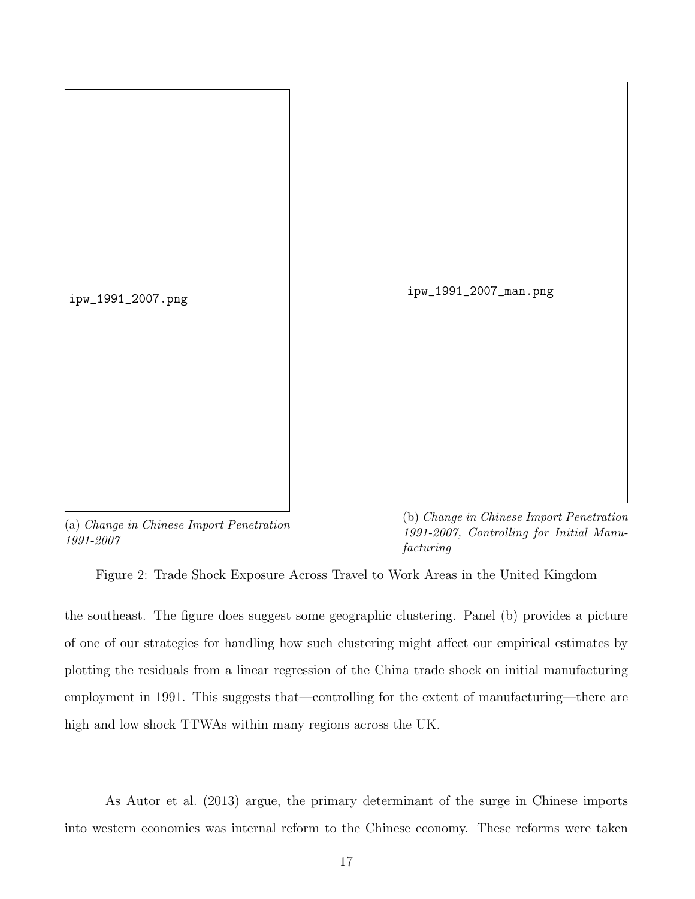ipw_1991_2007.png

(a) *Change in Chinese Import Penetration 1991-2007*

ipw_1991_2007_man.png

(b) *Change in Chinese Import Penetration 1991-2007, Controlling for Initial Manufacturing*

Figure 2: Trade Shock Exposure Across Travel to Work Areas in the United Kingdom

the southeast. The figure does suggest some geographic clustering. Panel (b) provides a picture of one of our strategies for handling how such clustering might affect our empirical estimates by plotting the residuals from a linear regression of the China trade shock on initial manufacturing employment in 1991. This suggests that—controlling for the extent of manufacturing—there are high and low shock TTWAs within many regions across the UK.

As Autor et al. (2013) argue, the primary determinant of the surge in Chinese imports into western economies was internal reform to the Chinese economy. These reforms were taken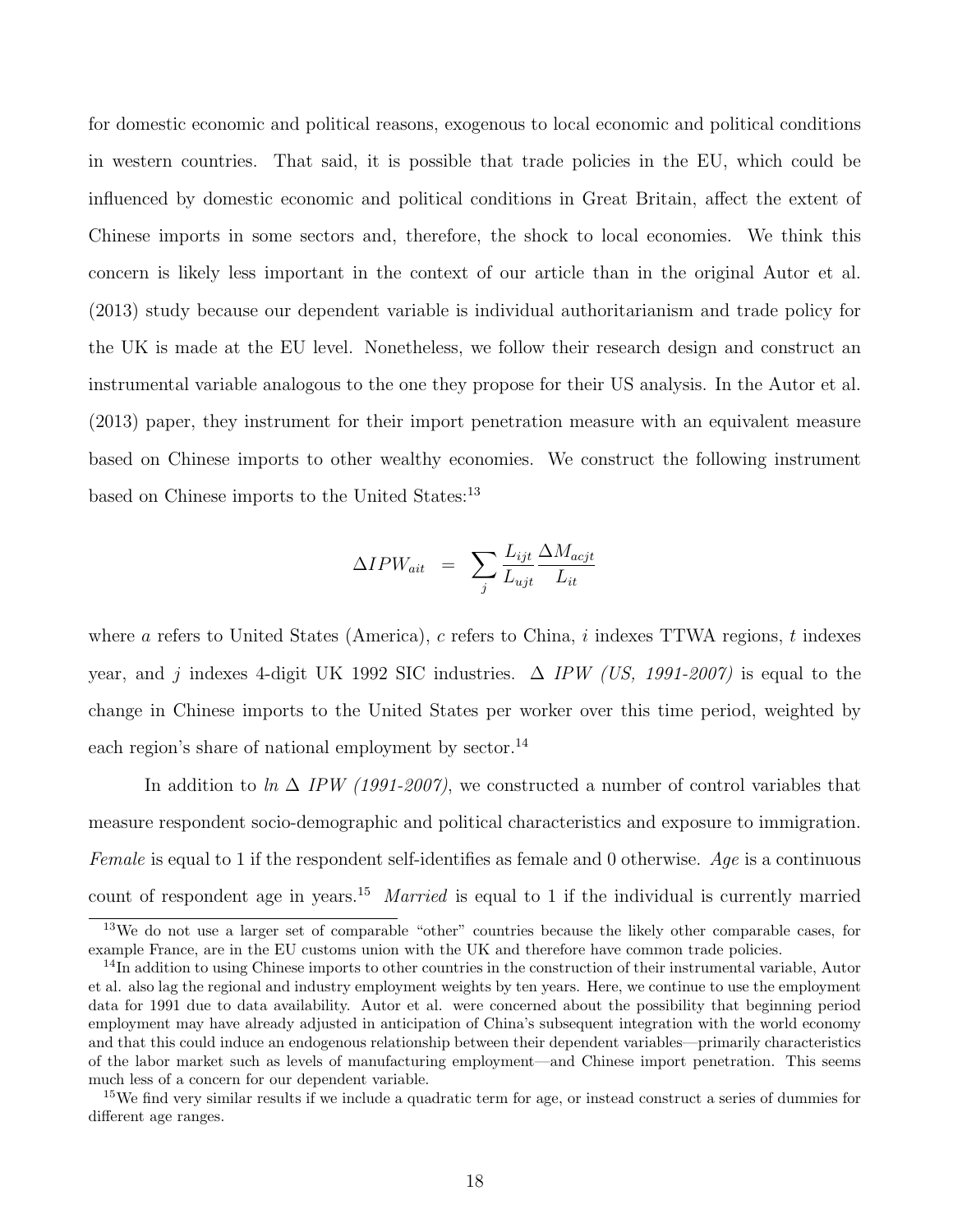for domestic economic and political reasons, exogenous to local economic and political conditions in western countries. That said, it is possible that trade policies in the EU, which could be influenced by domestic economic and political conditions in Great Britain, affect the extent of Chinese imports in some sectors and, therefore, the shock to local economies. We think this concern is likely less important in the context of our article than in the original Autor et al. (2013) study because our dependent variable is individual authoritarianism and trade policy for the UK is made at the EU level. Nonetheless, we follow their research design and construct an instrumental variable analogous to the one they propose for their US analysis. In the Autor et al. (2013) paper, they instrument for their import penetration measure with an equivalent measure based on Chinese imports to other wealthy economies. We construct the following instrument based on Chinese imports to the United States:[13]

$$\Delta IPW_{ait} \;=\; \sum_{j} \frac{L_{ijt}}{L_{ujt}} \frac{\Delta M_{acjt}}{L_{it}}$$

where $a$ refers to United States (America), $c$ refers to China, $i$ indexes TTWA regions, $t$ indexes year, and $j$ indexes 4-digit UK 1992 SIC industries. $\Delta$ *IPW (US, 1991-2007)* is equal to the change in Chinese imports to the United States per worker over this time period, weighted by each region's share of national employment by sector.[14]

In addition to *ln* $\Delta$ *IPW (1991-2007)*, we constructed a number of control variables that measure respondent socio-demographic and political characteristics and exposure to immigration. *Female* is equal to 1 if the respondent self-identifies as female and 0 otherwise. *Age* is a continuous count of respondent age in years.[15] *Married* is equal to 1 if the individual is currently married

[13] We do not use a larger set of comparable "other" countries because the likely other comparable cases, for example France, are in the EU customs union with the UK and therefore have common trade policies.

[14] In addition to using Chinese imports to other countries in the construction of their instrumental variable, Autor et al. also lag the regional and industry employment weights by ten years. Here, we continue to use the employment data for 1991 due to data availability. Autor et al. were concerned about the possibility that beginning period employment may have already adjusted in anticipation of China's subsequent integration with the world economy and that this could induce an endogenous relationship between their dependent variables—primarily characteristics of the labor market such as levels of manufacturing employment—and Chinese import penetration. This seems much less of a concern for our dependent variable.

[15] We find very similar results if we include a quadratic term for age, or instead construct a series of dummies for different age ranges.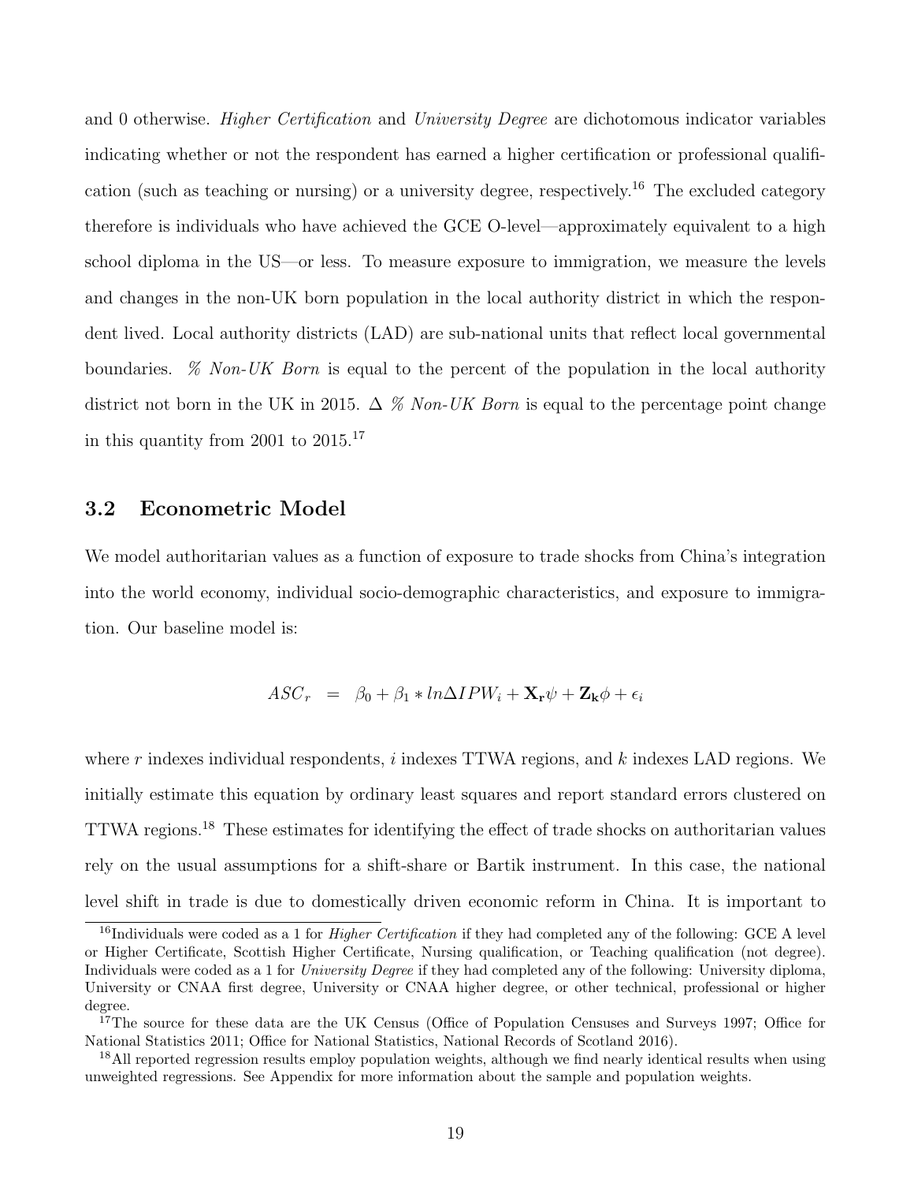and 0 otherwise. *Higher Certification* and *University Degree* are dichotomous indicator variables indicating whether or not the respondent has earned a higher certification or professional qualification (such as teaching or nursing) or a university degree, respectively.[16] The excluded category therefore is individuals who have achieved the GCE O-level—approximately equivalent to a high school diploma in the US—or less. To measure exposure to immigration, we measure the levels and changes in the non-UK born population in the local authority district in which the respondent lived. Local authority districts (LAD) are sub-national units that reflect local governmental boundaries. *% Non-UK Born* is equal to the percent of the population in the local authority district not born in the UK in 2015. $\Delta$ *% Non-UK Born* is equal to the percentage point change in this quantity from 2001 to 2015.[17]

## 3.2 Econometric Model

We model authoritarian values as a function of exposure to trade shocks from China's integration into the world economy, individual socio-demographic characteristics, and exposure to immigration. Our baseline model is:

$$ASC_r = \beta_0 + \beta_1 * ln\Delta IPW_i + \mathbf{X_r}\psi + \mathbf{Z_k}\phi + \epsilon_i$$

where $r$ indexes individual respondents, $i$ indexes TTWA regions, and $k$ indexes LAD regions. We initially estimate this equation by ordinary least squares and report standard errors clustered on TTWA regions.[18] These estimates for identifying the effect of trade shocks on authoritarian values rely on the usual assumptions for a shift-share or Bartik instrument. In this case, the national level shift in trade is due to domestically driven economic reform in China. It is important to

[16] Individuals were coded as a 1 for *Higher Certification* if they had completed any of the following: GCE A level or Higher Certificate, Scottish Higher Certificate, Nursing qualification, or Teaching qualification (not degree). Individuals were coded as a 1 for *University Degree* if they had completed any of the following: University diploma, University or CNAA first degree, University or CNAA higher degree, or other technical, professional or higher degree.

[17] The source for these data are the UK Census (Office of Population Censuses and Surveys 1997; Office for National Statistics 2011; Office for National Statistics, National Records of Scotland 2016).

[18] All reported regression results employ population weights, although we find nearly identical results when using unweighted regressions. See Appendix for more information about the sample and population weights.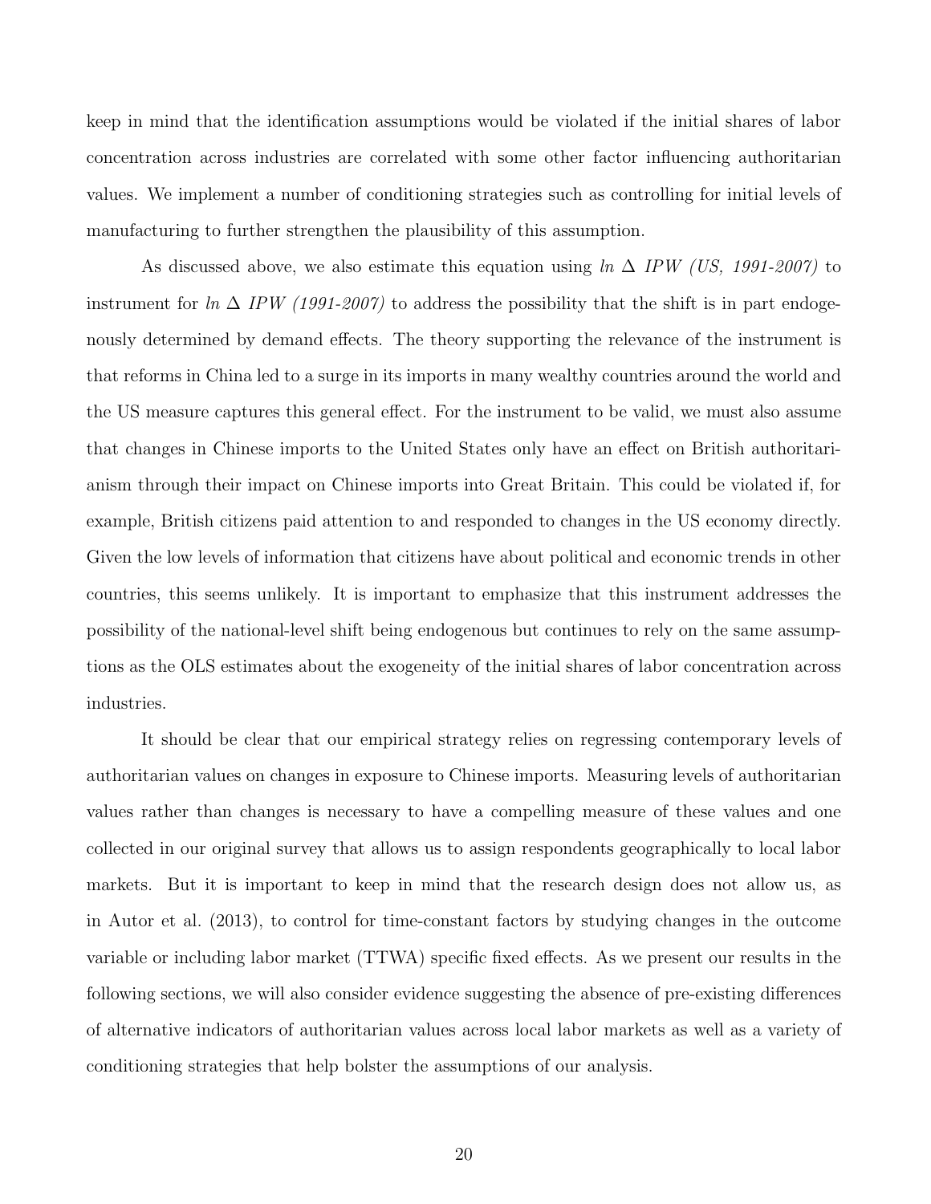keep in mind that the identification assumptions would be violated if the initial shares of labor concentration across industries are correlated with some other factor influencing authoritarian values. We implement a number of conditioning strategies such as controlling for initial levels of manufacturing to further strengthen the plausibility of this assumption.

As discussed above, we also estimate this equation using *ln* $\Delta$ *IPW (US, 1991-2007)* to instrument for *ln* $\Delta$ *IPW (1991-2007)* to address the possibility that the shift is in part endogenously determined by demand effects. The theory supporting the relevance of the instrument is that reforms in China led to a surge in its imports in many wealthy countries around the world and the US measure captures this general effect. For the instrument to be valid, we must also assume that changes in Chinese imports to the United States only have an effect on British authoritarianism through their impact on Chinese imports into Great Britain. This could be violated if, for example, British citizens paid attention to and responded to changes in the US economy directly. Given the low levels of information that citizens have about political and economic trends in other countries, this seems unlikely. It is important to emphasize that this instrument addresses the possibility of the national-level shift being endogenous but continues to rely on the same assumptions as the OLS estimates about the exogeneity of the initial shares of labor concentration across industries.

It should be clear that our empirical strategy relies on regressing contemporary levels of authoritarian values on changes in exposure to Chinese imports. Measuring levels of authoritarian values rather than changes is necessary to have a compelling measure of these values and one collected in our original survey that allows us to assign respondents geographically to local labor markets. But it is important to keep in mind that the research design does not allow us, as in Autor et al. (2013), to control for time-constant factors by studying changes in the outcome variable or including labor market (TTWA) specific fixed effects. As we present our results in the following sections, we will also consider evidence suggesting the absence of pre-existing differences of alternative indicators of authoritarian values across local labor markets as well as a variety of conditioning strategies that help bolster the assumptions of our analysis.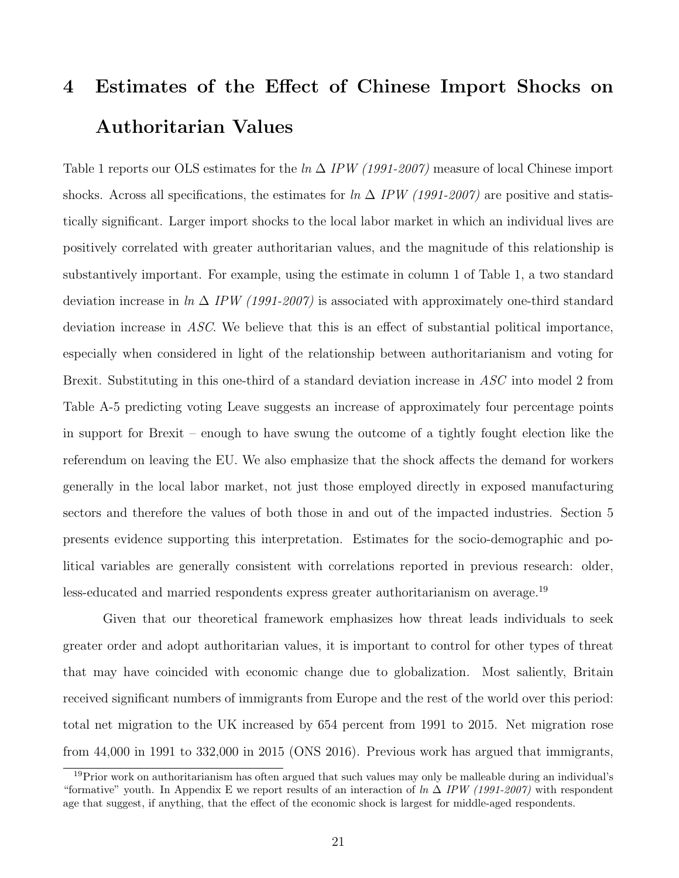# 4 Estimates of the Effect of Chinese Import Shocks on Authoritarian Values

Table 1 reports our OLS estimates for the *ln* $\Delta$ *IPW (1991-2007)* measure of local Chinese import shocks. Across all specifications, the estimates for *ln* $\Delta$ *IPW (1991-2007)* are positive and statistically significant. Larger import shocks to the local labor market in which an individual lives are positively correlated with greater authoritarian values, and the magnitude of this relationship is substantively important. For example, using the estimate in column 1 of Table 1, a two standard deviation increase in *ln* $\Delta$ *IPW (1991-2007)* is associated with approximately one-third standard deviation increase in *ASC*. We believe that this is an effect of substantial political importance, especially when considered in light of the relationship between authoritarianism and voting for Brexit. Substituting in this one-third of a standard deviation increase in *ASC* into model 2 from Table A-5 predicting voting Leave suggests an increase of approximately four percentage points in support for Brexit – enough to have swung the outcome of a tightly fought election like the referendum on leaving the EU. We also emphasize that the shock affects the demand for workers generally in the local labor market, not just those employed directly in exposed manufacturing sectors and therefore the values of both those in and out of the impacted industries. Section 5 presents evidence supporting this interpretation. Estimates for the socio-demographic and political variables are generally consistent with correlations reported in previous research: older, less-educated and married respondents express greater authoritarianism on average.[19]

Given that our theoretical framework emphasizes how threat leads individuals to seek greater order and adopt authoritarian values, it is important to control for other types of threat that may have coincided with economic change due to globalization. Most saliently, Britain received significant numbers of immigrants from Europe and the rest of the world over this period: total net migration to the UK increased by 654 percent from 1991 to 2015. Net migration rose from 44,000 in 1991 to 332,000 in 2015 (ONS 2016). Previous work has argued that immigrants,

[19] Prior work on authoritarianism has often argued that such values may only be malleable during an individual's "formative" youth. In Appendix E we report results of an interaction of *ln* $\Delta$ *IPW (1991-2007)* with respondent age that suggest, if anything, that the effect of the economic shock is largest for middle-aged respondents.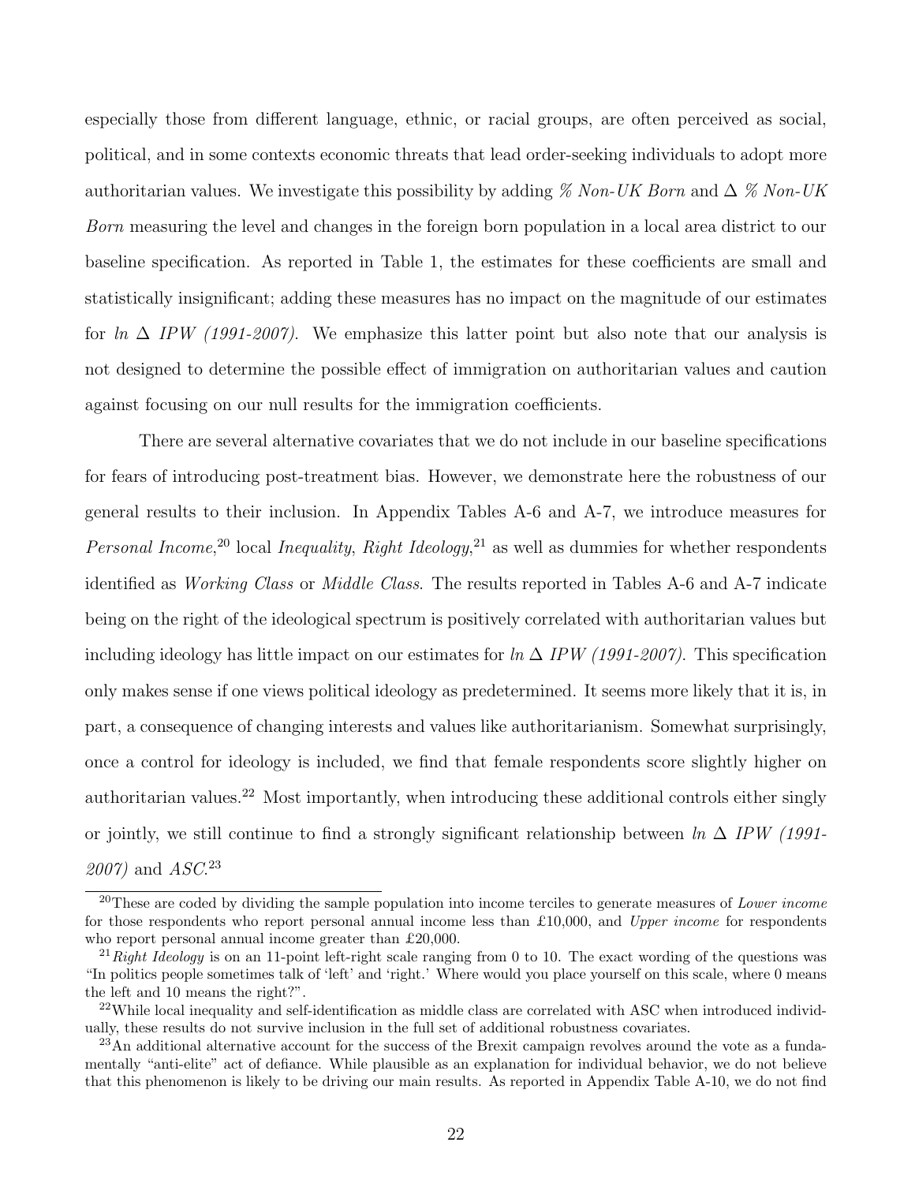especially those from different language, ethnic, or racial groups, are often perceived as social, political, and in some contexts economic threats that lead order-seeking individuals to adopt more authoritarian values. We investigate this possibility by adding *% Non-UK Born* and $\Delta$ *% Non-UK Born* measuring the level and changes in the foreign born population in a local area district to our baseline specification. As reported in Table 1, the estimates for these coefficients are small and statistically insignificant; adding these measures has no impact on the magnitude of our estimates for *ln* $\Delta$ *IPW (1991-2007)*. We emphasize this latter point but also note that our analysis is not designed to determine the possible effect of immigration on authoritarian values and caution against focusing on our null results for the immigration coefficients.

There are several alternative covariates that we do not include in our baseline specifications for fears of introducing post-treatment bias. However, we demonstrate here the robustness of our general results to their inclusion. In Appendix Tables A-6 and A-7, we introduce measures for *Personal Income*,[20] local *Inequality*, *Right Ideology*,[21] as well as dummies for whether respondents identified as *Working Class* or *Middle Class*. The results reported in Tables A-6 and A-7 indicate being on the right of the ideological spectrum is positively correlated with authoritarian values but including ideology has little impact on our estimates for *ln* $\Delta$ *IPW (1991-2007)*. This specification only makes sense if one views political ideology as predetermined. It seems more likely that it is, in part, a consequence of changing interests and values like authoritarianism. Somewhat surprisingly, once a control for ideology is included, we find that female respondents score slightly higher on authoritarian values.[22] Most importantly, when introducing these additional controls either singly or jointly, we still continue to find a strongly significant relationship between *ln* $\Delta$ *IPW (1991-2007)* and *ASC*.[23]

---

[20] These are coded by dividing the sample population into income terciles to generate measures of *Lower income* for those respondents who report personal annual income less than £10,000, and *Upper income* for respondents who report personal annual income greater than £20,000.

[21] *Right Ideology* is on an 11-point left-right scale ranging from 0 to 10. The exact wording of the questions was "In politics people sometimes talk of 'left' and 'right.' Where would you place yourself on this scale, where 0 means the left and 10 means the right?".

[22] While local inequality and self-identification as middle class are correlated with ASC when introduced individually, these results do not survive inclusion in the full set of additional robustness covariates.

[23] An additional alternative account for the success of the Brexit campaign revolves around the vote as a fundamentally "anti-elite" act of defiance. While plausible as an explanation for individual behavior, we do not believe that this phenomenon is likely to be driving our main results. As reported in Appendix Table A-10, we do not find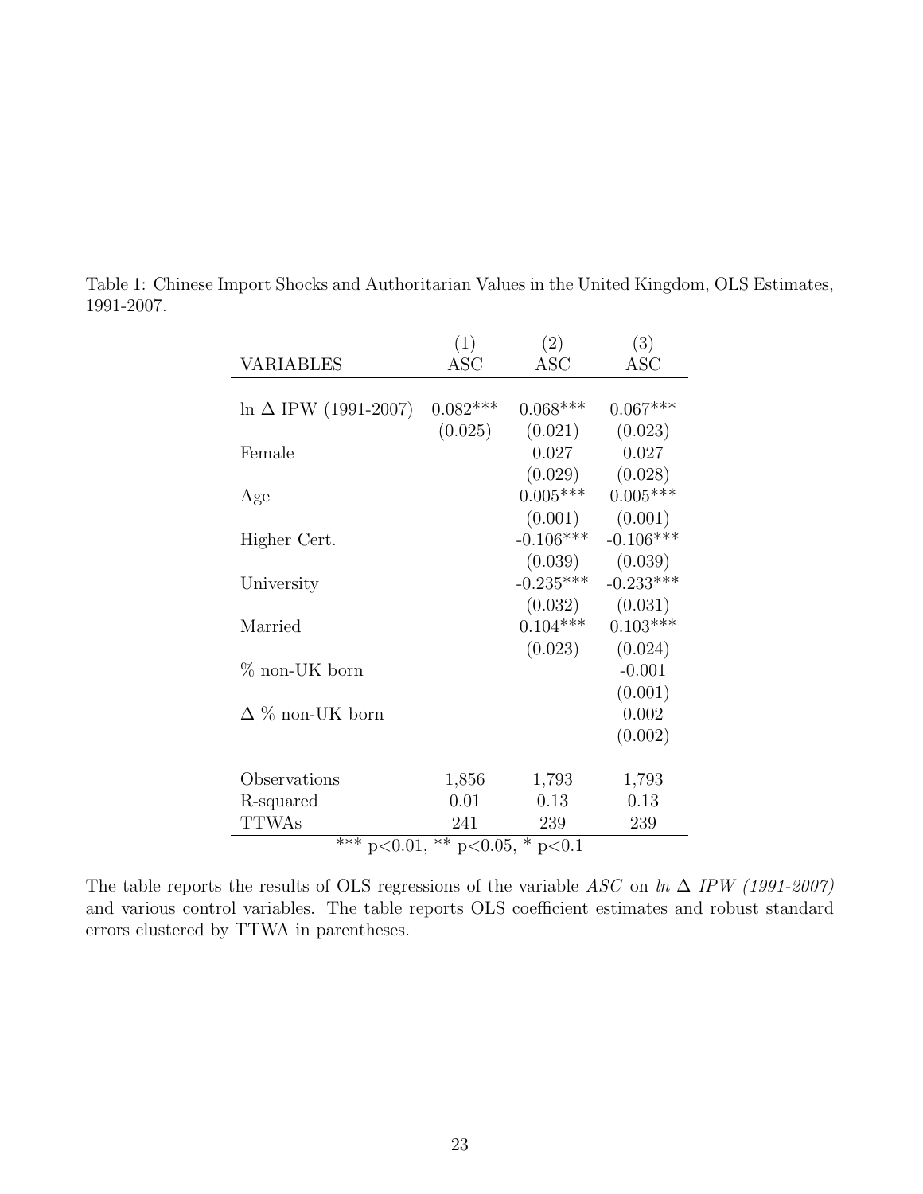Table 1: Chinese Import Shocks and Authoritarian Values in the United Kingdom, OLS Estimates, 1991-2007.

| | (1) | (2) | (3) |
|---|---|---|---|
| VARIABLES | ASC | ASC | ASC |
| ln $\Delta$ IPW (1991-2007) | 0.082*** | 0.068*** | 0.067*** |
| | (0.025) | (0.021) | (0.023) |
| Female | | 0.027 | 0.027 |
| | | (0.029) | (0.028) |
| Age | | 0.005*** | 0.005*** |
| | | (0.001) | (0.001) |
| Higher Cert. | | -0.106*** | -0.106*** |
| | | (0.039) | (0.039) |
| University | | -0.235*** | -0.233*** |
| | | (0.032) | (0.031) |
| Married | | 0.104*** | 0.103*** |
| | | (0.023) | (0.024) |
| % non-UK born | | | -0.001 |
| | | | (0.001) |
| $\Delta$ % non-UK born | | | 0.002 |
| | | | (0.002) |
| Observations | 1,856 | 1,793 | 1,793 |
| R-squared | 0.01 | 0.13 | 0.13 |
| TTWAs | 241 | 239 | 239 |

*** p<0.01, ** p<0.05, * p<0.1

The table reports the results of OLS regressions of the variable *ASC* on *ln* $\Delta$ *IPW (1991-2007)* and various control variables. The table reports OLS coefficient estimates and robust standard errors clustered by TTWA in parentheses.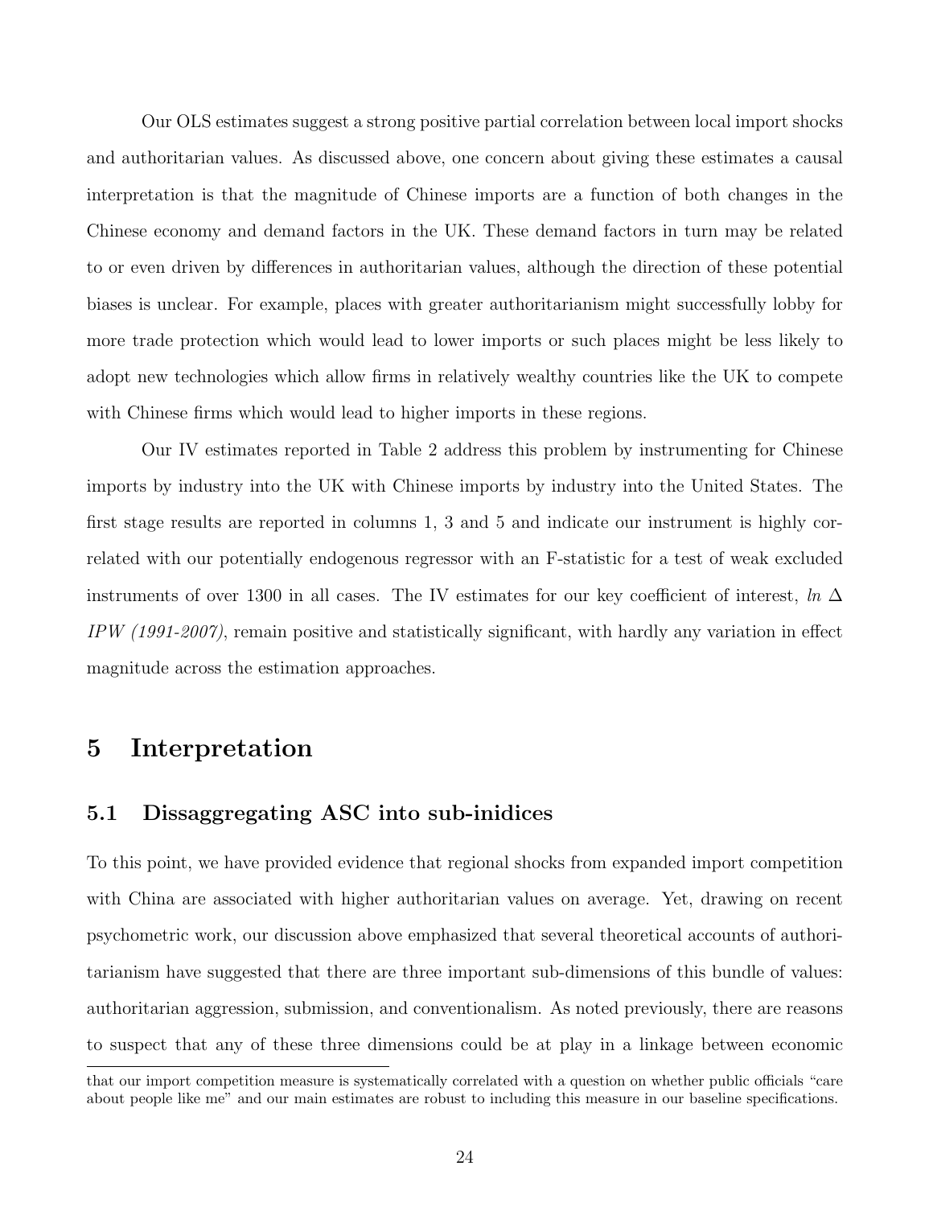Our OLS estimates suggest a strong positive partial correlation between local import shocks and authoritarian values. As discussed above, one concern about giving these estimates a causal interpretation is that the magnitude of Chinese imports are a function of both changes in the Chinese economy and demand factors in the UK. These demand factors in turn may be related to or even driven by differences in authoritarian values, although the direction of these potential biases is unclear. For example, places with greater authoritarianism might successfully lobby for more trade protection which would lead to lower imports or such places might be less likely to adopt new technologies which allow firms in relatively wealthy countries like the UK to compete with Chinese firms which would lead to higher imports in these regions.

Our IV estimates reported in Table 2 address this problem by instrumenting for Chinese imports by industry into the UK with Chinese imports by industry into the United States. The first stage results are reported in columns 1, 3 and 5 and indicate our instrument is highly correlated with our potentially endogenous regressor with an F-statistic for a test of weak excluded instruments of over 1300 in all cases. The IV estimates for our key coefficient of interest, *ln* $\Delta$ *IPW (1991-2007)*, remain positive and statistically significant, with hardly any variation in effect magnitude across the estimation approaches.

# 5 Interpretation

## 5.1 Dissaggregating ASC into sub-inidices

To this point, we have provided evidence that regional shocks from expanded import competition with China are associated with higher authoritarian values on average. Yet, drawing on recent psychometric work, our discussion above emphasized that several theoretical accounts of authoritarianism have suggested that there are three important sub-dimensions of this bundle of values: authoritarian aggression, submission, and conventionalism. As noted previously, there are reasons to suspect that any of these three dimensions could be at play in a linkage between economic

that our import competition measure is systematically correlated with a question on whether public officials "care about people like me" and our main estimates are robust to including this measure in our baseline specifications.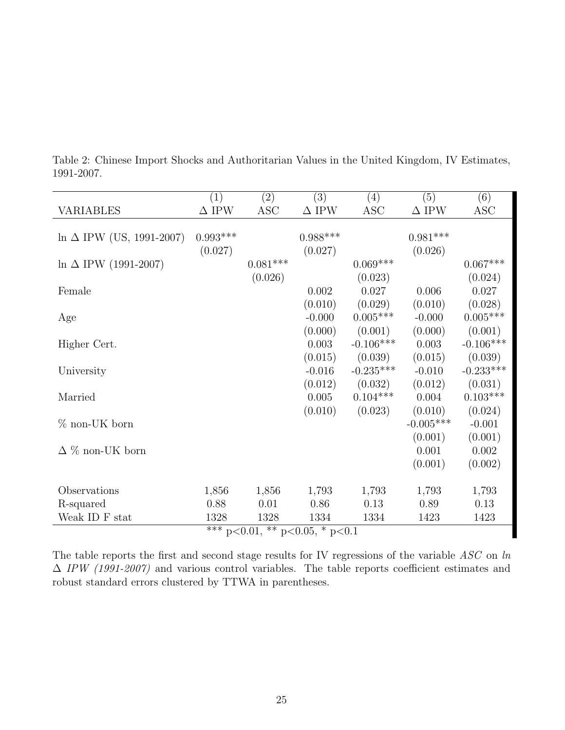Table 2: Chinese Import Shocks and Authoritarian Values in the United Kingdom, IV Estimates, 1991-2007.

| VARIABLES | (1) $\Delta$ IPW | (2) ASC | (3) $\Delta$ IPW | (4) ASC | (5) $\Delta$ IPW | (6) ASC |
|---|---|---|---|---|---|---|
| ln $\Delta$ IPW (US, 1991-2007) | 0.993*** | | 0.988*** | | 0.981*** | |
| | (0.027) | | (0.027) | | (0.026) | |
| ln $\Delta$ IPW (1991-2007) | | 0.081*** | | 0.069*** | | 0.067*** |
| | | (0.026) | | (0.023) | | (0.024) |
| Female | | | 0.002 | 0.027 | 0.006 | 0.027 |
| | | | (0.010) | (0.029) | (0.010) | (0.028) |
| Age | | | -0.000 | 0.005*** | -0.000 | 0.005*** |
| | | | (0.000) | (0.001) | (0.000) | (0.001) |
| Higher Cert. | | | 0.003 | -0.106*** | 0.003 | -0.106*** |
| | | | (0.015) | (0.039) | (0.015) | (0.039) |
| University | | | -0.016 | -0.235*** | -0.010 | -0.233*** |
| | | | (0.012) | (0.032) | (0.012) | (0.031) |
| Married | | | 0.005 | 0.104*** | 0.004 | 0.103*** |
| | | | (0.010) | (0.023) | (0.010) | (0.024) |
| % non-UK born | | | | | -0.005*** | -0.001 |
| | | | | | (0.001) | (0.001) |
| $\Delta$ % non-UK born | | | | | 0.001 | 0.002 |
| | | | | | (0.001) | (0.002) |
| Observations | 1,856 | 1,856 | 1,793 | 1,793 | 1,793 | 1,793 |
| R-squared | 0.88 | 0.01 | 0.86 | 0.13 | 0.89 | 0.13 |
| Weak ID F stat | 1328 | 1328 | 1334 | 1334 | 1423 | 1423 |

*** $p<0.01$, ** $p<0.05$, * $p<0.1$

The table reports the first and second stage results for IV regressions of the variable *ASC* on *ln* $\Delta$ *IPW (1991-2007)* and various control variables. The table reports coefficient estimates and robust standard errors clustered by TTWA in parentheses.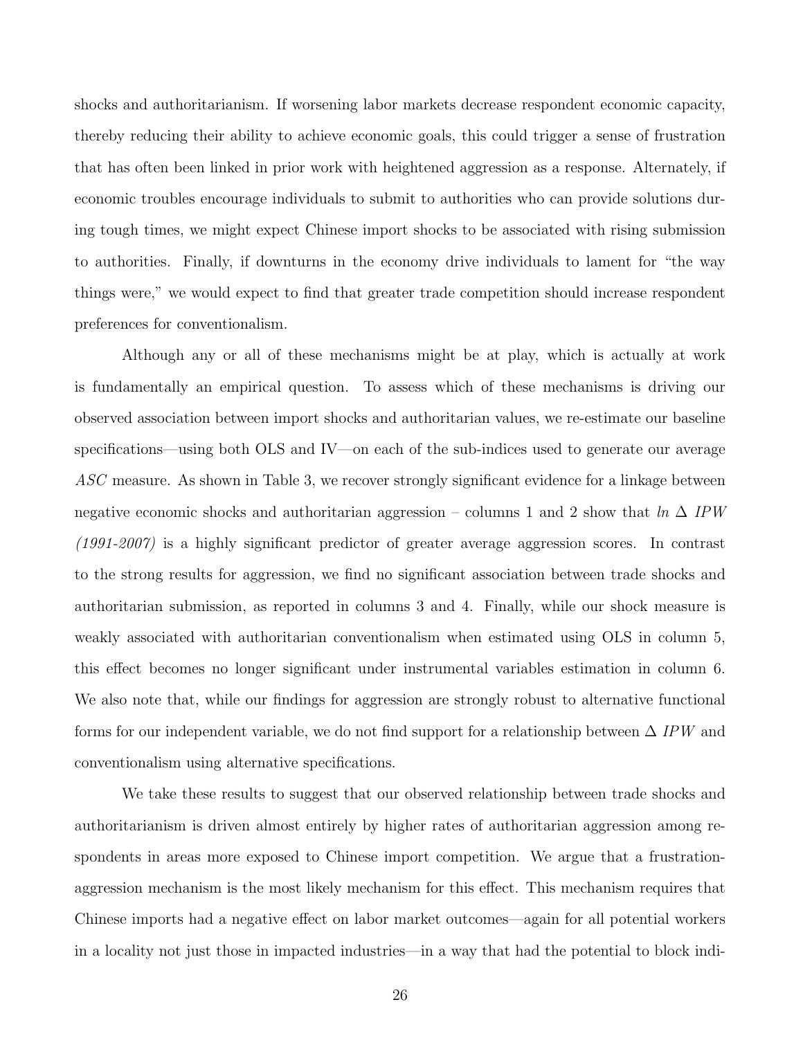shocks and authoritarianism. If worsening labor markets decrease respondent economic capacity, thereby reducing their ability to achieve economic goals, this could trigger a sense of frustration that has often been linked in prior work with heightened aggression as a response. Alternately, if economic troubles encourage individuals to submit to authorities who can provide solutions during tough times, we might expect Chinese import shocks to be associated with rising submission to authorities. Finally, if downturns in the economy drive individuals to lament for "the way things were," we would expect to find that greater trade competition should increase respondent preferences for conventionalism.

Although any or all of these mechanisms might be at play, which is actually at work is fundamentally an empirical question. To assess which of these mechanisms is driving our observed association between import shocks and authoritarian values, we re-estimate our baseline specifications—using both OLS and IV—on each of the sub-indices used to generate our average *ASC* measure. As shown in Table 3, we recover strongly significant evidence for a linkage between negative economic shocks and authoritarian aggression – columns 1 and 2 show that *ln* $\Delta$ *IPW (1991-2007)* is a highly significant predictor of greater average aggression scores. In contrast to the strong results for aggression, we find no significant association between trade shocks and authoritarian submission, as reported in columns 3 and 4. Finally, while our shock measure is weakly associated with authoritarian conventionalism when estimated using OLS in column 5, this effect becomes no longer significant under instrumental variables estimation in column 6. We also note that, while our findings for aggression are strongly robust to alternative functional forms for our independent variable, we do not find support for a relationship between $\Delta$ *IPW* and conventionalism using alternative specifications.

We take these results to suggest that our observed relationship between trade shocks and authoritarianism is driven almost entirely by higher rates of authoritarian aggression among respondents in areas more exposed to Chinese import competition. We argue that a frustration-aggression mechanism is the most likely mechanism for this effect. This mechanism requires that Chinese imports had a negative effect on labor market outcomes—again for all potential workers in a locality not just those in impacted industries—in a way that had the potential to block indi-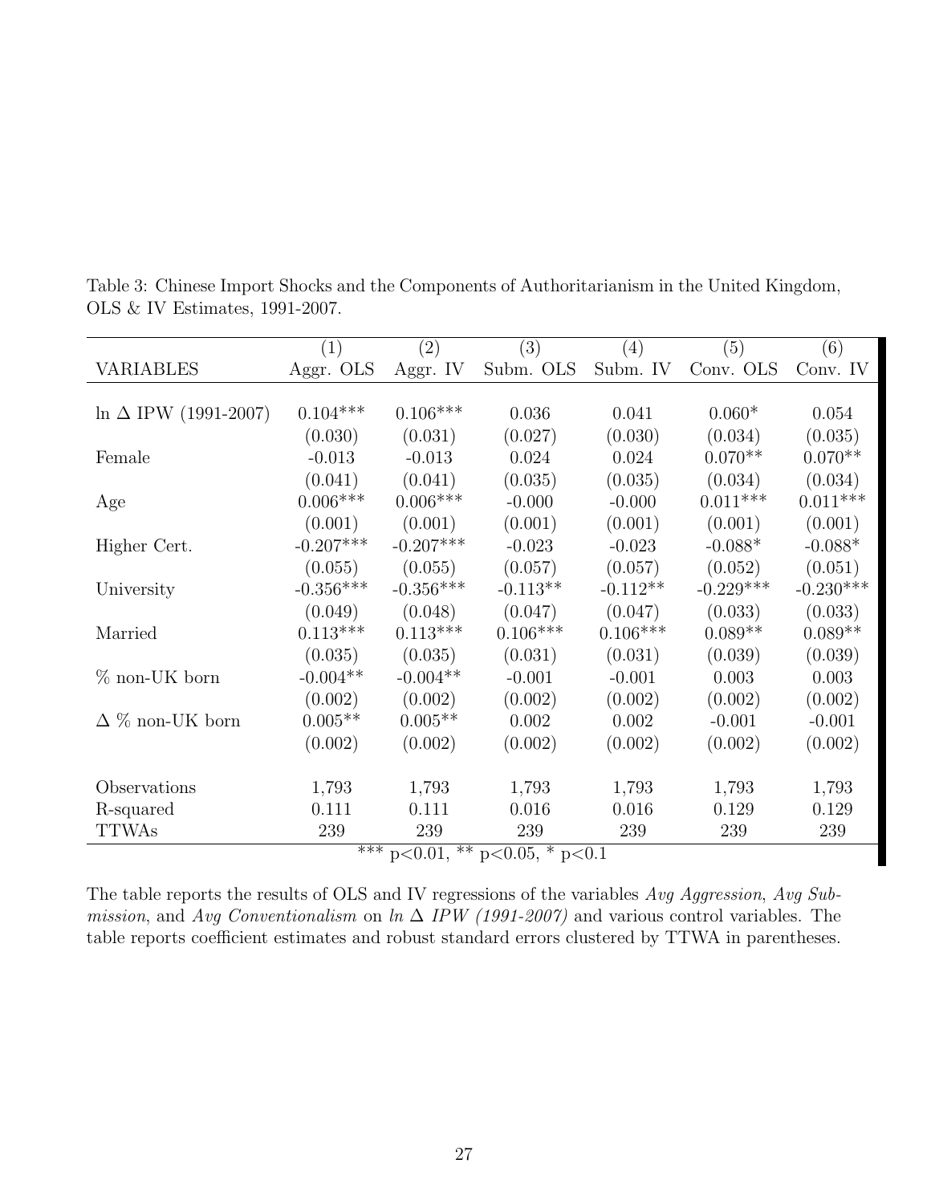Table 3: Chinese Import Shocks and the Components of Authoritarianism in the United Kingdom, OLS & IV Estimates, 1991-2007.

| | (1) | (2) | (3) | (4) | (5) | (6) |
|---|---|---|---|---|---|---|
| VARIABLES | Aggr. OLS | Aggr. IV | Subm. OLS | Subm. IV | Conv. OLS | Conv. IV |
| ln Δ IPW (1991-2007) | 0.104*** | 0.106*** | 0.036 | 0.041 | 0.060* | 0.054 |
| | (0.030) | (0.031) | (0.027) | (0.030) | (0.034) | (0.035) |
| Female | -0.013 | -0.013 | 0.024 | 0.024 | 0.070** | 0.070** |
| | (0.041) | (0.041) | (0.035) | (0.035) | (0.034) | (0.034) |
| Age | 0.006*** | 0.006*** | -0.000 | -0.000 | 0.011*** | 0.011*** |
| | (0.001) | (0.001) | (0.001) | (0.001) | (0.001) | (0.001) |
| Higher Cert. | -0.207*** | -0.207*** | -0.023 | -0.023 | -0.088* | -0.088* |
| | (0.055) | (0.055) | (0.057) | (0.057) | (0.052) | (0.051) |
| University | -0.356*** | -0.356*** | -0.113** | -0.112** | -0.229*** | -0.230*** |
| | (0.049) | (0.048) | (0.047) | (0.047) | (0.033) | (0.033) |
| Married | 0.113*** | 0.113*** | 0.106*** | 0.106*** | 0.089** | 0.089** |
| | (0.035) | (0.035) | (0.031) | (0.031) | (0.039) | (0.039) |
| % non-UK born | -0.004** | -0.004** | -0.001 | -0.001 | 0.003 | 0.003 |
| | (0.002) | (0.002) | (0.002) | (0.002) | (0.002) | (0.002) |
| Δ % non-UK born | 0.005** | 0.005** | 0.002 | 0.002 | -0.001 | -0.001 |
| | (0.002) | (0.002) | (0.002) | (0.002) | (0.002) | (0.002) |
| Observations | 1,793 | 1,793 | 1,793 | 1,793 | 1,793 | 1,793 |
| R-squared | 0.111 | 0.111 | 0.016 | 0.016 | 0.129 | 0.129 |
| TTWAs | 239 | 239 | 239 | 239 | 239 | 239 |

*** p<0.01, ** p<0.05, * p<0.1

The table reports the results of OLS and IV regressions of the variables *Avg Aggression*, *Avg Submission*, and *Avg Conventionalism* on *ln Δ IPW (1991-2007)* and various control variables. The table reports coefficient estimates and robust standard errors clustered by TTWA in parentheses.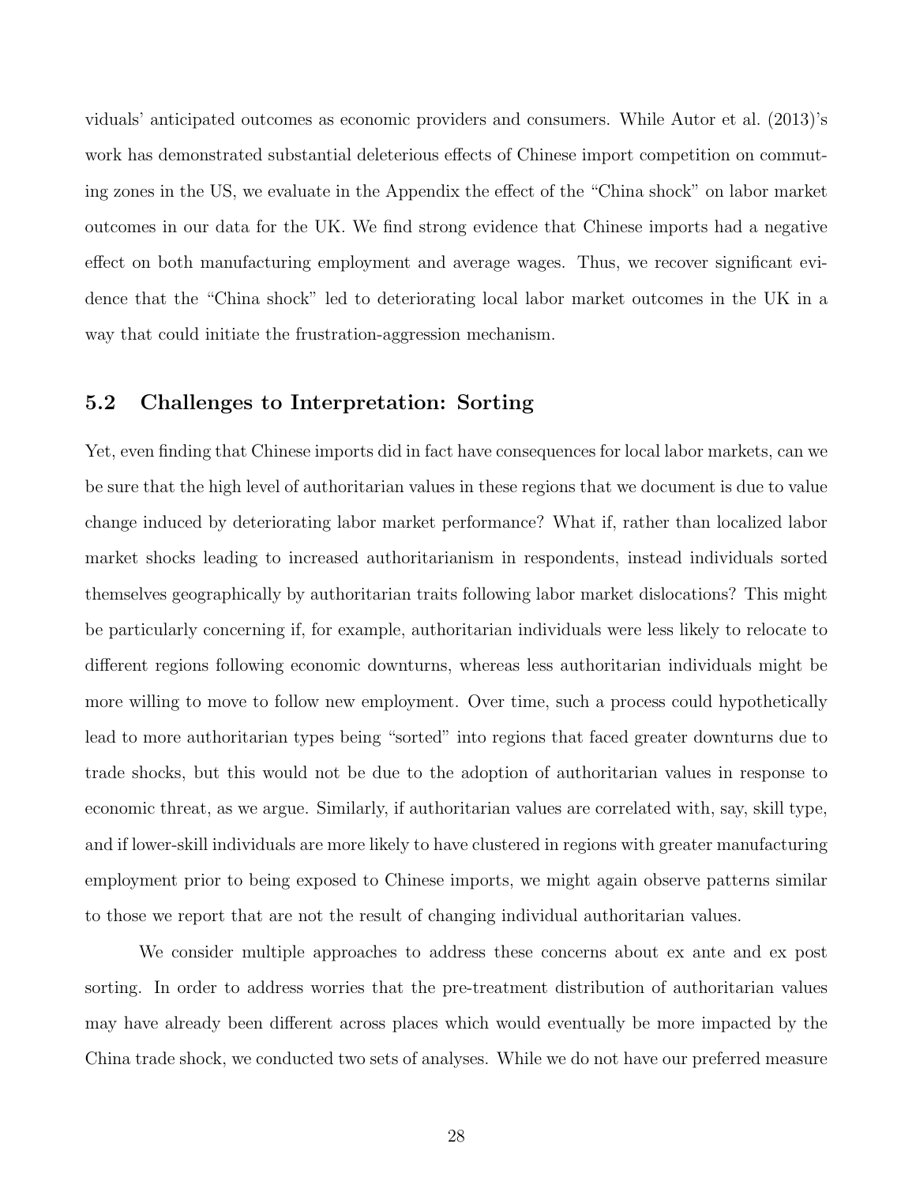viduals' anticipated outcomes as economic providers and consumers. While Autor et al. (2013)'s work has demonstrated substantial deleterious effects of Chinese import competition on commuting zones in the US, we evaluate in the Appendix the effect of the "China shock" on labor market outcomes in our data for the UK. We find strong evidence that Chinese imports had a negative effect on both manufacturing employment and average wages. Thus, we recover significant evidence that the "China shock" led to deteriorating local labor market outcomes in the UK in a way that could initiate the frustration-aggression mechanism.

### 5.2 Challenges to Interpretation: Sorting

Yet, even finding that Chinese imports did in fact have consequences for local labor markets, can we be sure that the high level of authoritarian values in these regions that we document is due to value change induced by deteriorating labor market performance? What if, rather than localized labor market shocks leading to increased authoritarianism in respondents, instead individuals sorted themselves geographically by authoritarian traits following labor market dislocations? This might be particularly concerning if, for example, authoritarian individuals were less likely to relocate to different regions following economic downturns, whereas less authoritarian individuals might be more willing to move to follow new employment. Over time, such a process could hypothetically lead to more authoritarian types being "sorted" into regions that faced greater downturns due to trade shocks, but this would not be due to the adoption of authoritarian values in response to economic threat, as we argue. Similarly, if authoritarian values are correlated with, say, skill type, and if lower-skill individuals are more likely to have clustered in regions with greater manufacturing employment prior to being exposed to Chinese imports, we might again observe patterns similar to those we report that are not the result of changing individual authoritarian values.

We consider multiple approaches to address these concerns about ex ante and ex post sorting. In order to address worries that the pre-treatment distribution of authoritarian values may have already been different across places which would eventually be more impacted by the China trade shock, we conducted two sets of analyses. While we do not have our preferred measure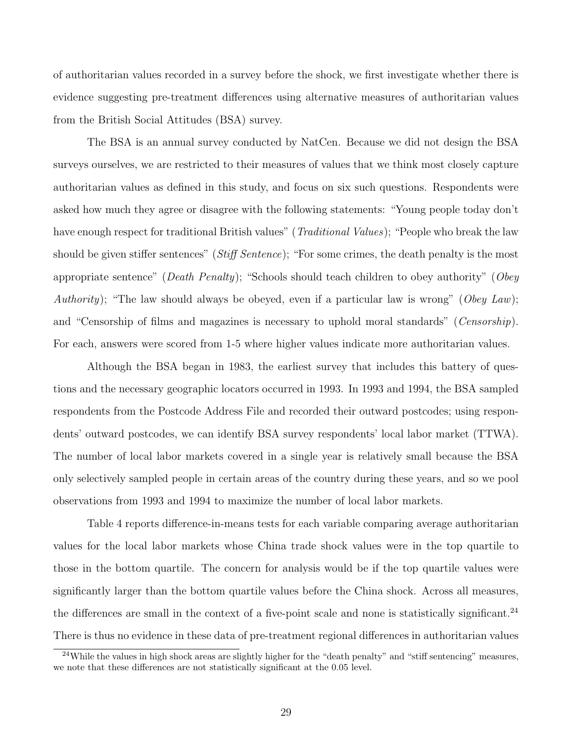of authoritarian values recorded in a survey before the shock, we first investigate whether there is evidence suggesting pre-treatment differences using alternative measures of authoritarian values from the British Social Attitudes (BSA) survey.

The BSA is an annual survey conducted by NatCen. Because we did not design the BSA surveys ourselves, we are restricted to their measures of values that we think most closely capture authoritarian values as defined in this study, and focus on six such questions. Respondents were asked how much they agree or disagree with the following statements: "Young people today don't have enough respect for traditional British values" (*Traditional Values*); "People who break the law should be given stiffer sentences" (*Stiff Sentence*); "For some crimes, the death penalty is the most appropriate sentence" (*Death Penalty*); "Schools should teach children to obey authority" (*Obey Authority*); "The law should always be obeyed, even if a particular law is wrong" (*Obey Law*); and "Censorship of films and magazines is necessary to uphold moral standards" (*Censorship*). For each, answers were scored from 1-5 where higher values indicate more authoritarian values.

Although the BSA began in 1983, the earliest survey that includes this battery of questions and the necessary geographic locators occurred in 1993. In 1993 and 1994, the BSA sampled respondents from the Postcode Address File and recorded their outward postcodes; using respondents' outward postcodes, we can identify BSA survey respondents' local labor market (TTWA). The number of local labor markets covered in a single year is relatively small because the BSA only selectively sampled people in certain areas of the country during these years, and so we pool observations from 1993 and 1994 to maximize the number of local labor markets.

Table 4 reports difference-in-means tests for each variable comparing average authoritarian values for the local labor markets whose China trade shock values were in the top quartile to those in the bottom quartile. The concern for analysis would be if the top quartile values were significantly larger than the bottom quartile values before the China shock. Across all measures, the differences are small in the context of a five-point scale and none is statistically significant.[24] There is thus no evidence in these data of pre-treatment regional differences in authoritarian values

[24] While the values in high shock areas are slightly higher for the "death penalty" and "stiff sentencing" measures, we note that these differences are not statistically significant at the 0.05 level.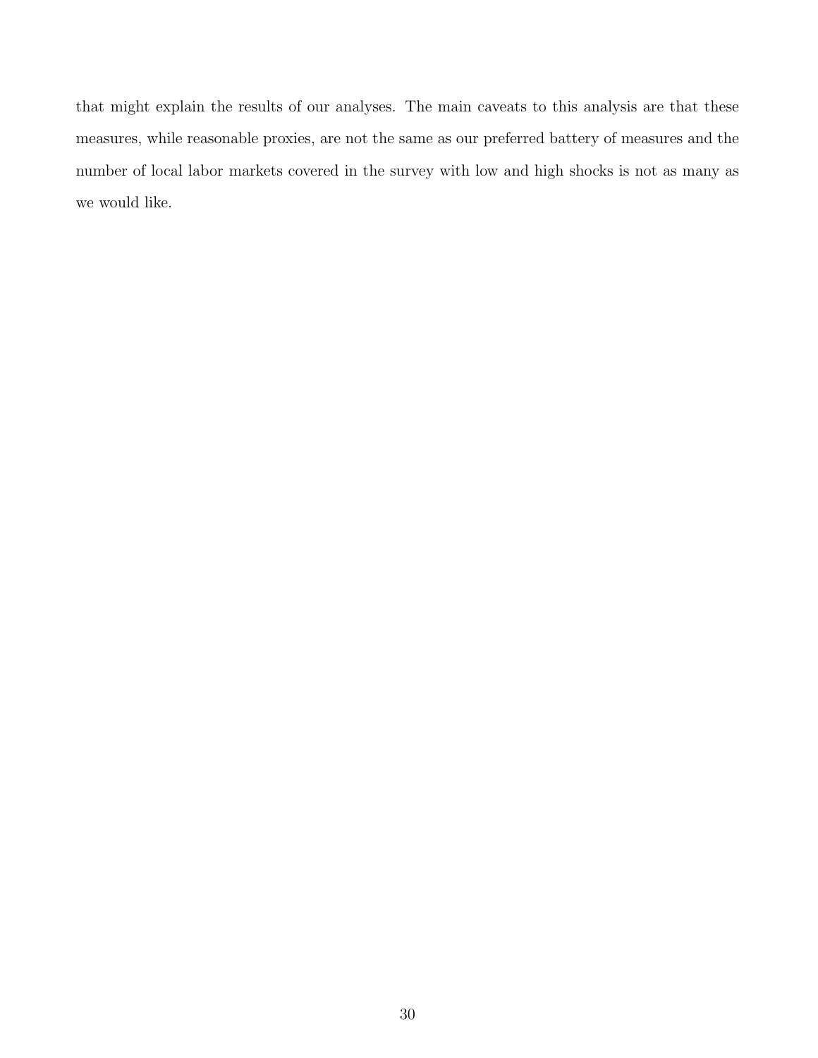that might explain the results of our analyses. The main caveats to this analysis are that these measures, while reasonable proxies, are not the same as our preferred battery of measures and the number of local labor markets covered in the survey with low and high shocks is not as many as we would like.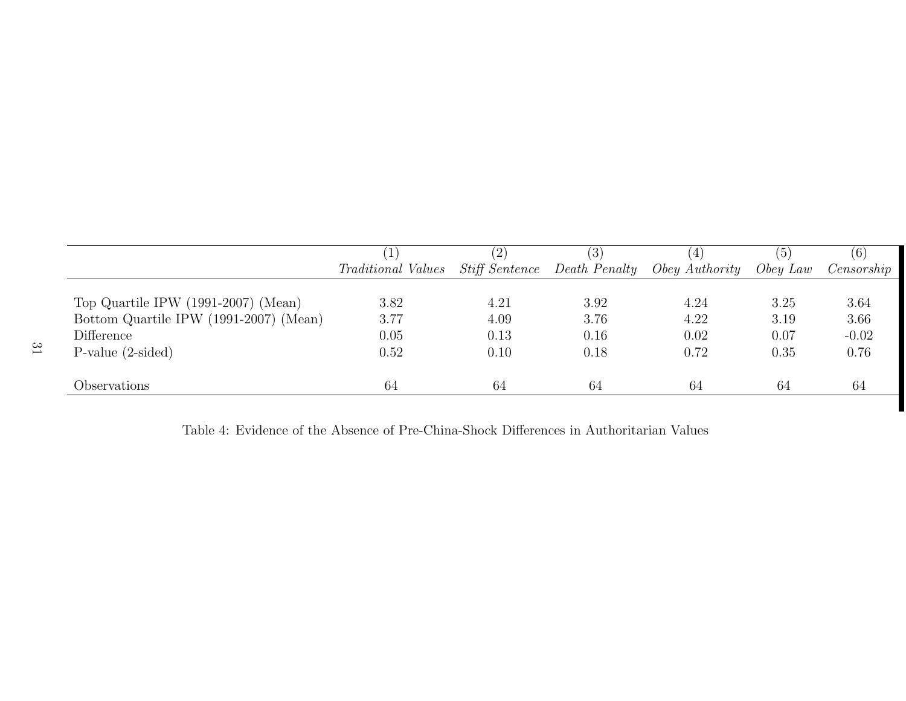| | (1) | (2) | (3) | (4) | (5) | (6) |
|---|---|---|---|---|---|---|
| | *Traditional Values* | *Stiff Sentence* | *Death Penalty* | *Obey Authority* | *Obey Law* | *Censorship* |
| Top Quartile IPW (1991-2007) (Mean) | 3.82 | 4.21 | 3.92 | 4.24 | 3.25 | 3.64 |
| Bottom Quartile IPW (1991-2007) (Mean) | 3.77 | 4.09 | 3.76 | 4.22 | 3.19 | 3.66 |
| Difference | 0.05 | 0.13 | 0.16 | 0.02 | 0.07 | -0.02 |
| P-value (2-sided) | 0.52 | 0.10 | 0.18 | 0.72 | 0.35 | 0.76 |
| Observations | 64 | 64 | 64 | 64 | 64 | 64 |

Table 4: Evidence of the Absence of Pre-China-Shock Differences in Authoritarian Values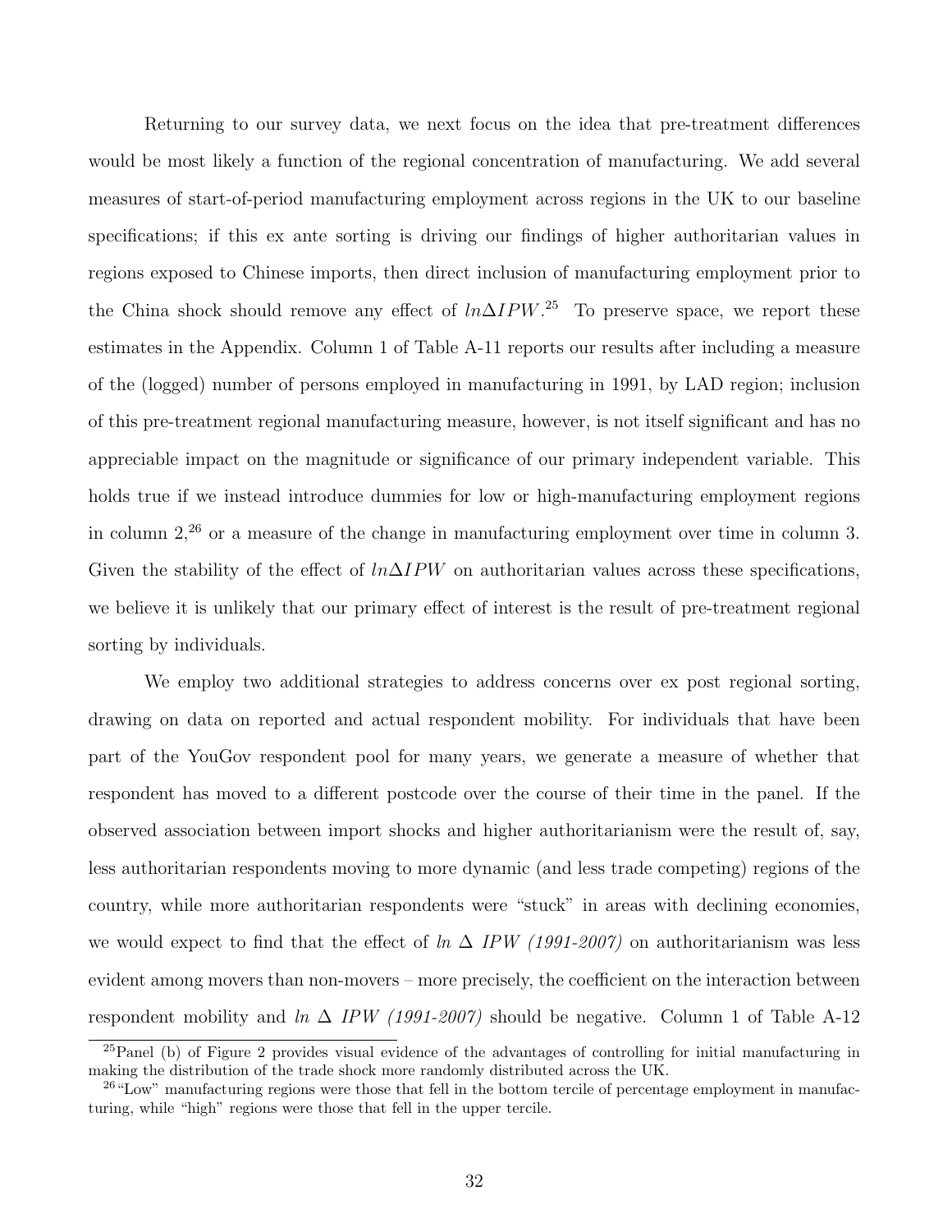Returning to our survey data, we next focus on the idea that pre-treatment differences would be most likely a function of the regional concentration of manufacturing. We add several measures of start-of-period manufacturing employment across regions in the UK to our baseline specifications; if this ex ante sorting is driving our findings of higher authoritarian values in regions exposed to Chinese imports, then direct inclusion of manufacturing employment prior to the China shock should remove any effect of $ln\Delta IPW$.[25] To preserve space, we report these estimates in the Appendix. Column 1 of Table A-11 reports our results after including a measure of the (logged) number of persons employed in manufacturing in 1991, by LAD region; inclusion of this pre-treatment regional manufacturing measure, however, is not itself significant and has no appreciable impact on the magnitude or significance of our primary independent variable. This holds true if we instead introduce dummies for low or high-manufacturing employment regions in column 2,[26] or a measure of the change in manufacturing employment over time in column 3. Given the stability of the effect of $ln\Delta IPW$ on authoritarian values across these specifications, we believe it is unlikely that our primary effect of interest is the result of pre-treatment regional sorting by individuals.

We employ two additional strategies to address concerns over ex post regional sorting, drawing on data on reported and actual respondent mobility. For individuals that have been part of the YouGov respondent pool for many years, we generate a measure of whether that respondent has moved to a different postcode over the course of their time in the panel. If the observed association between import shocks and higher authoritarianism were the result of, say, less authoritarian respondents moving to more dynamic (and less trade competing) regions of the country, while more authoritarian respondents were "stuck" in areas with declining economies, we would expect to find that the effect of *ln* $\Delta$ *IPW (1991-2007)* on authoritarianism was less evident among movers than non-movers – more precisely, the coefficient on the interaction between respondent mobility and *ln* $\Delta$ *IPW (1991-2007)* should be negative. Column 1 of Table A-12

[25] Panel (b) of Figure 2 provides visual evidence of the advantages of controlling for initial manufacturing in making the distribution of the trade shock more randomly distributed across the UK.

[26] "Low" manufacturing regions were those that fell in the bottom tercile of percentage employment in manufacturing, while "high" regions were those that fell in the upper tercile.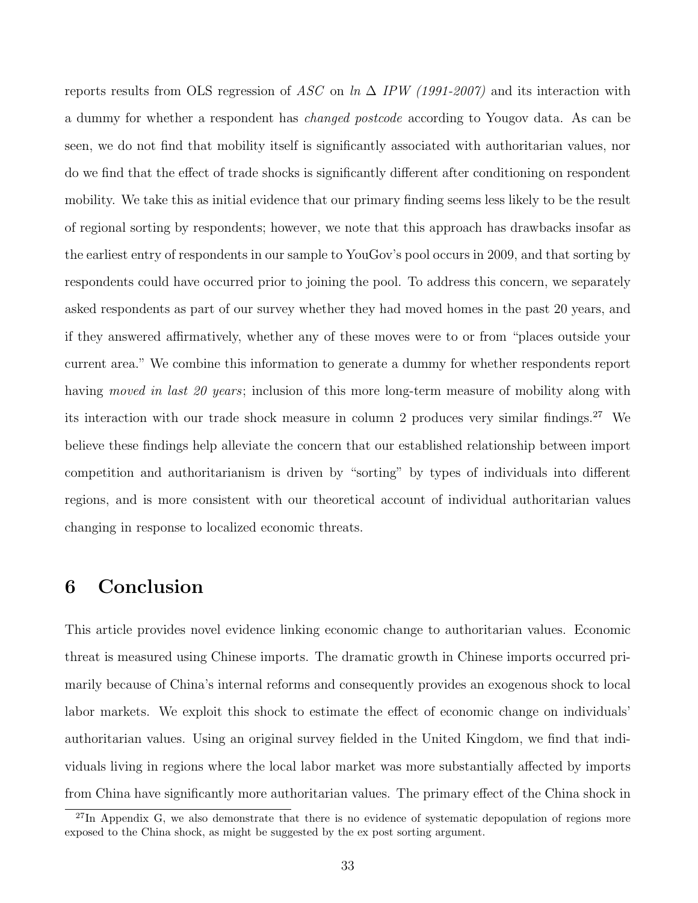reports results from OLS regression of *ASC* on *ln* $\Delta$ *IPW (1991-2007)* and its interaction with a dummy for whether a respondent has *changed postcode* according to Yougov data. As can be seen, we do not find that mobility itself is significantly associated with authoritarian values, nor do we find that the effect of trade shocks is significantly different after conditioning on respondent mobility. We take this as initial evidence that our primary finding seems less likely to be the result of regional sorting by respondents; however, we note that this approach has drawbacks insofar as the earliest entry of respondents in our sample to YouGov's pool occurs in 2009, and that sorting by respondents could have occurred prior to joining the pool. To address this concern, we separately asked respondents as part of our survey whether they had moved homes in the past 20 years, and if they answered affirmatively, whether any of these moves were to or from "places outside your current area." We combine this information to generate a dummy for whether respondents report having *moved in last 20 years*; inclusion of this more long-term measure of mobility along with its interaction with our trade shock measure in column 2 produces very similar findings.[27] We believe these findings help alleviate the concern that our established relationship between import competition and authoritarianism is driven by "sorting" by types of individuals into different regions, and is more consistent with our theoretical account of individual authoritarian values changing in response to localized economic threats.

## 6 Conclusion

This article provides novel evidence linking economic change to authoritarian values. Economic threat is measured using Chinese imports. The dramatic growth in Chinese imports occurred primarily because of China's internal reforms and consequently provides an exogenous shock to local labor markets. We exploit this shock to estimate the effect of economic change on individuals' authoritarian values. Using an original survey fielded in the United Kingdom, we find that individuals living in regions where the local labor market was more substantially affected by imports from China have significantly more authoritarian values. The primary effect of the China shock in

[27] In Appendix G, we also demonstrate that there is no evidence of systematic depopulation of regions more exposed to the China shock, as might be suggested by the ex post sorting argument.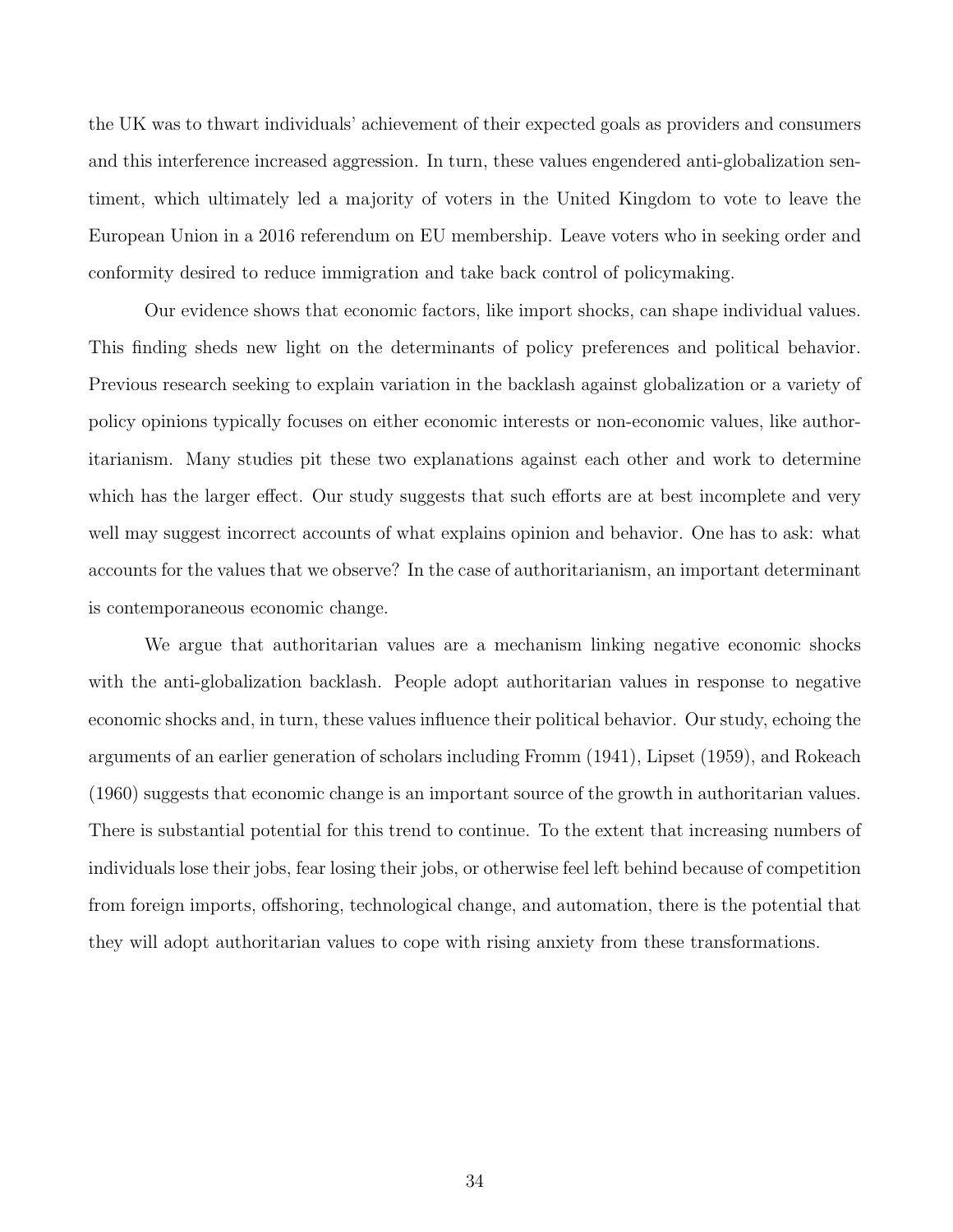the UK was to thwart individuals' achievement of their expected goals as providers and consumers and this interference increased aggression. In turn, these values engendered anti-globalization sentiment, which ultimately led a majority of voters in the United Kingdom to vote to leave the European Union in a 2016 referendum on EU membership. Leave voters who in seeking order and conformity desired to reduce immigration and take back control of policymaking.

Our evidence shows that economic factors, like import shocks, can shape individual values. This finding sheds new light on the determinants of policy preferences and political behavior. Previous research seeking to explain variation in the backlash against globalization or a variety of policy opinions typically focuses on either economic interests or non-economic values, like authoritarianism. Many studies pit these two explanations against each other and work to determine which has the larger effect. Our study suggests that such efforts are at best incomplete and very well may suggest incorrect accounts of what explains opinion and behavior. One has to ask: what accounts for the values that we observe? In the case of authoritarianism, an important determinant is contemporaneous economic change.

We argue that authoritarian values are a mechanism linking negative economic shocks with the anti-globalization backlash. People adopt authoritarian values in response to negative economic shocks and, in turn, these values influence their political behavior. Our study, echoing the arguments of an earlier generation of scholars including Fromm (1941), Lipset (1959), and Rokeach (1960) suggests that economic change is an important source of the growth in authoritarian values. There is substantial potential for this trend to continue. To the extent that increasing numbers of individuals lose their jobs, fear losing their jobs, or otherwise feel left behind because of competition from foreign imports, offshoring, technological change, and automation, there is the potential that they will adopt authoritarian values to cope with rising anxiety from these transformations.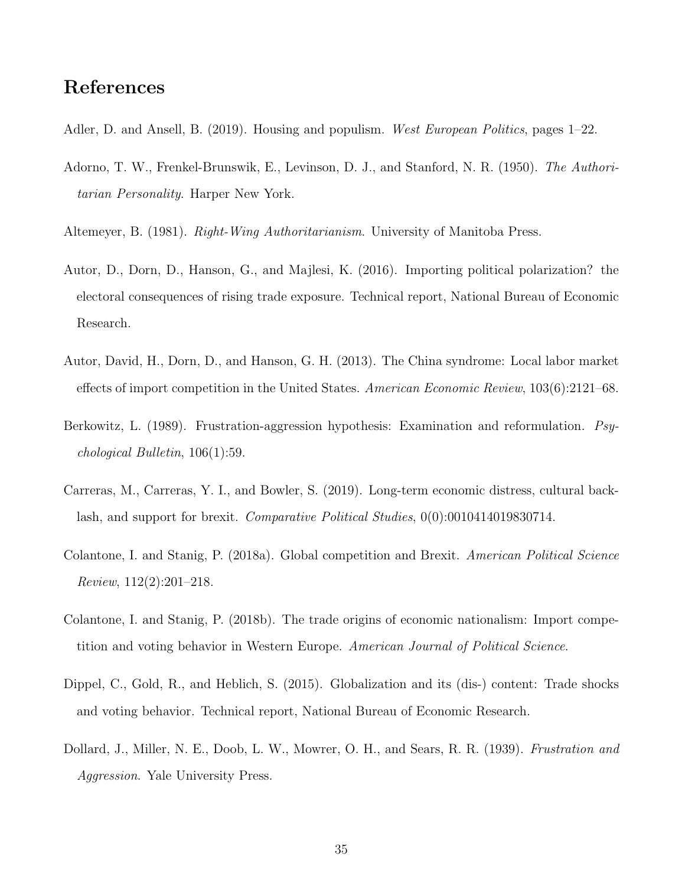# References

Adler, D. and Ansell, B. (2019). Housing and populism. *West European Politics*, pages 1–22.

Adorno, T. W., Frenkel-Brunswik, E., Levinson, D. J., and Stanford, N. R. (1950). *The Authoritarian Personality*. Harper New York.

Altemeyer, B. (1981). *Right-Wing Authoritarianism*. University of Manitoba Press.

Autor, D., Dorn, D., Hanson, G., and Majlesi, K. (2016). Importing political polarization? the electoral consequences of rising trade exposure. Technical report, National Bureau of Economic Research.

Autor, David, H., Dorn, D., and Hanson, G. H. (2013). The China syndrome: Local labor market effects of import competition in the United States. *American Economic Review*, 103(6):2121–68.

Berkowitz, L. (1989). Frustration-aggression hypothesis: Examination and reformulation. *Psychological Bulletin*, 106(1):59.

Carreras, M., Carreras, Y. I., and Bowler, S. (2019). Long-term economic distress, cultural backlash, and support for brexit. *Comparative Political Studies*, 0(0):0010414019830714.

Colantone, I. and Stanig, P. (2018a). Global competition and Brexit. *American Political Science Review*, 112(2):201–218.

Colantone, I. and Stanig, P. (2018b). The trade origins of economic nationalism: Import competition and voting behavior in Western Europe. *American Journal of Political Science*.

Dippel, C., Gold, R., and Heblich, S. (2015). Globalization and its (dis-) content: Trade shocks and voting behavior. Technical report, National Bureau of Economic Research.

Dollard, J., Miller, N. E., Doob, L. W., Mowrer, O. H., and Sears, R. R. (1939). *Frustration and Aggression*. Yale University Press.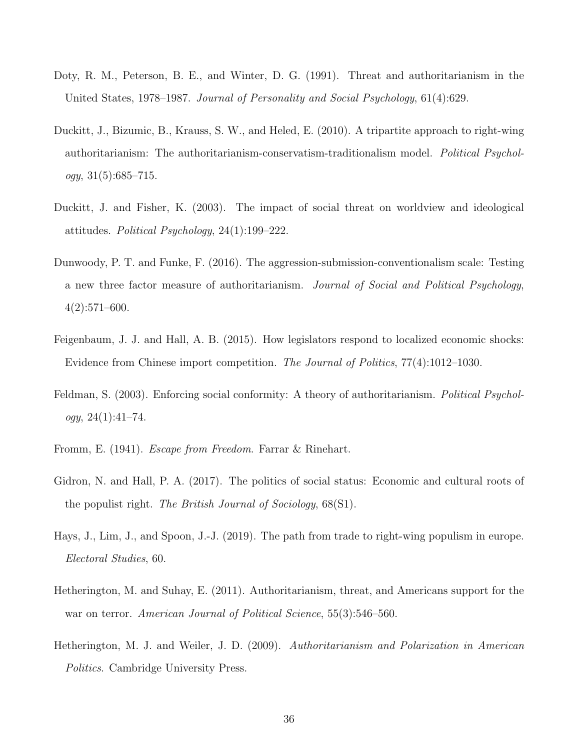Doty, R. M., Peterson, B. E., and Winter, D. G. (1991). Threat and authoritarianism in the United States, 1978–1987. *Journal of Personality and Social Psychology*, 61(4):629.

Duckitt, J., Bizumic, B., Krauss, S. W., and Heled, E. (2010). A tripartite approach to right-wing authoritarianism: The authoritarianism-conservatism-traditionalism model. *Political Psychology*, 31(5):685–715.

Duckitt, J. and Fisher, K. (2003). The impact of social threat on worldview and ideological attitudes. *Political Psychology*, 24(1):199–222.

Dunwoody, P. T. and Funke, F. (2016). The aggression-submission-conventionalism scale: Testing a new three factor measure of authoritarianism. *Journal of Social and Political Psychology*, 4(2):571–600.

Feigenbaum, J. J. and Hall, A. B. (2015). How legislators respond to localized economic shocks: Evidence from Chinese import competition. *The Journal of Politics*, 77(4):1012–1030.

Feldman, S. (2003). Enforcing social conformity: A theory of authoritarianism. *Political Psychology*, 24(1):41–74.

Fromm, E. (1941). *Escape from Freedom*. Farrar & Rinehart.

Gidron, N. and Hall, P. A. (2017). The politics of social status: Economic and cultural roots of the populist right. *The British Journal of Sociology*, 68(S1).

Hays, J., Lim, J., and Spoon, J.-J. (2019). The path from trade to right-wing populism in europe. *Electoral Studies*, 60.

Hetherington, M. and Suhay, E. (2011). Authoritarianism, threat, and Americans support for the war on terror. *American Journal of Political Science*, 55(3):546–560.

Hetherington, M. J. and Weiler, J. D. (2009). *Authoritarianism and Polarization in American Politics*. Cambridge University Press.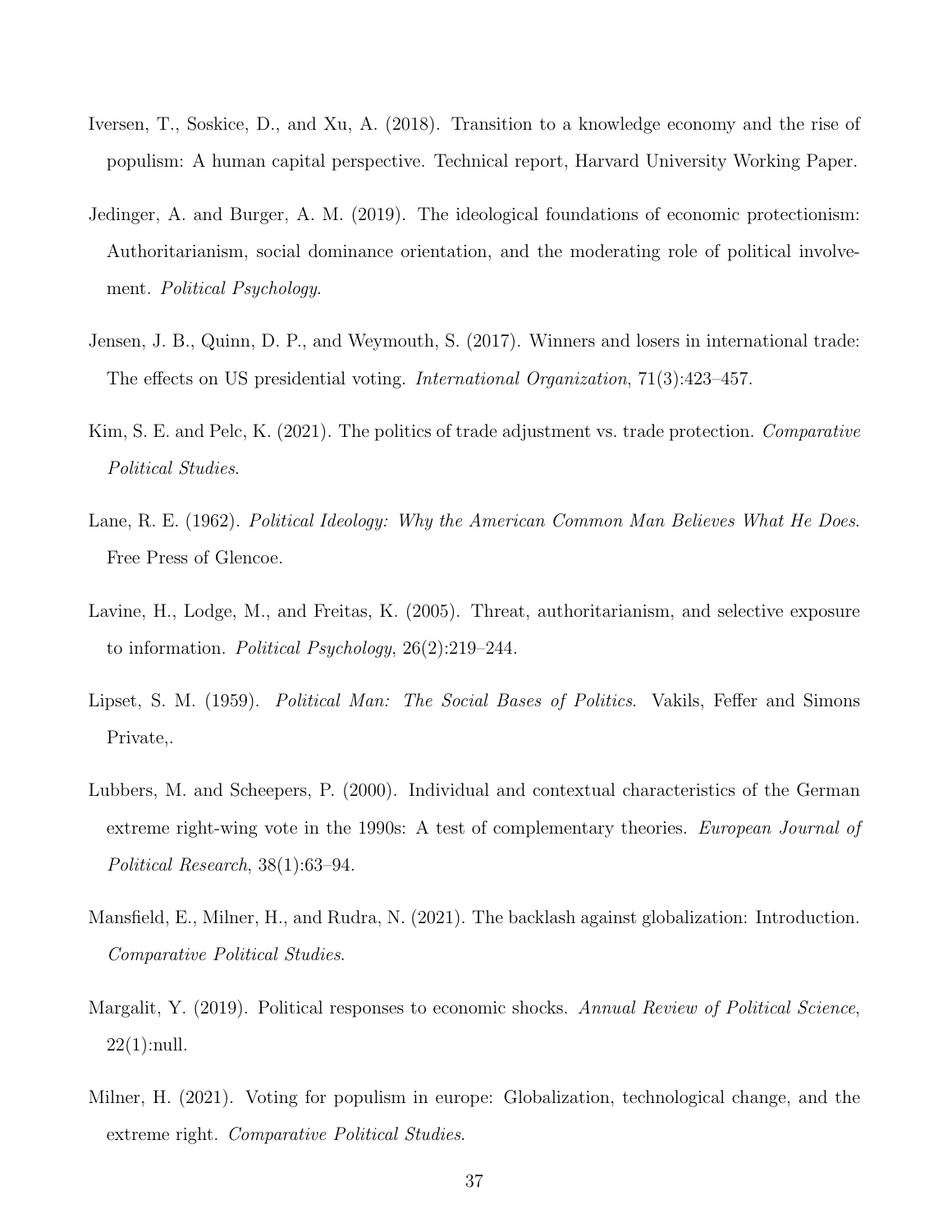Iversen, T., Soskice, D., and Xu, A. (2018). Transition to a knowledge economy and the rise of populism: A human capital perspective. Technical report, Harvard University Working Paper.

Jedinger, A. and Burger, A. M. (2019). The ideological foundations of economic protectionism: Authoritarianism, social dominance orientation, and the moderating role of political involvement. *Political Psychology*.

Jensen, J. B., Quinn, D. P., and Weymouth, S. (2017). Winners and losers in international trade: The effects on US presidential voting. *International Organization*, 71(3):423–457.

Kim, S. E. and Pelc, K. (2021). The politics of trade adjustment vs. trade protection. *Comparative Political Studies*.

Lane, R. E. (1962). *Political Ideology: Why the American Common Man Believes What He Does*. Free Press of Glencoe.

Lavine, H., Lodge, M., and Freitas, K. (2005). Threat, authoritarianism, and selective exposure to information. *Political Psychology*, 26(2):219–244.

Lipset, S. M. (1959). *Political Man: The Social Bases of Politics*. Vakils, Feffer and Simons Private,.

Lubbers, M. and Scheepers, P. (2000). Individual and contextual characteristics of the German extreme right-wing vote in the 1990s: A test of complementary theories. *European Journal of Political Research*, 38(1):63–94.

Mansfield, E., Milner, H., and Rudra, N. (2021). The backlash against globalization: Introduction. *Comparative Political Studies*.

Margalit, Y. (2019). Political responses to economic shocks. *Annual Review of Political Science*, 22(1):null.

Milner, H. (2021). Voting for populism in europe: Globalization, technological change, and the extreme right. *Comparative Political Studies*.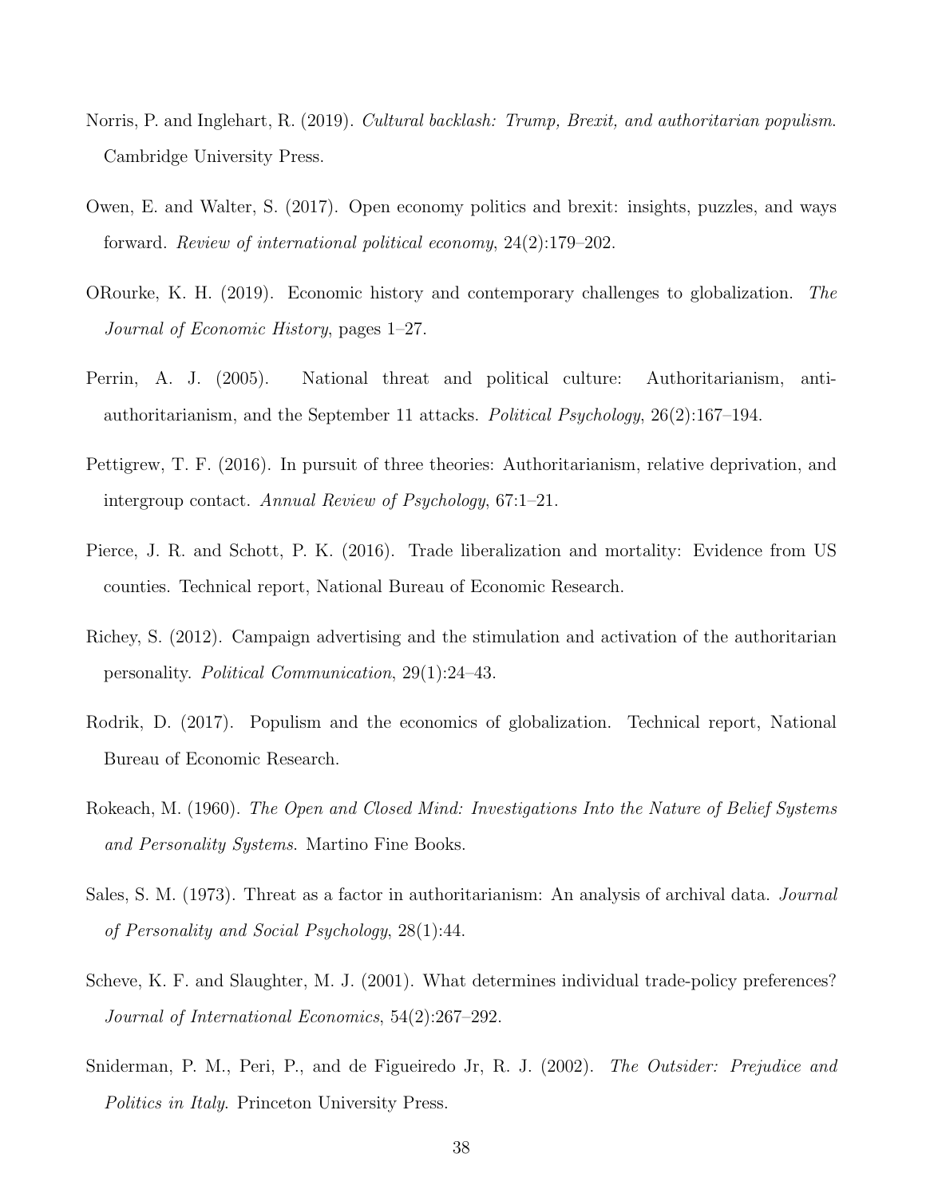Norris, P. and Inglehart, R. (2019). *Cultural backlash: Trump, Brexit, and authoritarian populism*. Cambridge University Press.

Owen, E. and Walter, S. (2017). Open economy politics and brexit: insights, puzzles, and ways forward. *Review of international political economy*, 24(2):179–202.

ORourke, K. H. (2019). Economic history and contemporary challenges to globalization. *The Journal of Economic History*, pages 1–27.

Perrin, A. J. (2005). National threat and political culture: Authoritarianism, anti-authoritarianism, and the September 11 attacks. *Political Psychology*, 26(2):167–194.

Pettigrew, T. F. (2016). In pursuit of three theories: Authoritarianism, relative deprivation, and intergroup contact. *Annual Review of Psychology*, 67:1–21.

Pierce, J. R. and Schott, P. K. (2016). Trade liberalization and mortality: Evidence from US counties. Technical report, National Bureau of Economic Research.

Richey, S. (2012). Campaign advertising and the stimulation and activation of the authoritarian personality. *Political Communication*, 29(1):24–43.

Rodrik, D. (2017). Populism and the economics of globalization. Technical report, National Bureau of Economic Research.

Rokeach, M. (1960). *The Open and Closed Mind: Investigations Into the Nature of Belief Systems and Personality Systems*. Martino Fine Books.

Sales, S. M. (1973). Threat as a factor in authoritarianism: An analysis of archival data. *Journal of Personality and Social Psychology*, 28(1):44.

Scheve, K. F. and Slaughter, M. J. (2001). What determines individual trade-policy preferences? *Journal of International Economics*, 54(2):267–292.

Sniderman, P. M., Peri, P., and de Figueiredo Jr, R. J. (2002). *The Outsider: Prejudice and Politics in Italy*. Princeton University Press.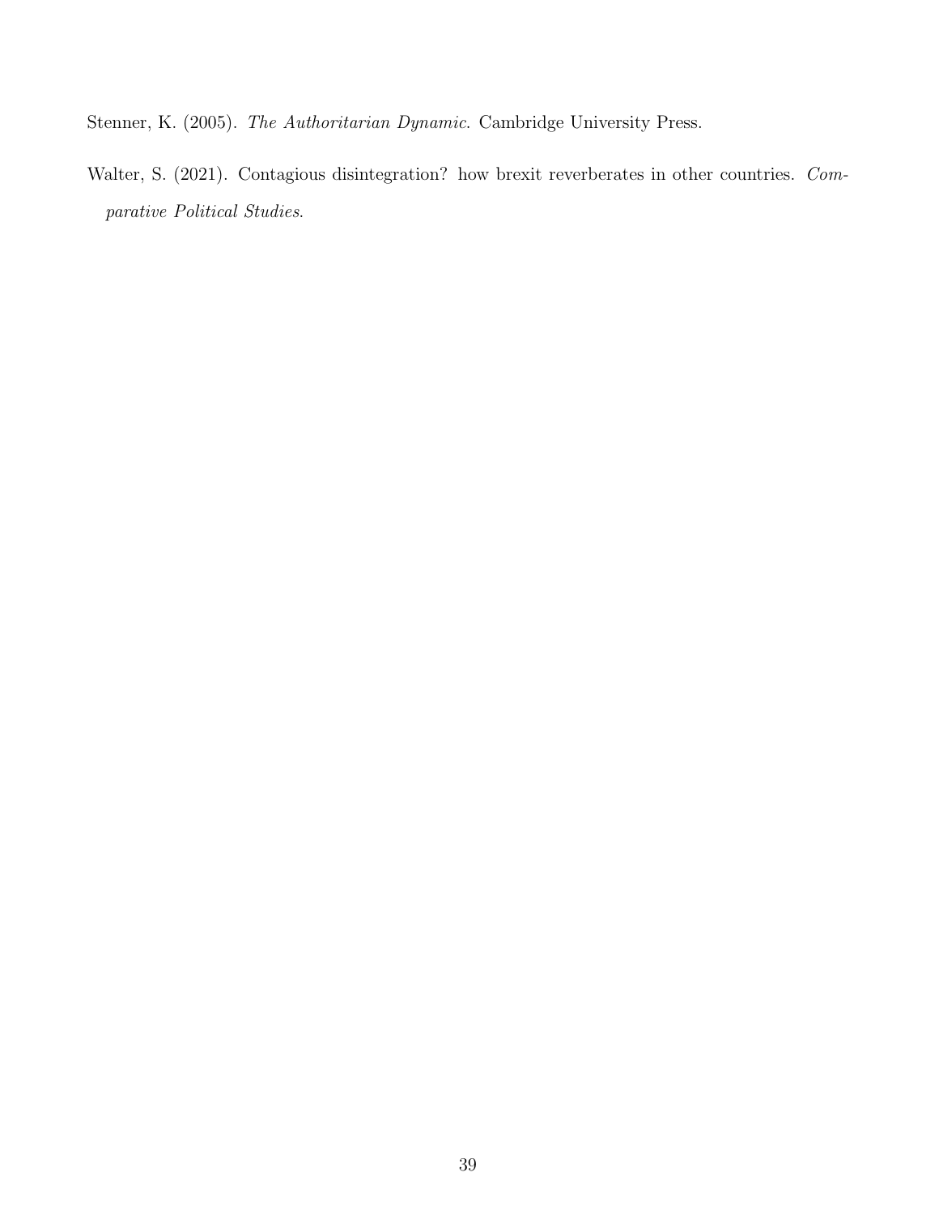Stenner, K. (2005). *The Authoritarian Dynamic*. Cambridge University Press.

Walter, S. (2021). Contagious disintegration? how brexit reverberates in other countries. *Comparative Political Studies*.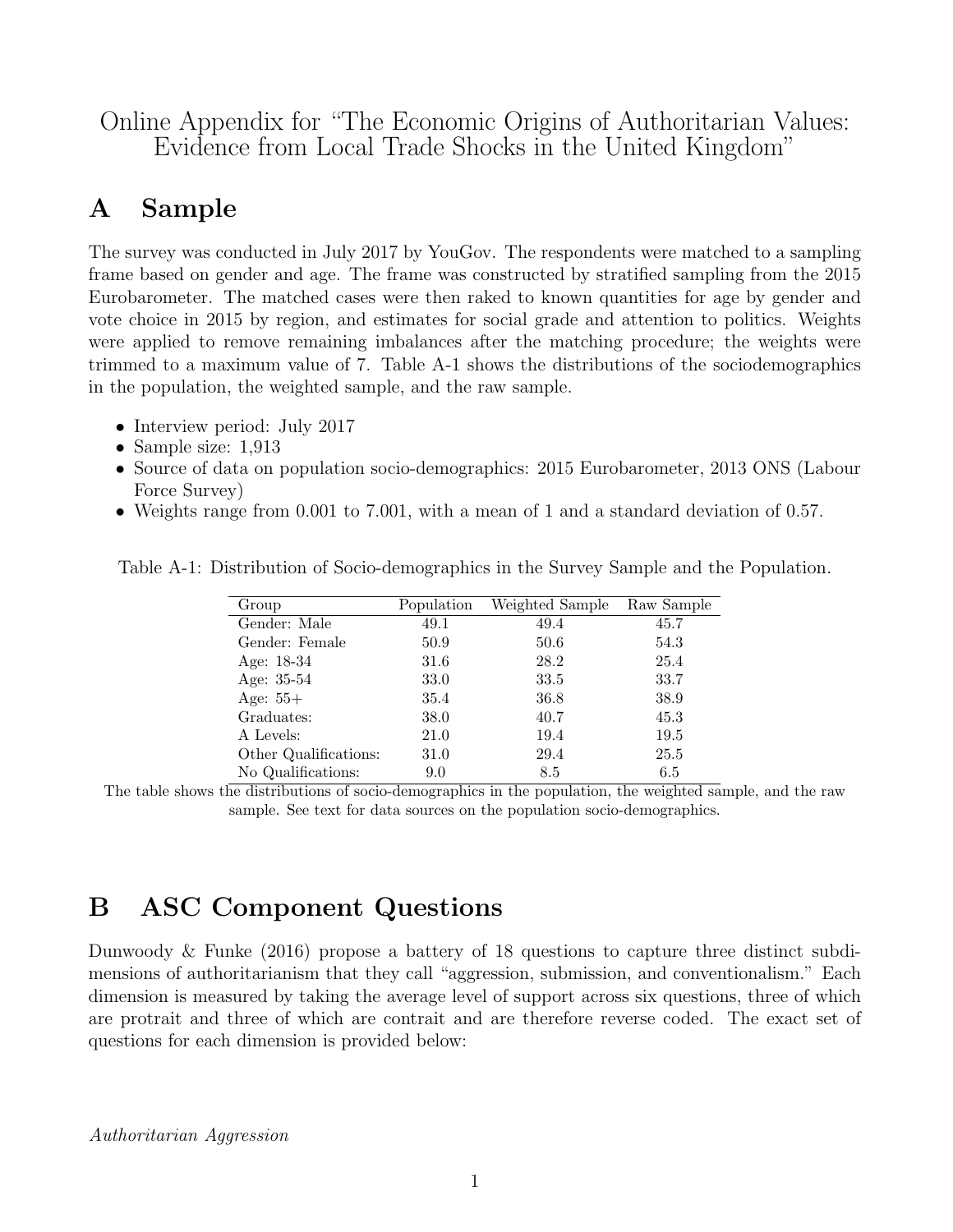# Online Appendix for "The Economic Origins of Authoritarian Values: Evidence from Local Trade Shocks in the United Kingdom"

## A Sample

The survey was conducted in July 2017 by YouGov. The respondents were matched to a sampling frame based on gender and age. The frame was constructed by stratified sampling from the 2015 Eurobarometer. The matched cases were then raked to known quantities for age by gender and vote choice in 2015 by region, and estimates for social grade and attention to politics. Weights were applied to remove remaining imbalances after the matching procedure; the weights were trimmed to a maximum value of 7. Table A-1 shows the distributions of the sociodemographics in the population, the weighted sample, and the raw sample.

- Interview period: July 2017
- Sample size: 1,913
- Source of data on population socio-demographics: 2015 Eurobarometer, 2013 ONS (Labour Force Survey)
- Weights range from 0.001 to 7.001, with a mean of 1 and a standard deviation of 0.57.

Table A-1: Distribution of Socio-demographics in the Survey Sample and the Population.

| Group | Population | Weighted Sample | Raw Sample |
|---|---|---|---|
| Gender: Male | 49.1 | 49.4 | 45.7 |
| Gender: Female | 50.9 | 50.6 | 54.3 |
| Age: 18-34 | 31.6 | 28.2 | 25.4 |
| Age: 35-54 | 33.0 | 33.5 | 33.7 |
| Age: 55+ | 35.4 | 36.8 | 38.9 |
| Graduates: | 38.0 | 40.7 | 45.3 |
| A Levels: | 21.0 | 19.4 | 19.5 |
| Other Qualifications: | 31.0 | 29.4 | 25.5 |
| No Qualifications: | 9.0 | 8.5 | 6.5 |

The table shows the distributions of socio-demographics in the population, the weighted sample, and the raw sample. See text for data sources on the population socio-demographics.

## B ASC Component Questions

Dunwoody & Funke (2016) propose a battery of 18 questions to capture three distinct subdimensions of authoritarianism that they call "aggression, submission, and conventionalism." Each dimension is measured by taking the average level of support across six questions, three of which are protrait and three of which are contrait and are therefore reverse coded. The exact set of questions for each dimension is provided below:

*Authoritarian Aggression*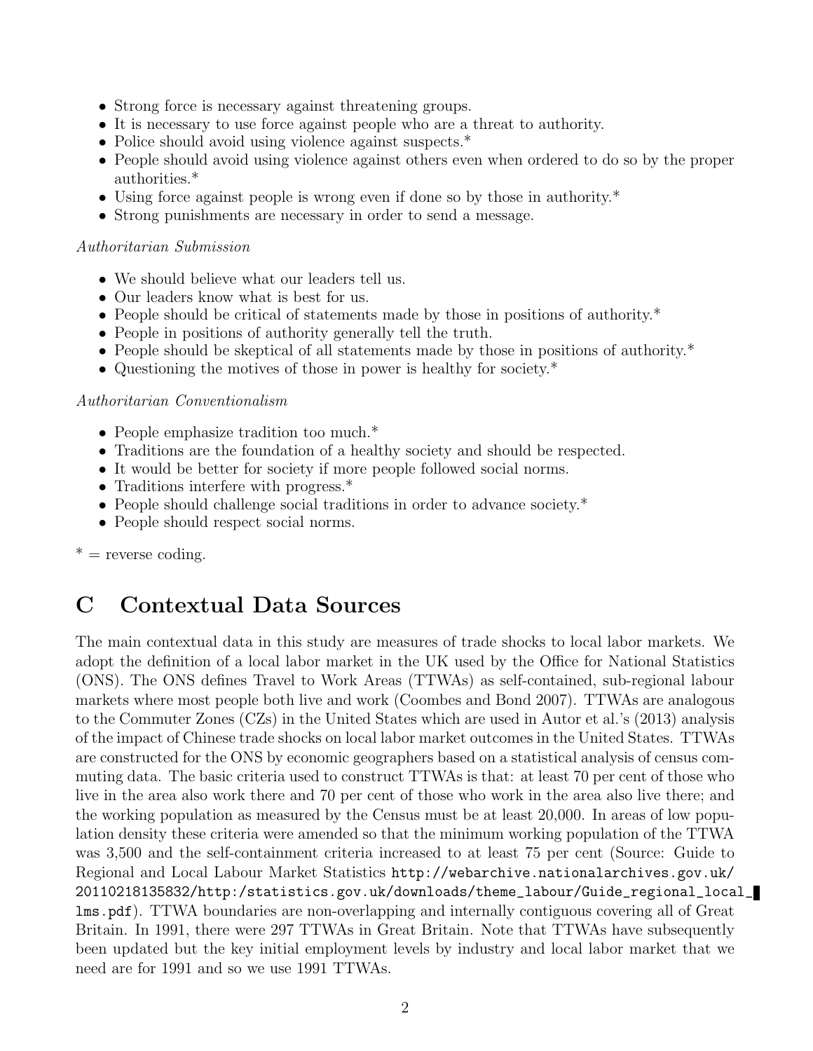- Strong force is necessary against threatening groups.
- It is necessary to use force against people who are a threat to authority.
- Police should avoid using violence against suspects.*
- People should avoid using violence against others even when ordered to do so by the proper authorities.*
- Using force against people is wrong even if done so by those in authority.*
- Strong punishments are necessary in order to send a message.

*Authoritarian Submission*

- We should believe what our leaders tell us.
- Our leaders know what is best for us.
- People should be critical of statements made by those in positions of authority.*
- People in positions of authority generally tell the truth.
- People should be skeptical of all statements made by those in positions of authority.*
- Questioning the motives of those in power is healthy for society.*

*Authoritarian Conventionalism*

- People emphasize tradition too much.*
- Traditions are the foundation of a healthy society and should be respected.
- It would be better for society if more people followed social norms.
- Traditions interfere with progress.*
- People should challenge social traditions in order to advance society.*
- People should respect social norms.

* = reverse coding.

# C Contextual Data Sources

The main contextual data in this study are measures of trade shocks to local labor markets. We adopt the definition of a local labor market in the UK used by the Office for National Statistics (ONS). The ONS defines Travel to Work Areas (TTWAs) as self-contained, sub-regional labour markets where most people both live and work (Coombes and Bond 2007). TTWAs are analogous to the Commuter Zones (CZs) in the United States which are used in Autor et al.'s (2013) analysis of the impact of Chinese trade shocks on local labor market outcomes in the United States. TTWAs are constructed for the ONS by economic geographers based on a statistical analysis of census commuting data. The basic criteria used to construct TTWAs is that: at least 70 per cent of those who live in the area also work there and 70 per cent of those who work in the area also live there; and the working population as measured by the Census must be at least 20,000. In areas of low population density these criteria were amended so that the minimum working population of the TTWA was 3,500 and the self-containment criteria increased to at least 75 per cent (Source: Guide to Regional and Local Labour Market Statistics `http://webarchive.nationalarchives.gov.uk/20110218135832/http:/statistics.gov.uk/downloads/theme_labour/Guide_regional_local_lms.pdf`). TTWA boundaries are non-overlapping and internally contiguous covering all of Great Britain. In 1991, there were 297 TTWAs in Great Britain. Note that TTWAs have subsequently been updated but the key initial employment levels by industry and local labor market that we need are for 1991 and so we use 1991 TTWAs.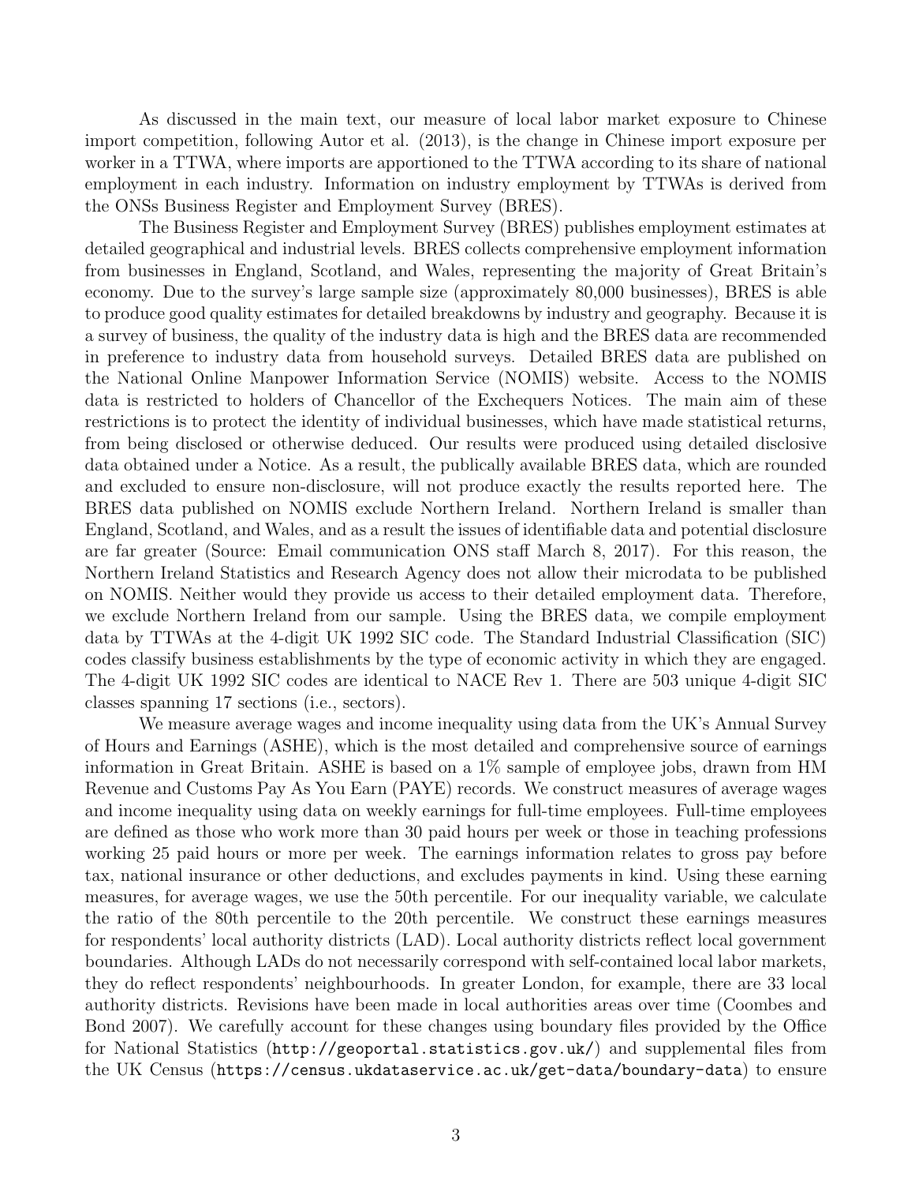As discussed in the main text, our measure of local labor market exposure to Chinese import competition, following Autor et al. (2013), is the change in Chinese import exposure per worker in a TTWA, where imports are apportioned to the TTWA according to its share of national employment in each industry. Information on industry employment by TTWAs is derived from the ONSs Business Register and Employment Survey (BRES).

The Business Register and Employment Survey (BRES) publishes employment estimates at detailed geographical and industrial levels. BRES collects comprehensive employment information from businesses in England, Scotland, and Wales, representing the majority of Great Britain's economy. Due to the survey's large sample size (approximately 80,000 businesses), BRES is able to produce good quality estimates for detailed breakdowns by industry and geography. Because it is a survey of business, the quality of the industry data is high and the BRES data are recommended in preference to industry data from household surveys. Detailed BRES data are published on the National Online Manpower Information Service (NOMIS) website. Access to the NOMIS data is restricted to holders of Chancellor of the Exchequers Notices. The main aim of these restrictions is to protect the identity of individual businesses, which have made statistical returns, from being disclosed or otherwise deduced. Our results were produced using detailed disclosive data obtained under a Notice. As a result, the publically available BRES data, which are rounded and excluded to ensure non-disclosure, will not produce exactly the results reported here. The BRES data published on NOMIS exclude Northern Ireland. Northern Ireland is smaller than England, Scotland, and Wales, and as a result the issues of identifiable data and potential disclosure are far greater (Source: Email communication ONS staff March 8, 2017). For this reason, the Northern Ireland Statistics and Research Agency does not allow their microdata to be published on NOMIS. Neither would they provide us access to their detailed employment data. Therefore, we exclude Northern Ireland from our sample. Using the BRES data, we compile employment data by TTWAs at the 4-digit UK 1992 SIC code. The Standard Industrial Classification (SIC) codes classify business establishments by the type of economic activity in which they are engaged. The 4-digit UK 1992 SIC codes are identical to NACE Rev 1. There are 503 unique 4-digit SIC classes spanning 17 sections (i.e., sectors).

We measure average wages and income inequality using data from the UK's Annual Survey of Hours and Earnings (ASHE), which is the most detailed and comprehensive source of earnings information in Great Britain. ASHE is based on a 1% sample of employee jobs, drawn from HM Revenue and Customs Pay As You Earn (PAYE) records. We construct measures of average wages and income inequality using data on weekly earnings for full-time employees. Full-time employees are defined as those who work more than 30 paid hours per week or those in teaching professions working 25 paid hours or more per week. The earnings information relates to gross pay before tax, national insurance or other deductions, and excludes payments in kind. Using these earning measures, for average wages, we use the 50th percentile. For our inequality variable, we calculate the ratio of the 80th percentile to the 20th percentile. We construct these earnings measures for respondents' local authority districts (LAD). Local authority districts reflect local government boundaries. Although LADs do not necessarily correspond with self-contained local labor markets, they do reflect respondents' neighbourhoods. In greater London, for example, there are 33 local authority districts. Revisions have been made in local authorities areas over time (Coombes and Bond 2007). We carefully account for these changes using boundary files provided by the Office for National Statistics (`http://geoportal.statistics.gov.uk/`) and supplemental files from the UK Census (`https://census.ukdataservice.ac.uk/get-data/boundary-data`) to ensure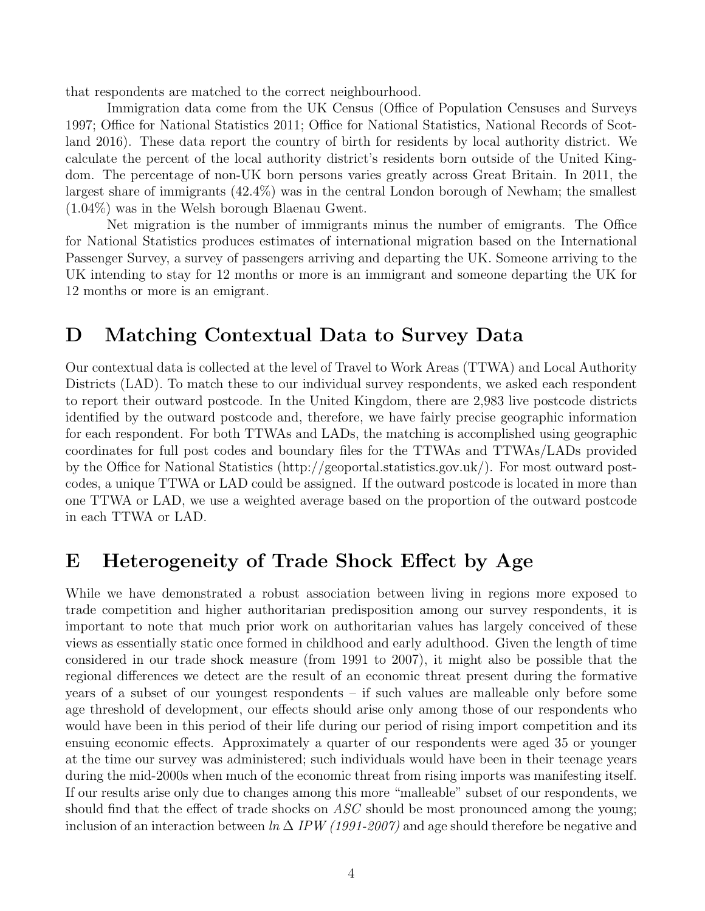that respondents are matched to the correct neighbourhood.

Immigration data come from the UK Census (Office of Population Censuses and Surveys 1997; Office for National Statistics 2011; Office for National Statistics, National Records of Scotland 2016). These data report the country of birth for residents by local authority district. We calculate the percent of the local authority district's residents born outside of the United Kingdom. The percentage of non-UK born persons varies greatly across Great Britain. In 2011, the largest share of immigrants (42.4%) was in the central London borough of Newham; the smallest (1.04%) was in the Welsh borough Blaenau Gwent.

Net migration is the number of immigrants minus the number of emigrants. The Office for National Statistics produces estimates of international migration based on the International Passenger Survey, a survey of passengers arriving and departing the UK. Someone arriving to the UK intending to stay for 12 months or more is an immigrant and someone departing the UK for 12 months or more is an emigrant.

# D Matching Contextual Data to Survey Data

Our contextual data is collected at the level of Travel to Work Areas (TTWA) and Local Authority Districts (LAD). To match these to our individual survey respondents, we asked each respondent to report their outward postcode. In the United Kingdom, there are 2,983 live postcode districts identified by the outward postcode and, therefore, we have fairly precise geographic information for each respondent. For both TTWAs and LADs, the matching is accomplished using geographic coordinates for full post codes and boundary files for the TTWAs and TTWAs/LADs provided by the Office for National Statistics (http://geoportal.statistics.gov.uk/). For most outward postcodes, a unique TTWA or LAD could be assigned. If the outward postcode is located in more than one TTWA or LAD, we use a weighted average based on the proportion of the outward postcode in each TTWA or LAD.

# E Heterogeneity of Trade Shock Effect by Age

While we have demonstrated a robust association between living in regions more exposed to trade competition and higher authoritarian predisposition among our survey respondents, it is important to note that much prior work on authoritarian values has largely conceived of these views as essentially static once formed in childhood and early adulthood. Given the length of time considered in our trade shock measure (from 1991 to 2007), it might also be possible that the regional differences we detect are the result of an economic threat present during the formative years of a subset of our youngest respondents – if such values are malleable only before some age threshold of development, our effects should arise only among those of our respondents who would have been in this period of their life during our period of rising import competition and its ensuing economic effects. Approximately a quarter of our respondents were aged 35 or younger at the time our survey was administered; such individuals would have been in their teenage years during the mid-2000s when much of the economic threat from rising imports was manifesting itself. If our results arise only due to changes among this more "malleable" subset of our respondents, we should find that the effect of trade shocks on *ASC* should be most pronounced among the young; inclusion of an interaction between *ln* $\Delta$ *IPW (1991-2007)* and age should therefore be negative and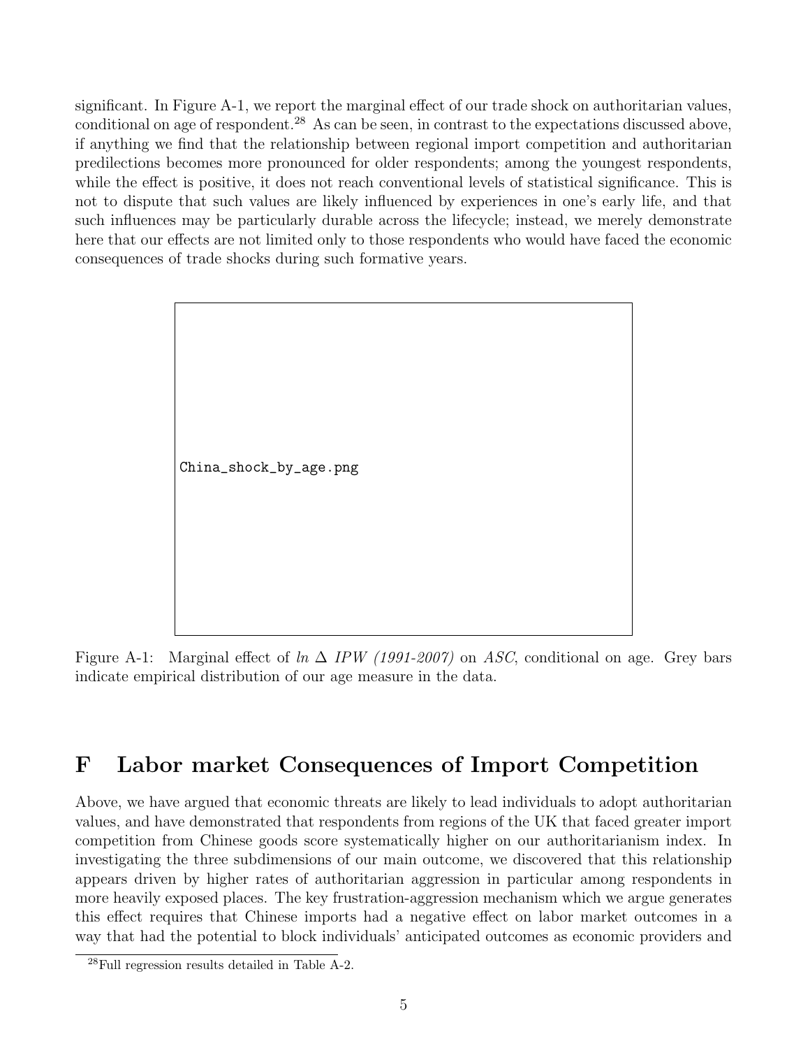significant. In Figure A-1, we report the marginal effect of our trade shock on authoritarian values, conditional on age of respondent.[28] As can be seen, in contrast to the expectations discussed above, if anything we find that the relationship between regional import competition and authoritarian predilections becomes more pronounced for older respondents; among the youngest respondents, while the effect is positive, it does not reach conventional levels of statistical significance. This is not to dispute that such values are likely influenced by experiences in one's early life, and that such influences may be particularly durable across the lifecycle; instead, we merely demonstrate here that our effects are not limited only to those respondents who would have faced the economic consequences of trade shocks during such formative years.

China_shock_by_age.png

Figure A-1: Marginal effect of *ln* $\Delta$ *IPW (1991-2007)* on *ASC*, conditional on age. Grey bars indicate empirical distribution of our age measure in the data.

# F Labor market Consequences of Import Competition

Above, we have argued that economic threats are likely to lead individuals to adopt authoritarian values, and have demonstrated that respondents from regions of the UK that faced greater import competition from Chinese goods score systematically higher on our authoritarianism index. In investigating the three subdimensions of our main outcome, we discovered that this relationship appears driven by higher rates of authoritarian aggression in particular among respondents in more heavily exposed places. The key frustration-aggression mechanism which we argue generates this effect requires that Chinese imports had a negative effect on labor market outcomes in a way that had the potential to block individuals' anticipated outcomes as economic providers and

[28] Full regression results detailed in Table A-2.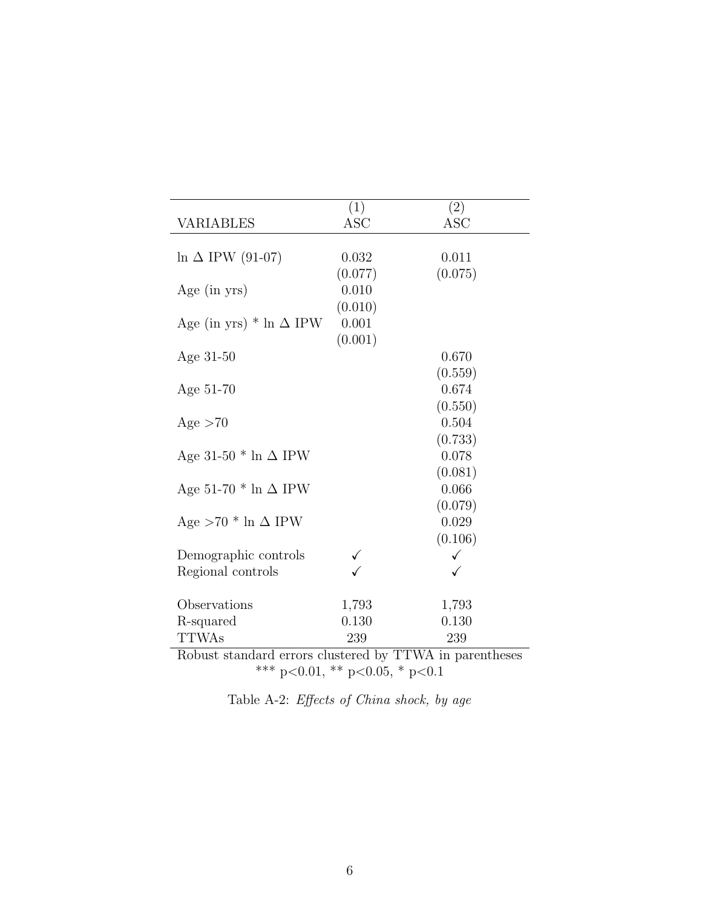|  | (1) | (2) |
|---|---|---|
| VARIABLES | ASC | ASC |
| ln $\Delta$ IPW (91-07) | 0.032 | 0.011 |
|  | (0.077) | (0.075) |
| Age (in yrs) | 0.010 |  |
|  | (0.010) |  |
| Age (in yrs) * ln $\Delta$ IPW | 0.001 |  |
|  | (0.001) |  |
| Age 31-50 |  | 0.670 |
|  |  | (0.559) |
| Age 51-70 |  | 0.674 |
|  |  | (0.550) |
| Age >70 |  | 0.504 |
|  |  | (0.733) |
| Age 31-50 * ln $\Delta$ IPW |  | 0.078 |
|  |  | (0.081) |
| Age 51-70 * ln $\Delta$ IPW |  | 0.066 |
|  |  | (0.079) |
| Age >70 * ln $\Delta$ IPW |  | 0.029 |
|  |  | (0.106) |
| Demographic controls | ✓ | ✓ |
| Regional controls | ✓ | ✓ |
| Observations | 1,793 | 1,793 |
| R-squared | 0.130 | 0.130 |
| TTWAs | 239 | 239 |

Robust standard errors clustered by TTWA in parentheses
*** p<0.01, ** p<0.05, * p<0.1

Table A-2: *Effects of China shock, by age*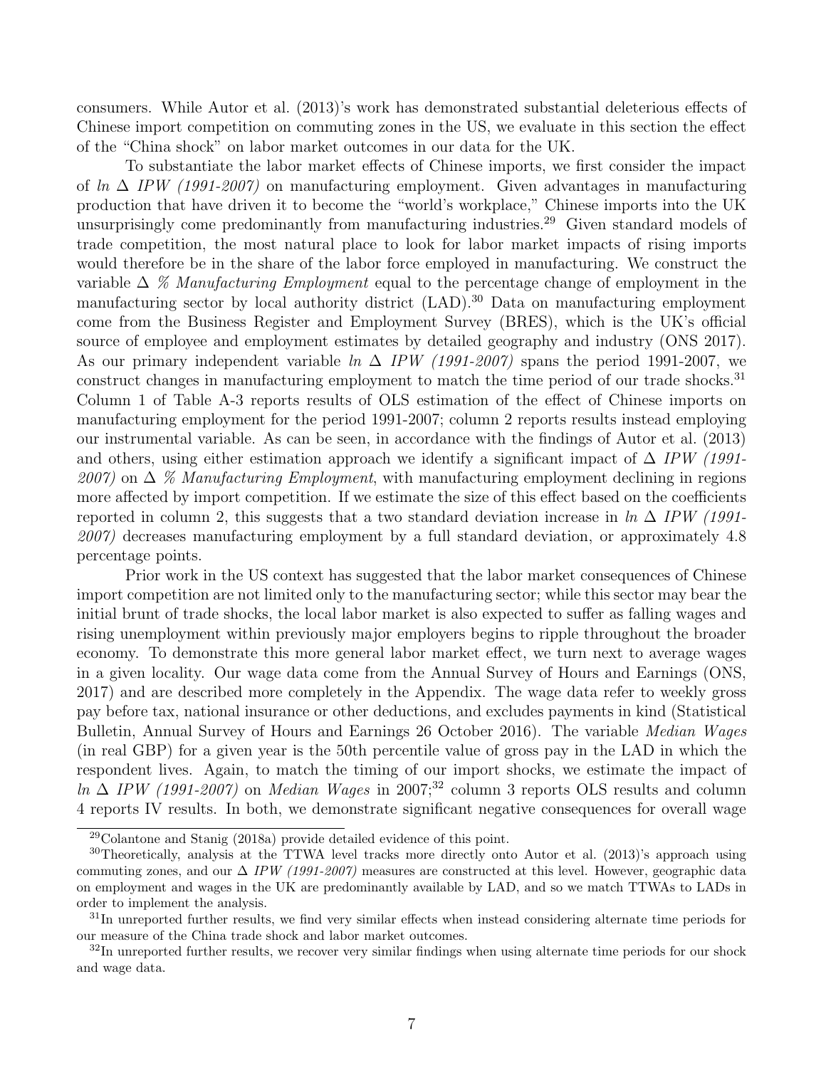consumers. While Autor et al. (2013)'s work has demonstrated substantial deleterious effects of Chinese import competition on commuting zones in the US, we evaluate in this section the effect of the "China shock" on labor market outcomes in our data for the UK.

To substantiate the labor market effects of Chinese imports, we first consider the impact of *ln* $\Delta$ *IPW (1991-2007)* on manufacturing employment. Given advantages in manufacturing production that have driven it to become the "world's workplace," Chinese imports into the UK unsurprisingly come predominantly from manufacturing industries.[29] Given standard models of trade competition, the most natural place to look for labor market impacts of rising imports would therefore be in the share of the labor force employed in manufacturing. We construct the variable $\Delta$ *% Manufacturing Employment* equal to the percentage change of employment in the manufacturing sector by local authority district (LAD).[30] Data on manufacturing employment come from the Business Register and Employment Survey (BRES), which is the UK's official source of employee and employment estimates by detailed geography and industry (ONS 2017). As our primary independent variable *ln* $\Delta$ *IPW (1991-2007)* spans the period 1991-2007, we construct changes in manufacturing employment to match the time period of our trade shocks.[31] Column 1 of Table A-3 reports results of OLS estimation of the effect of Chinese imports on manufacturing employment for the period 1991-2007; column 2 reports results instead employing our instrumental variable. As can be seen, in accordance with the findings of Autor et al. (2013) and others, using either estimation approach we identify a significant impact of $\Delta$ *IPW (1991-2007)* on $\Delta$ *% Manufacturing Employment*, with manufacturing employment declining in regions more affected by import competition. If we estimate the size of this effect based on the coefficients reported in column 2, this suggests that a two standard deviation increase in *ln* $\Delta$ *IPW (1991-2007)* decreases manufacturing employment by a full standard deviation, or approximately 4.8 percentage points.

Prior work in the US context has suggested that the labor market consequences of Chinese import competition are not limited only to the manufacturing sector; while this sector may bear the initial brunt of trade shocks, the local labor market is also expected to suffer as falling wages and rising unemployment within previously major employers begins to ripple throughout the broader economy. To demonstrate this more general labor market effect, we turn next to average wages in a given locality. Our wage data come from the Annual Survey of Hours and Earnings (ONS, 2017) and are described more completely in the Appendix. The wage data refer to weekly gross pay before tax, national insurance or other deductions, and excludes payments in kind (Statistical Bulletin, Annual Survey of Hours and Earnings 26 October 2016). The variable *Median Wages* (in real GBP) for a given year is the 50th percentile value of gross pay in the LAD in which the respondent lives. Again, to match the timing of our import shocks, we estimate the impact of *ln* $\Delta$ *IPW (1991-2007)* on *Median Wages* in 2007;[32] column 3 reports OLS results and column 4 reports IV results. In both, we demonstrate significant negative consequences for overall wage

---

[29] Colantone and Stanig (2018a) provide detailed evidence of this point.

[30] Theoretically, analysis at the TTWA level tracks more directly onto Autor et al. (2013)'s approach using commuting zones, and our $\Delta$ *IPW (1991-2007)* measures are constructed at this level. However, geographic data on employment and wages in the UK are predominantly available by LAD, and so we match TTWAs to LADs in order to implement the analysis.

[31] In unreported further results, we find very similar effects when instead considering alternate time periods for our measure of the China trade shock and labor market outcomes.

[32] In unreported further results, we recover very similar findings when using alternate time periods for our shock and wage data.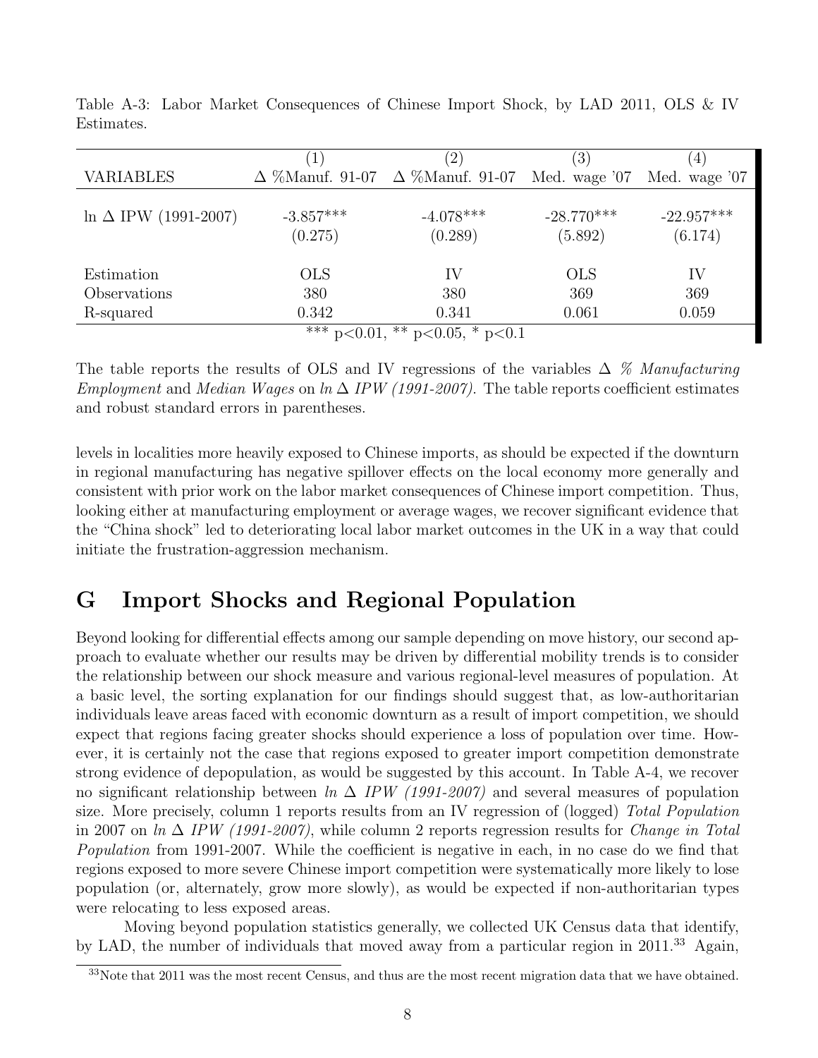Table A-3: Labor Market Consequences of Chinese Import Shock, by LAD 2011, OLS & IV Estimates.

| | (1) | (2) | (3) | (4) |
|---|---|---|---|---|
| VARIABLES | $\Delta$ %Manuf. 91-07 | $\Delta$ %Manuf. 91-07 | Med. wage '07 | Med. wage '07 |
| ln $\Delta$ IPW (1991-2007) | -3.857*** | -4.078*** | -28.770*** | -22.957*** |
| | (0.275) | (0.289) | (5.892) | (6.174) |
| Estimation | OLS | IV | OLS | IV |
| Observations | 380 | 380 | 369 | 369 |
| R-squared | 0.342 | 0.341 | 0.061 | 0.059 |

*** p<0.01, ** p<0.05, * p<0.1

The table reports the results of OLS and IV regressions of the variables $\Delta$ *% Manufacturing Employment* and *Median Wages* on *ln* $\Delta$ *IPW (1991-2007)*. The table reports coefficient estimates and robust standard errors in parentheses.

levels in localities more heavily exposed to Chinese imports, as should be expected if the downturn in regional manufacturing has negative spillover effects on the local economy more generally and consistent with prior work on the labor market consequences of Chinese import competition. Thus, looking either at manufacturing employment or average wages, we recover significant evidence that the "China shock" led to deteriorating local labor market outcomes in the UK in a way that could initiate the frustration-aggression mechanism.

# G Import Shocks and Regional Population

Beyond looking for differential effects among our sample depending on move history, our second approach to evaluate whether our results may be driven by differential mobility trends is to consider the relationship between our shock measure and various regional-level measures of population. At a basic level, the sorting explanation for our findings should suggest that, as low-authoritarian individuals leave areas faced with economic downturn as a result of import competition, we should expect that regions facing greater shocks should experience a loss of population over time. However, it is certainly not the case that regions exposed to greater import competition demonstrate strong evidence of depopulation, as would be suggested by this account. In Table A-4, we recover no significant relationship between *ln* $\Delta$ *IPW (1991-2007)* and several measures of population size. More precisely, column 1 reports results from an IV regression of (logged) *Total Population* in 2007 on *ln* $\Delta$ *IPW (1991-2007)*, while column 2 reports regression results for *Change in Total Population* from 1991-2007. While the coefficient is negative in each, in no case do we find that regions exposed to more severe Chinese import competition were systematically more likely to lose population (or, alternately, grow more slowly), as would be expected if non-authoritarian types were relocating to less exposed areas.

Moving beyond population statistics generally, we collected UK Census data that identify, by LAD, the number of individuals that moved away from a particular region in 2011.[33] Again,

[33] Note that 2011 was the most recent Census, and thus are the most recent migration data that we have obtained.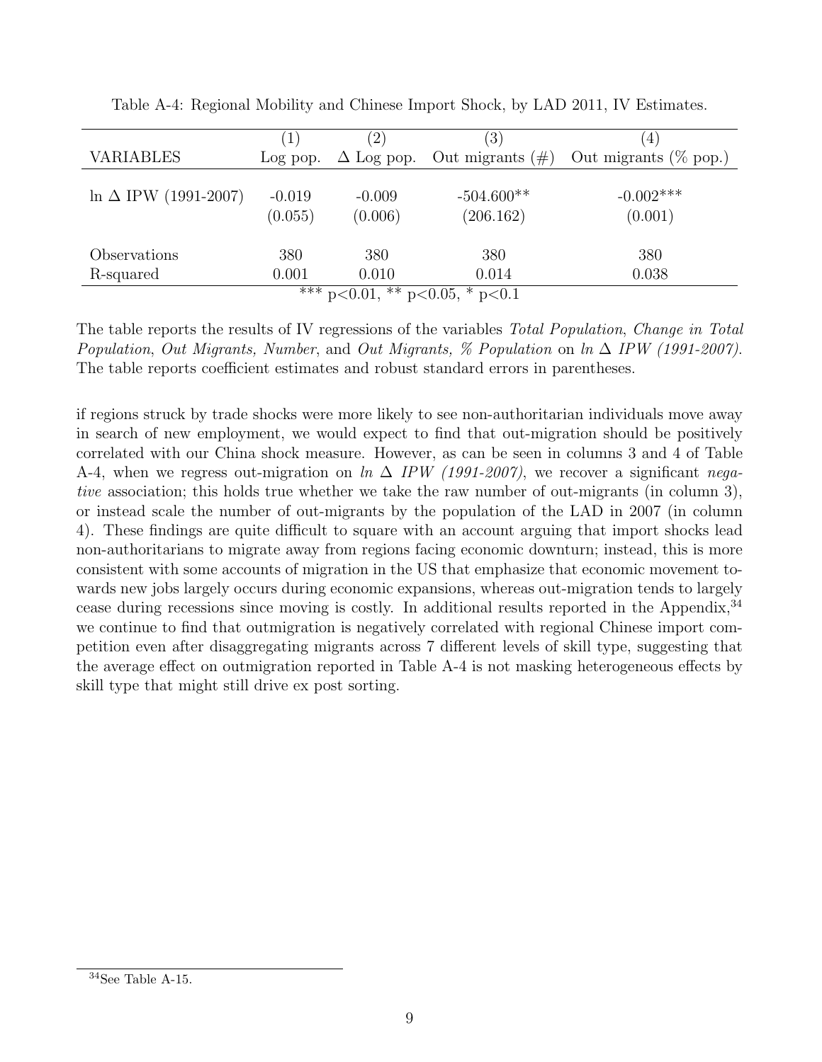Table A-4: Regional Mobility and Chinese Import Shock, by LAD 2011, IV Estimates.

| VARIABLES | (1) Log pop. | (2) $\Delta$ Log pop. | (3) Out migrants (#) | (4) Out migrants (% pop.) |
|---|---|---|---|---|
| ln $\Delta$ IPW (1991-2007) | -0.019 | -0.009 | -504.600** | -0.002*** |
| | (0.055) | (0.006) | (206.162) | (0.001) |
| Observations | 380 | 380 | 380 | 380 |
| R-squared | 0.001 | 0.010 | 0.014 | 0.038 |

*** p<0.01, ** p<0.05, * p<0.1

The table reports the results of IV regressions of the variables *Total Population*, *Change in Total Population*, *Out Migrants, Number*, and *Out Migrants, % Population* on *ln $\Delta$ IPW (1991-2007)*. The table reports coefficient estimates and robust standard errors in parentheses.

if regions struck by trade shocks were more likely to see non-authoritarian individuals move away in search of new employment, we would expect to find that out-migration should be positively correlated with our China shock measure. However, as can be seen in columns 3 and 4 of Table A-4, when we regress out-migration on *ln $\Delta$ IPW (1991-2007)*, we recover a significant *negative* association; this holds true whether we take the raw number of out-migrants (in column 3), or instead scale the number of out-migrants by the population of the LAD in 2007 (in column 4). These findings are quite difficult to square with an account arguing that import shocks lead non-authoritarians to migrate away from regions facing economic downturn; instead, this is more consistent with some accounts of migration in the US that emphasize that economic movement towards new jobs largely occurs during economic expansions, whereas out-migration tends to largely cease during recessions since moving is costly. In additional results reported in the Appendix,[34] we continue to find that outmigration is negatively correlated with regional Chinese import competition even after disaggregating migrants across 7 different levels of skill type, suggesting that the average effect on outmigration reported in Table A-4 is not masking heterogeneous effects by skill type that might still drive ex post sorting.

[34] See Table A-15.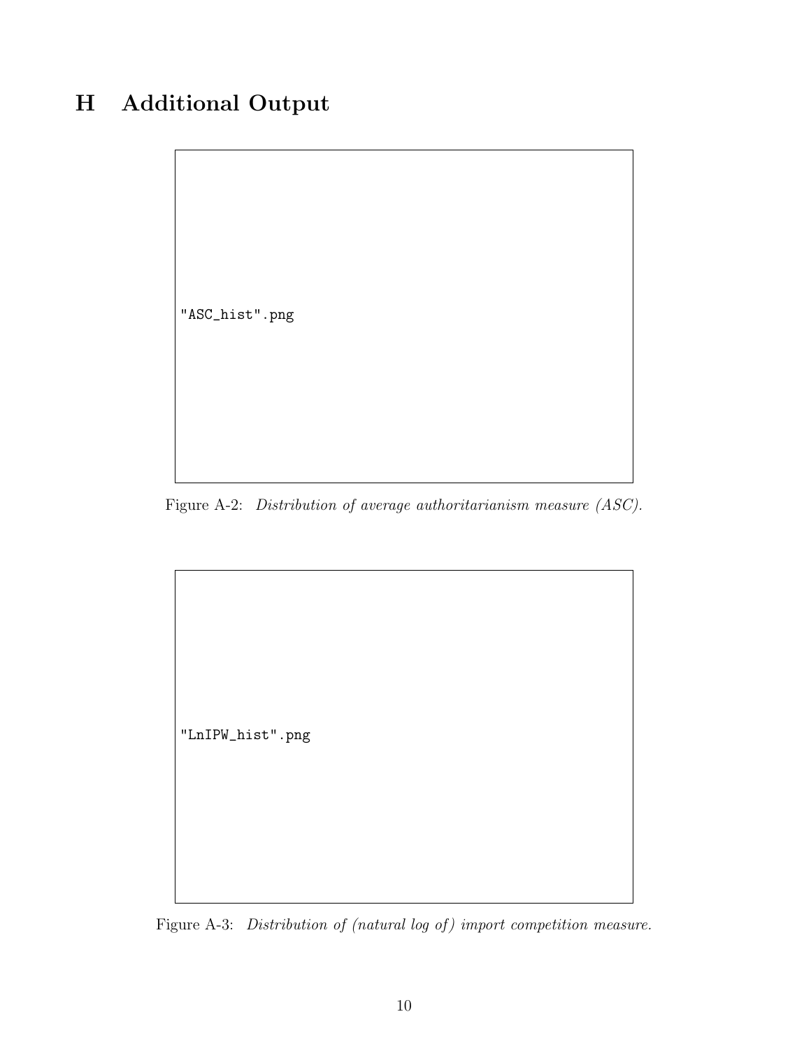# H Additional Output

"ASC_hist".png

Figure A-2: *Distribution of average authoritarianism measure (ASC).*

"LnIPW_hist".png

Figure A-3: *Distribution of (natural log of) import competition measure.*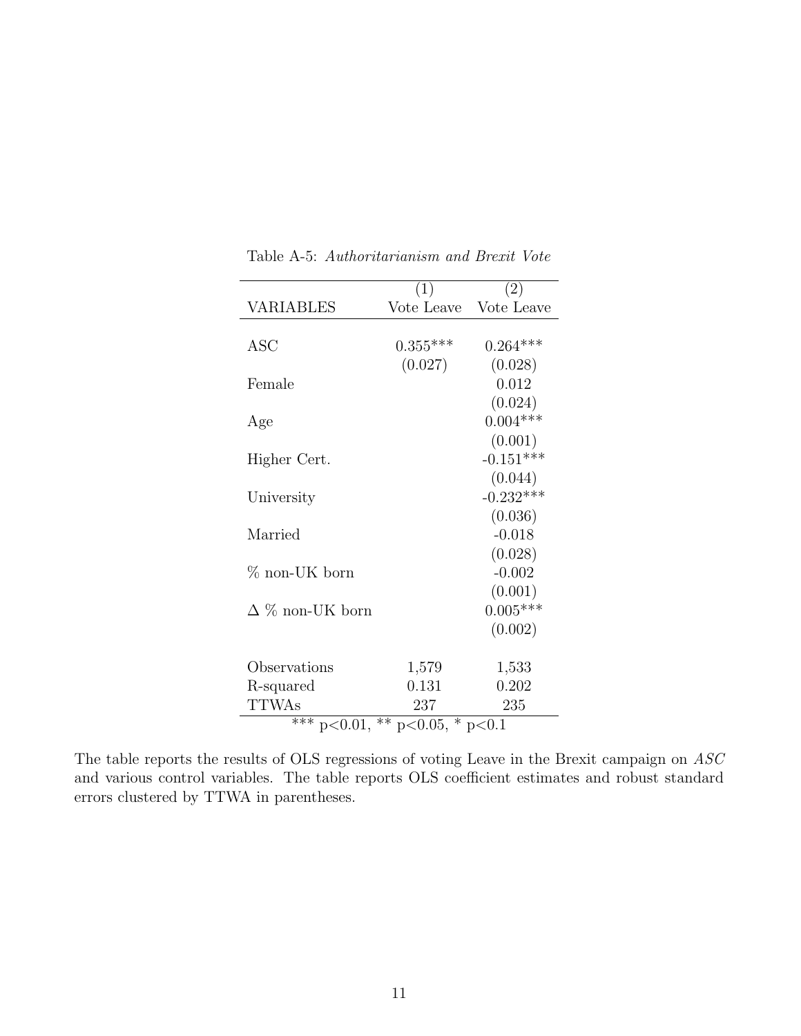Table A-5: *Authoritarianism and Brexit Vote*

| | (1) | (2) |
|---|---|---|
| VARIABLES | Vote Leave | Vote Leave |
| ASC | 0.355*** | 0.264*** |
| | (0.027) | (0.028) |
| Female | | 0.012 |
| | | (0.024) |
| Age | | 0.004*** |
| | | (0.001) |
| Higher Cert. | | -0.151*** |
| | | (0.044) |
| University | | -0.232*** |
| | | (0.036) |
| Married | | -0.018 |
| | | (0.028) |
| % non-UK born | | -0.002 |
| | | (0.001) |
| $\Delta$ % non-UK born | | 0.005*** |
| | | (0.002) |
| Observations | 1,579 | 1,533 |
| R-squared | 0.131 | 0.202 |
| TTWAs | 237 | 235 |

*** p<0.01, ** p<0.05, * p<0.1

The table reports the results of OLS regressions of voting Leave in the Brexit campaign on *ASC* and various control variables. The table reports OLS coefficient estimates and robust standard errors clustered by TTWA in parentheses.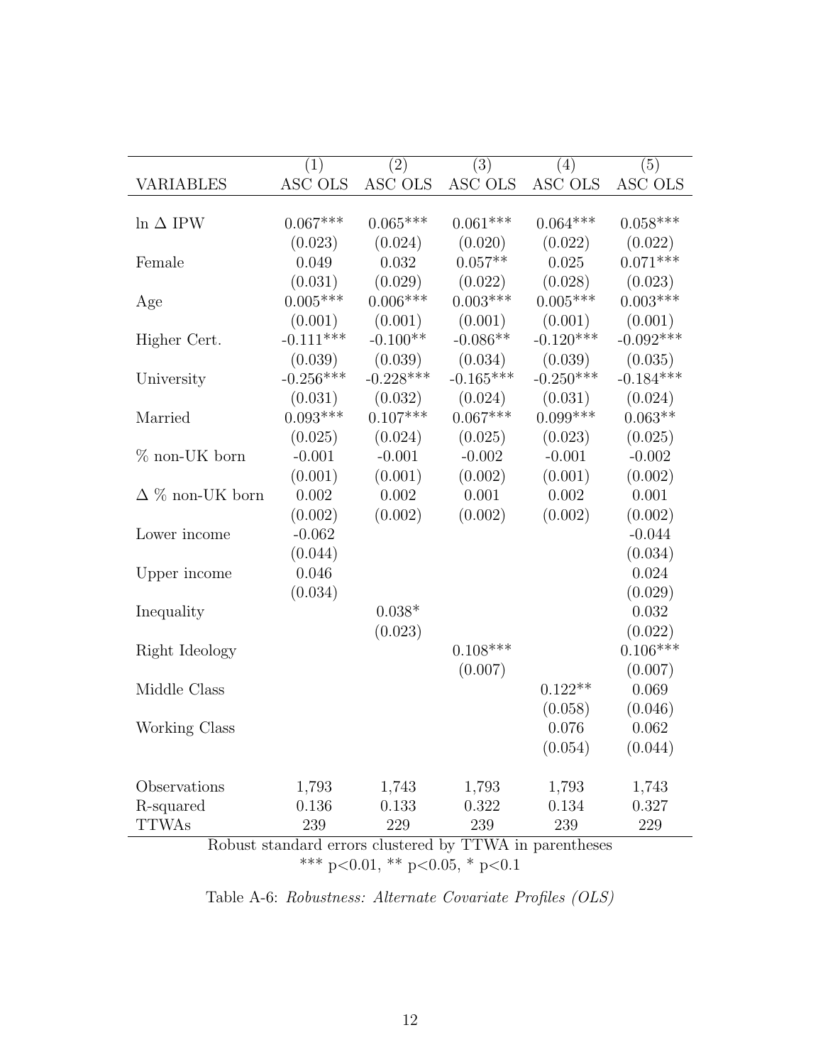| VARIABLES | (1) ASC OLS | (2) ASC OLS | (3) ASC OLS | (4) ASC OLS | (5) ASC OLS |
|---|---|---|---|---|---|
| ln Δ IPW | 0.067*** | 0.065*** | 0.061*** | 0.064*** | 0.058*** |
| | (0.023) | (0.024) | (0.020) | (0.022) | (0.022) |
| Female | 0.049 | 0.032 | 0.057** | 0.025 | 0.071*** |
| | (0.031) | (0.029) | (0.022) | (0.028) | (0.023) |
| Age | 0.005*** | 0.006*** | 0.003*** | 0.005*** | 0.003*** |
| | (0.001) | (0.001) | (0.001) | (0.001) | (0.001) |
| Higher Cert. | -0.111*** | -0.100** | -0.086** | -0.120*** | -0.092*** |
| | (0.039) | (0.039) | (0.034) | (0.039) | (0.035) |
| University | -0.256*** | -0.228*** | -0.165*** | -0.250*** | -0.184*** |
| | (0.031) | (0.032) | (0.024) | (0.031) | (0.024) |
| Married | 0.093*** | 0.107*** | 0.067*** | 0.099*** | 0.063** |
| | (0.025) | (0.024) | (0.025) | (0.023) | (0.025) |
| % non-UK born | -0.001 | -0.001 | -0.002 | -0.001 | -0.002 |
| | (0.001) | (0.001) | (0.002) | (0.001) | (0.002) |
| Δ % non-UK born | 0.002 | 0.002 | 0.001 | 0.002 | 0.001 |
| | (0.002) | (0.002) | (0.002) | (0.002) | (0.002) |
| Lower income | -0.062 | | | | -0.044 |
| | (0.044) | | | | (0.034) |
| Upper income | 0.046 | | | | 0.024 |
| | (0.034) | | | | (0.029) |
| Inequality | | 0.038* | | | 0.032 |
| | | (0.023) | | | (0.022) |
| Right Ideology | | | 0.108*** | | 0.106*** |
| | | | (0.007) | | (0.007) |
| Middle Class | | | | 0.122** | 0.069 |
| | | | | (0.058) | (0.046) |
| Working Class | | | | 0.076 | 0.062 |
| | | | | (0.054) | (0.044) |
| Observations | 1,793 | 1,743 | 1,793 | 1,793 | 1,743 |
| R-squared | 0.136 | 0.133 | 0.322 | 0.134 | 0.327 |
| TTWAs | 239 | 229 | 239 | 239 | 229 |

Robust standard errors clustered by TTWA in parentheses
*** p<0.01, ** p<0.05, * p<0.1

Table A-6: *Robustness: Alternate Covariate Profiles (OLS)*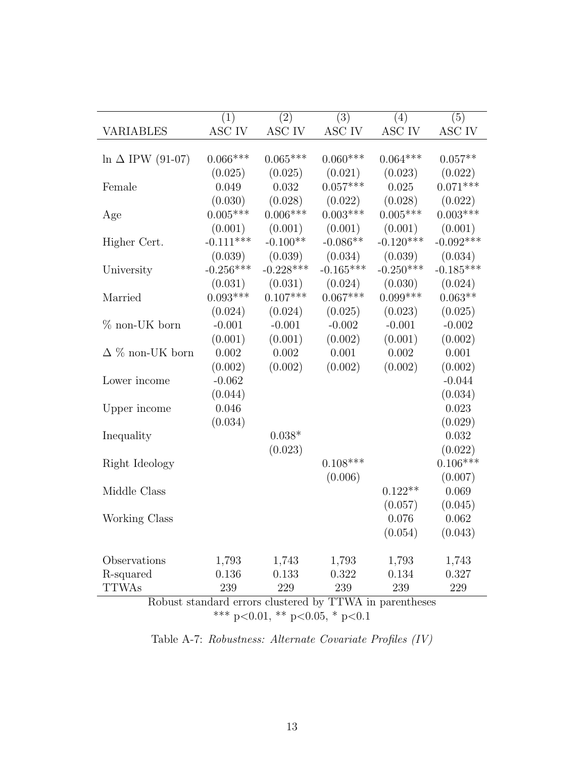| VARIABLES | (1) ASC IV | (2) ASC IV | (3) ASC IV | (4) ASC IV | (5) ASC IV |
|---|---|---|---|---|---|
| ln Δ IPW (91-07) | 0.066*** | 0.065*** | 0.060*** | 0.064*** | 0.057** |
| | (0.025) | (0.025) | (0.021) | (0.023) | (0.022) |
| Female | 0.049 | 0.032 | 0.057*** | 0.025 | 0.071*** |
| | (0.030) | (0.028) | (0.022) | (0.028) | (0.022) |
| Age | 0.005*** | 0.006*** | 0.003*** | 0.005*** | 0.003*** |
| | (0.001) | (0.001) | (0.001) | (0.001) | (0.001) |
| Higher Cert. | -0.111*** | -0.100** | -0.086** | -0.120*** | -0.092*** |
| | (0.039) | (0.039) | (0.034) | (0.039) | (0.034) |
| University | -0.256*** | -0.228*** | -0.165*** | -0.250*** | -0.185*** |
| | (0.031) | (0.031) | (0.024) | (0.030) | (0.024) |
| Married | 0.093*** | 0.107*** | 0.067*** | 0.099*** | 0.063** |
| | (0.024) | (0.024) | (0.025) | (0.023) | (0.025) |
| % non-UK born | -0.001 | -0.001 | -0.002 | -0.001 | -0.002 |
| | (0.001) | (0.001) | (0.002) | (0.001) | (0.002) |
| Δ % non-UK born | 0.002 | 0.002 | 0.001 | 0.002 | 0.001 |
| | (0.002) | (0.002) | (0.002) | (0.002) | (0.002) |
| Lower income | -0.062 | | | | -0.044 |
| | (0.044) | | | | (0.034) |
| Upper income | 0.046 | | | | 0.023 |
| | (0.034) | | | | (0.029) |
| Inequality | | 0.038* | | | 0.032 |
| | | (0.023) | | | (0.022) |
| Right Ideology | | | 0.108*** | | 0.106*** |
| | | | (0.006) | | (0.007) |
| Middle Class | | | | 0.122** | 0.069 |
| | | | | (0.057) | (0.045) |
| Working Class | | | | 0.076 | 0.062 |
| | | | | (0.054) | (0.043) |
| Observations | 1,793 | 1,743 | 1,793 | 1,793 | 1,743 |
| R-squared | 0.136 | 0.133 | 0.322 | 0.134 | 0.327 |
| TTWAs | 239 | 229 | 239 | 239 | 229 |

Robust standard errors clustered by TTWA in parentheses
*** p<0.01, ** p<0.05, * p<0.1

Table A-7: *Robustness: Alternate Covariate Profiles (IV)*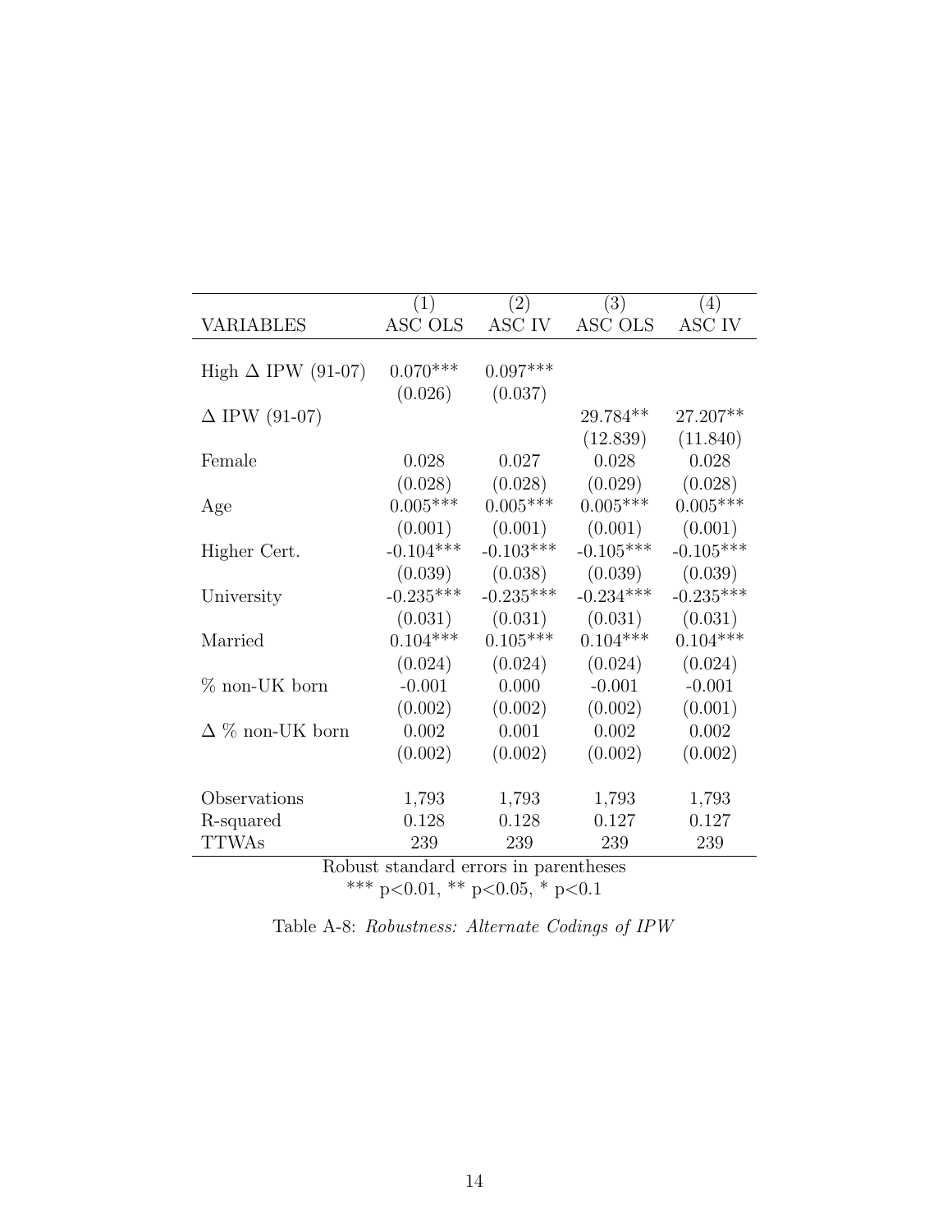| VARIABLES | (1) ASC OLS | (2) ASC IV | (3) ASC OLS | (4) ASC IV |
|---|---|---|---|---|
| High $\Delta$ IPW (91-07) | 0.070*** | 0.097*** | | |
| | (0.026) | (0.037) | | |
| $\Delta$ IPW (91-07) | | | 29.784** | 27.207** |
| | | | (12.839) | (11.840) |
| Female | 0.028 | 0.027 | 0.028 | 0.028 |
| | (0.028) | (0.028) | (0.029) | (0.028) |
| Age | 0.005*** | 0.005*** | 0.005*** | 0.005*** |
| | (0.001) | (0.001) | (0.001) | (0.001) |
| Higher Cert. | -0.104*** | -0.103*** | -0.105*** | -0.105*** |
| | (0.039) | (0.038) | (0.039) | (0.039) |
| University | -0.235*** | -0.235*** | -0.234*** | -0.235*** |
| | (0.031) | (0.031) | (0.031) | (0.031) |
| Married | 0.104*** | 0.105*** | 0.104*** | 0.104*** |
| | (0.024) | (0.024) | (0.024) | (0.024) |
| % non-UK born | -0.001 | 0.000 | -0.001 | -0.001 |
| | (0.002) | (0.002) | (0.002) | (0.001) |
| $\Delta$ % non-UK born | 0.002 | 0.001 | 0.002 | 0.002 |
| | (0.002) | (0.002) | (0.002) | (0.002) |
| Observations | 1,793 | 1,793 | 1,793 | 1,793 |
| R-squared | 0.128 | 0.128 | 0.127 | 0.127 |
| TTWAs | 239 | 239 | 239 | 239 |

Robust standard errors in parentheses
*** p<0.01, ** p<0.05, * p<0.1

Table A-8: *Robustness: Alternate Codings of IPW*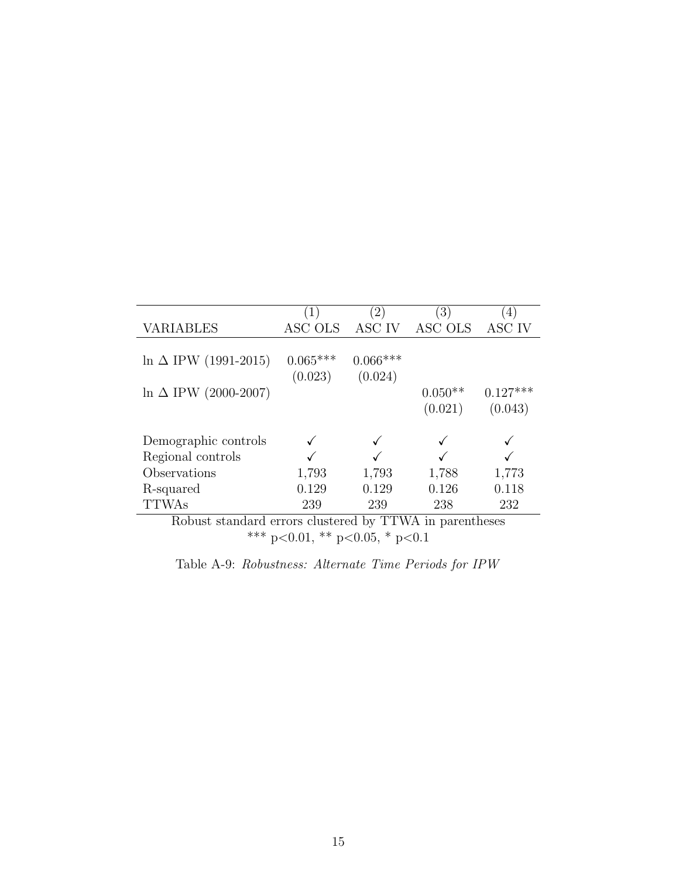| VARIABLES | (1) ASC OLS | (2) ASC IV | (3) ASC OLS | (4) ASC IV |
|---|---|---|---|---|
| ln $\Delta$ IPW (1991-2015) | 0.065*** | 0.066*** | | |
| | (0.023) | (0.024) | | |
| ln $\Delta$ IPW (2000-2007) | | | 0.050** | 0.127*** |
| | | | (0.021) | (0.043) |
| Demographic controls | ✓ | ✓ | ✓ | ✓ |
| Regional controls | ✓ | ✓ | ✓ | ✓ |
| Observations | 1,793 | 1,793 | 1,788 | 1,773 |
| R-squared | 0.129 | 0.129 | 0.126 | 0.118 |
| TTWAs | 239 | 239 | 238 | 232 |

Robust standard errors clustered by TTWA in parentheses
*** p<0.01, ** p<0.05, * p<0.1

Table A-9: *Robustness: Alternate Time Periods for IPW*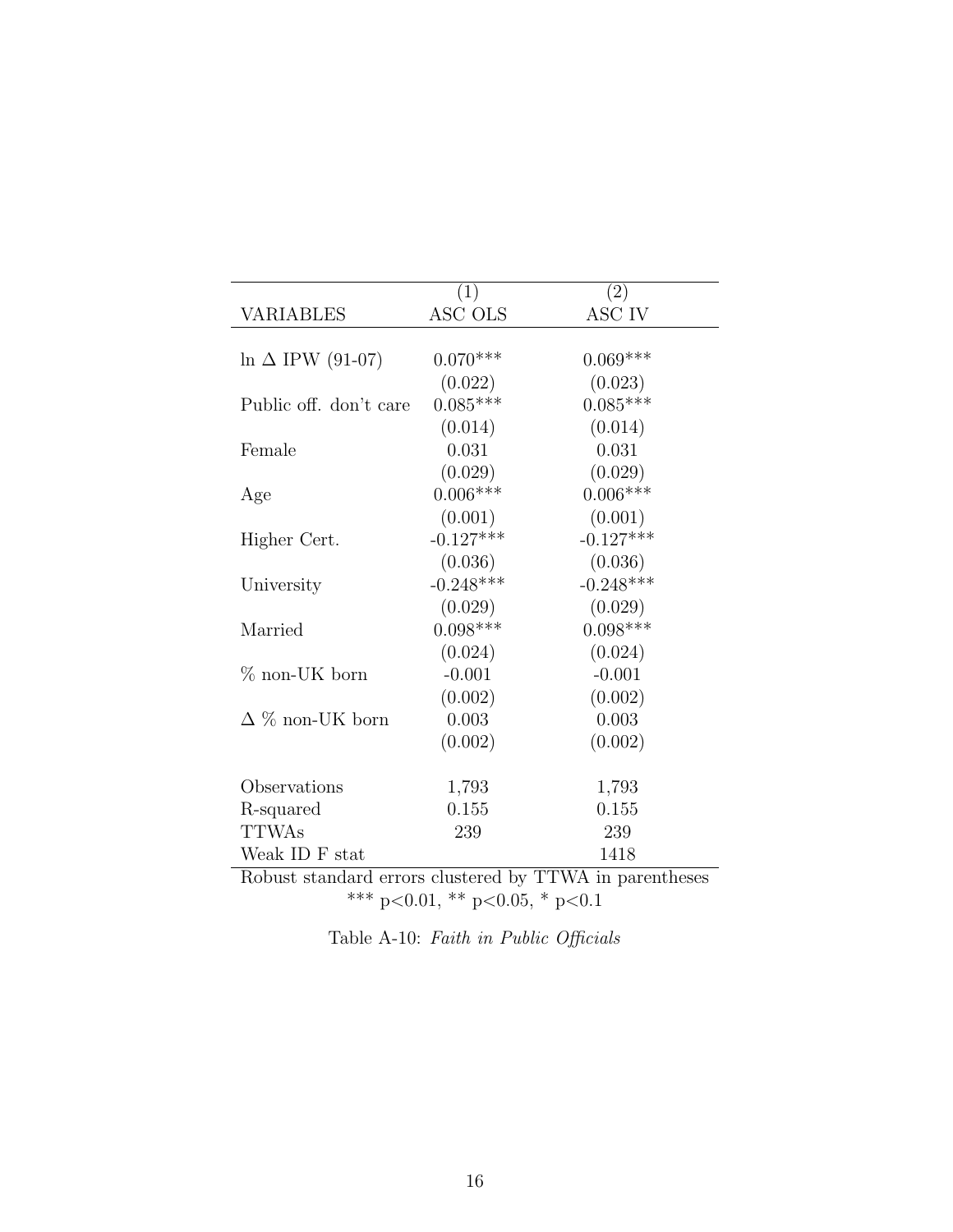| VARIABLES | (1) ASC OLS | (2) ASC IV |
|---|---|---|
| ln $\Delta$ IPW (91-07) | 0.070*** | 0.069*** |
| | (0.022) | (0.023) |
| Public off. don't care | 0.085*** | 0.085*** |
| | (0.014) | (0.014) |
| Female | 0.031 | 0.031 |
| | (0.029) | (0.029) |
| Age | 0.006*** | 0.006*** |
| | (0.001) | (0.001) |
| Higher Cert. | -0.127*** | -0.127*** |
| | (0.036) | (0.036) |
| University | -0.248*** | -0.248*** |
| | (0.029) | (0.029) |
| Married | 0.098*** | 0.098*** |
| | (0.024) | (0.024) |
| % non-UK born | -0.001 | -0.001 |
| | (0.002) | (0.002) |
| $\Delta$ % non-UK born | 0.003 | 0.003 |
| | (0.002) | (0.002) |
| Observations | 1,793 | 1,793 |
| R-squared | 0.155 | 0.155 |
| TTWAs | 239 | 239 |
| Weak ID F stat | | 1418 |

Robust standard errors clustered by TTWA in parentheses
*** p<0.01, ** p<0.05, * p<0.1

Table A-10: *Faith in Public Officials*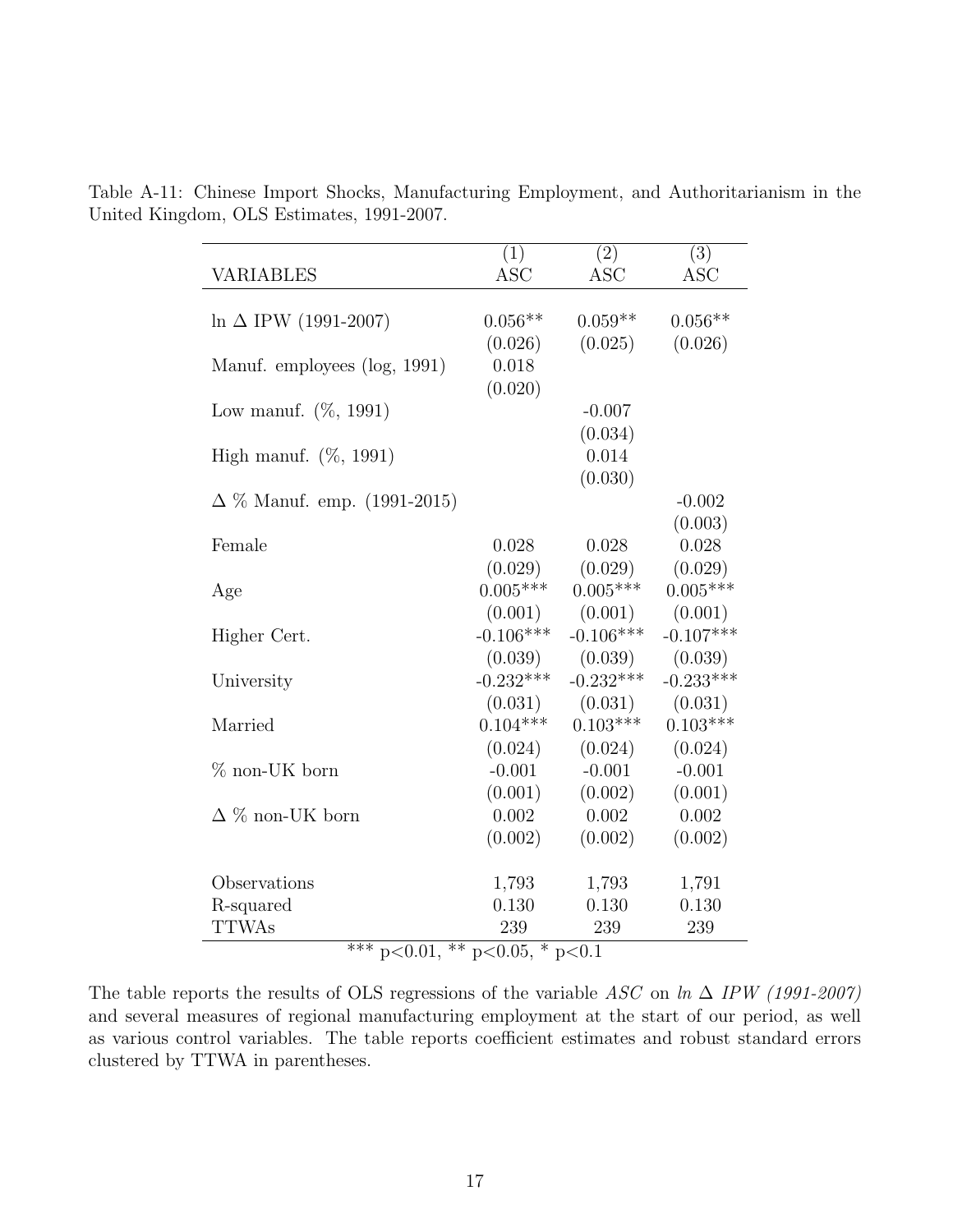Table A-11: Chinese Import Shocks, Manufacturing Employment, and Authoritarianism in the United Kingdom, OLS Estimates, 1991-2007.

| VARIABLES | (1) ASC | (2) ASC | (3) ASC |
|---|---|---|---|
| ln Δ IPW (1991-2007) | 0.056** | 0.059** | 0.056** |
| | (0.026) | (0.025) | (0.026) |
| Manuf. employees (log, 1991) | 0.018 | | |
| | (0.020) | | |
| Low manuf. (%, 1991) | | -0.007 | |
| | | (0.034) | |
| High manuf. (%, 1991) | | 0.014 | |
| | | (0.030) | |
| Δ % Manuf. emp. (1991-2015) | | | -0.002 |
| | | | (0.003) |
| Female | 0.028 | 0.028 | 0.028 |
| | (0.029) | (0.029) | (0.029) |
| Age | 0.005*** | 0.005*** | 0.005*** |
| | (0.001) | (0.001) | (0.001) |
| Higher Cert. | -0.106*** | -0.106*** | -0.107*** |
| | (0.039) | (0.039) | (0.039) |
| University | -0.232*** | -0.232*** | -0.233*** |
| | (0.031) | (0.031) | (0.031) |
| Married | 0.104*** | 0.103*** | 0.103*** |
| | (0.024) | (0.024) | (0.024) |
| % non-UK born | -0.001 | -0.001 | -0.001 |
| | (0.001) | (0.002) | (0.001) |
| Δ % non-UK born | 0.002 | 0.002 | 0.002 |
| | (0.002) | (0.002) | (0.002) |
| Observations | 1,793 | 1,793 | 1,791 |
| R-squared | 0.130 | 0.130 | 0.130 |
| TTWAs | 239 | 239 | 239 |

*** p<0.01, ** p<0.05, * p<0.1

The table reports the results of OLS regressions of the variable *ASC* on *ln Δ IPW (1991-2007)* and several measures of regional manufacturing employment at the start of our period, as well as various control variables. The table reports coefficient estimates and robust standard errors clustered by TTWA in parentheses.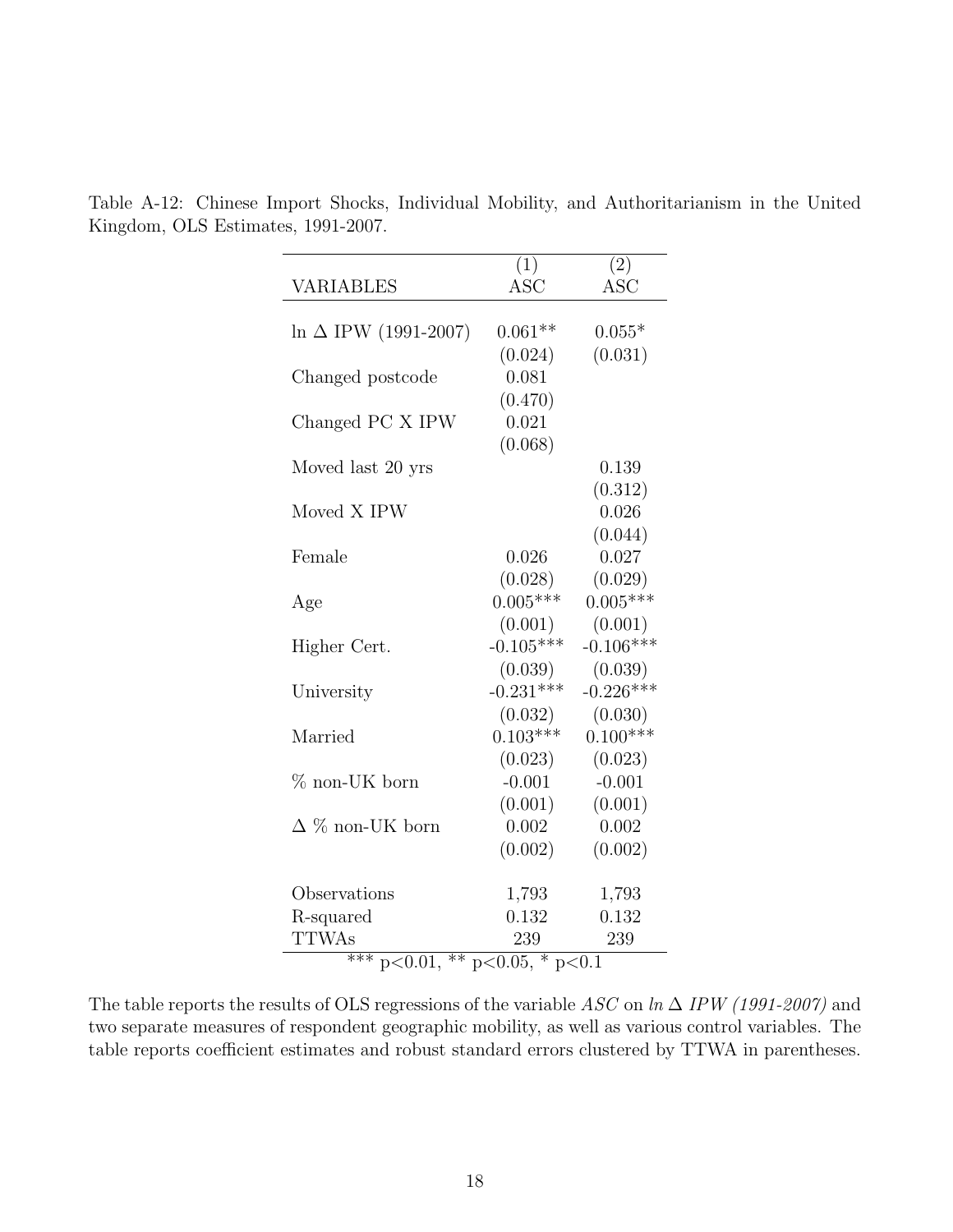Table A-12: Chinese Import Shocks, Individual Mobility, and Authoritarianism in the United Kingdom, OLS Estimates, 1991-2007.

| VARIABLES | (1) ASC | (2) ASC |
|---|---|---|
| ln $\Delta$ IPW (1991-2007) | 0.061** | 0.055* |
| | (0.024) | (0.031) |
| Changed postcode | 0.081 | |
| | (0.470) | |
| Changed PC X IPW | 0.021 | |
| | (0.068) | |
| Moved last 20 yrs | | 0.139 |
| | | (0.312) |
| Moved X IPW | | 0.026 |
| | | (0.044) |
| Female | 0.026 | 0.027 |
| | (0.028) | (0.029) |
| Age | 0.005*** | 0.005*** |
| | (0.001) | (0.001) |
| Higher Cert. | -0.105*** | -0.106*** |
| | (0.039) | (0.039) |
| University | -0.231*** | -0.226*** |
| | (0.032) | (0.030) |
| Married | 0.103*** | 0.100*** |
| | (0.023) | (0.023) |
| % non-UK born | -0.001 | -0.001 |
| | (0.001) | (0.001) |
| $\Delta$ % non-UK born | 0.002 | 0.002 |
| | (0.002) | (0.002) |
| Observations | 1,793 | 1,793 |
| R-squared | 0.132 | 0.132 |
| TTWAs | 239 | 239 |

*** p<0.01, ** p<0.05, * p<0.1

The table reports the results of OLS regressions of the variable *ASC* on *ln* $\Delta$ *IPW (1991-2007)* and two separate measures of respondent geographic mobility, as well as various control variables. The table reports coefficient estimates and robust standard errors clustered by TTWA in parentheses.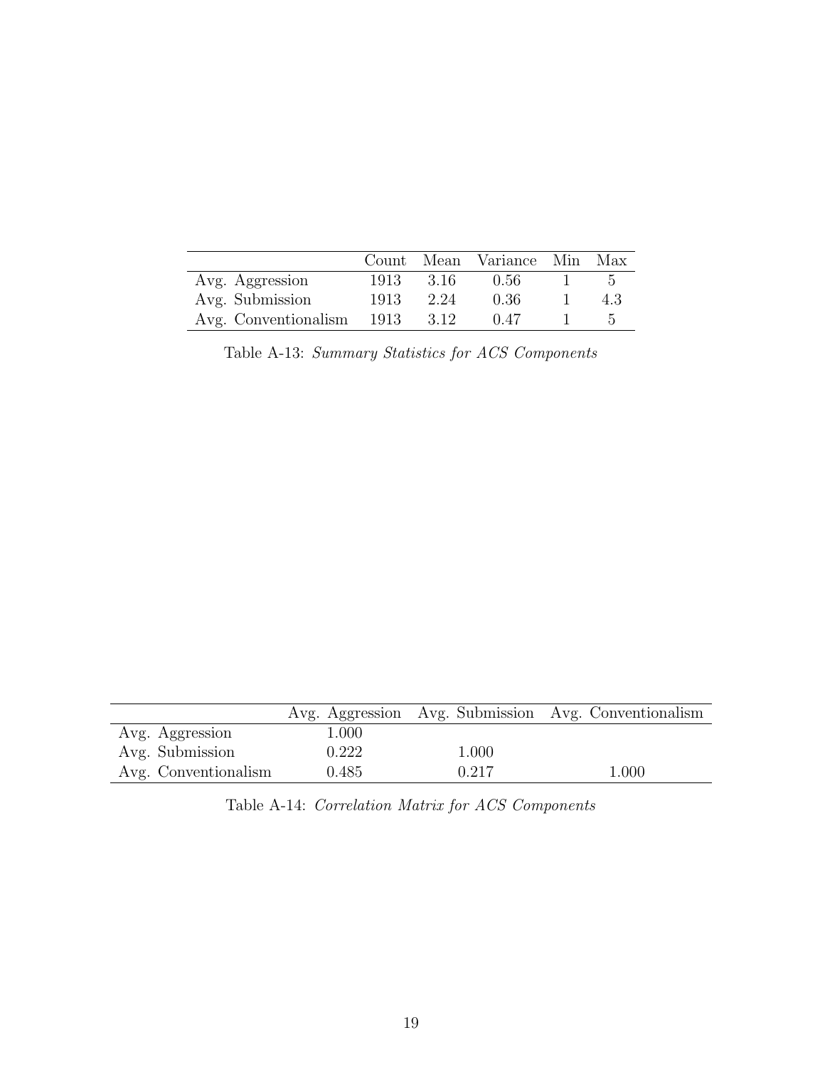| | Count | Mean | Variance | Min | Max |
|---|---|---|---|---|---|
| Avg. Aggression | 1913 | 3.16 | 0.56 | 1 | 5 |
| Avg. Submission | 1913 | 2.24 | 0.36 | 1 | 4.3 |
| Avg. Conventionalism | 1913 | 3.12 | 0.47 | 1 | 5 |

Table A-13: *Summary Statistics for ACS Components*

| | Avg. Aggression | Avg. Submission | Avg. Conventionalism |
|---|---|---|---|
| Avg. Aggression | 1.000 | | |
| Avg. Submission | 0.222 | 1.000 | |
| Avg. Conventionalism | 0.485 | 0.217 | 1.000 |

Table A-14: *Correlation Matrix for ACS Components*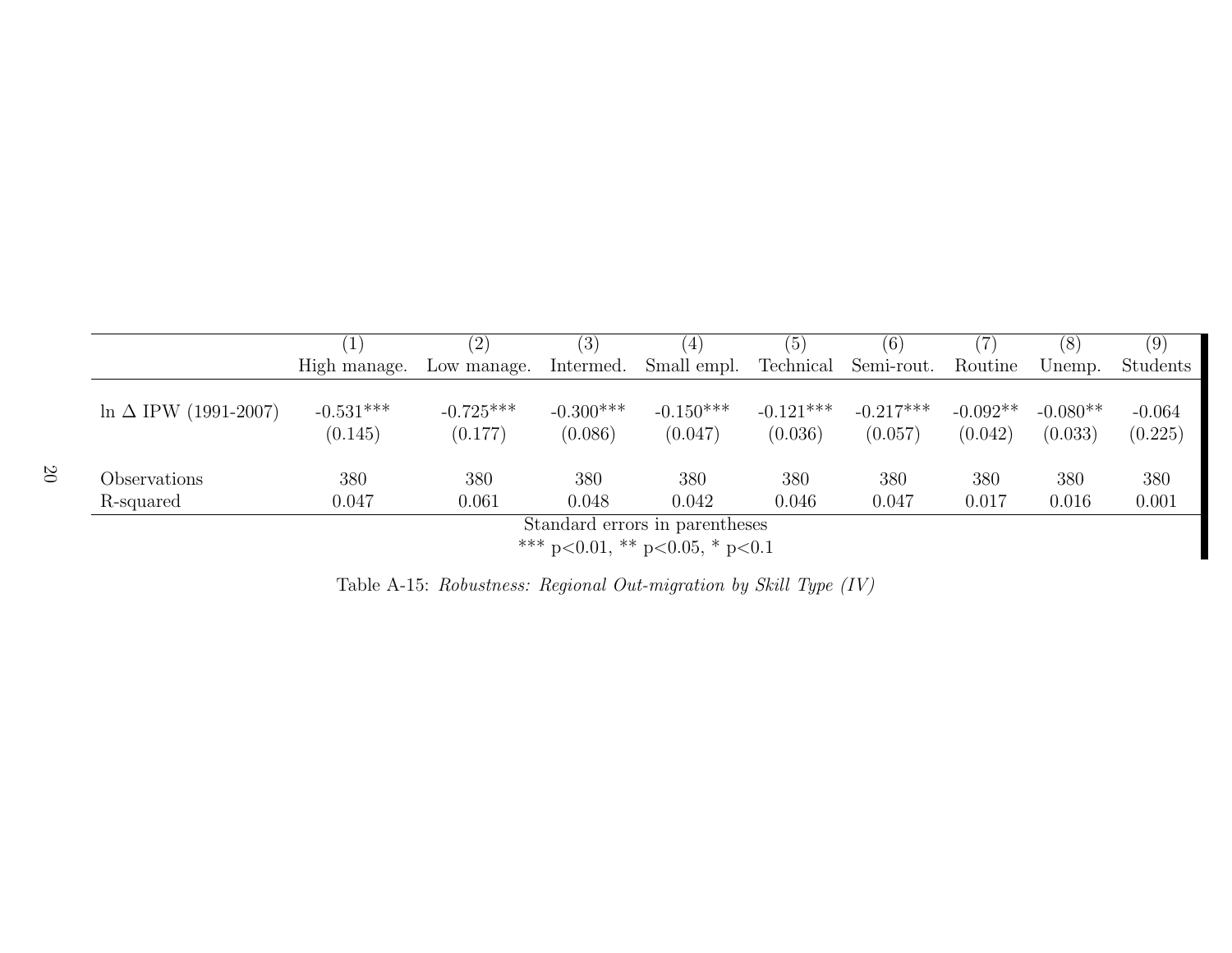| | (1) | (2) | (3) | (4) | (5) | (6) | (7) | (8) | (9) |
|---|---|---|---|---|---|---|---|---|---|
| | High manage. | Low manage. | Intermed. | Small empl. | Technical | Semi-rout. | Routine | Unemp. | Students |
| ln Δ IPW (1991-2007) | -0.531*** | -0.725*** | -0.300*** | -0.150*** | -0.121*** | -0.217*** | -0.092** | -0.080** | -0.064 |
| | (0.145) | (0.177) | (0.086) | (0.047) | (0.036) | (0.057) | (0.042) | (0.033) | (0.225) |
| Observations | 380 | 380 | 380 | 380 | 380 | 380 | 380 | 380 | 380 |
| R-squared | 0.047 | 0.061 | 0.048 | 0.042 | 0.046 | 0.047 | 0.017 | 0.016 | 0.001 |

Standard errors in parentheses
*** p<0.01, ** p<0.05, * p<0.1

Table A-15: *Robustness: Regional Out-migration by Skill Type (IV)*